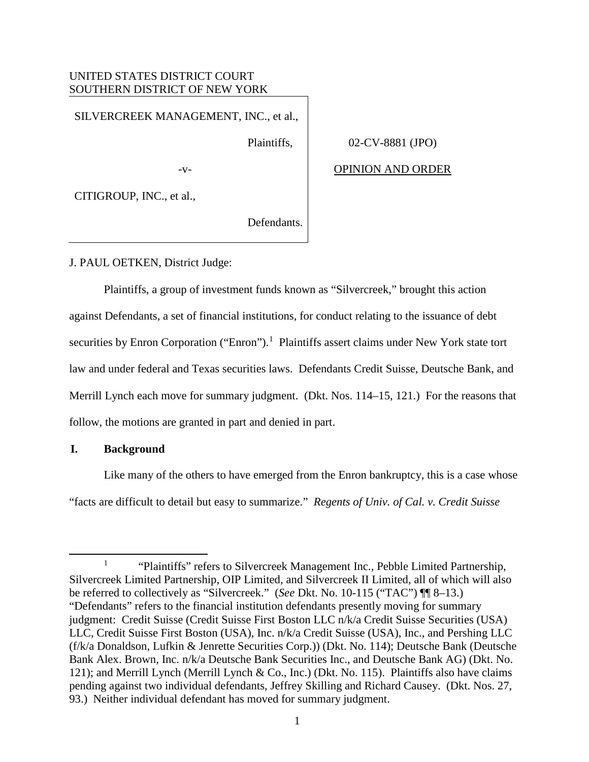UNITED STATES DISTRICT COURT
SOUTHERN DISTRICT OF NEW YORK

| | |
|---|---|
| SILVERCREEK MANAGEMENT, INC., et al., Plaintiffs, -v- CITIGROUP, INC., et al., Defendants. | 02-CV-8881 (JPO) OPINION AND ORDER |

J. PAUL OETKEN, District Judge:

Plaintiffs, a group of investment funds known as "Silvercreek," brought this action against Defendants, a set of financial institutions, for conduct relating to the issuance of debt securities by Enron Corporation ("Enron").[1] Plaintiffs assert claims under New York state tort law and under federal and Texas securities laws. Defendants Credit Suisse, Deutsche Bank, and Merrill Lynch each move for summary judgment. (Dkt. Nos. 114–15, 121.) For the reasons that follow, the motions are granted in part and denied in part.

## I. Background

Like many of the others to have emerged from the Enron bankruptcy, this is a case whose "facts are difficult to detail but easy to summarize." *Regents of Univ. of Cal. v. Credit Suisse*

[1] "Plaintiffs" refers to Silvercreek Management Inc., Pebble Limited Partnership, Silvercreek Limited Partnership, OIP Limited, and Silvercreek II Limited, all of which will also be referred to collectively as "Silvercreek." (*See* Dkt. No. 10-115 ("TAC") ¶¶ 8–13.) "Defendants" refers to the financial institution defendants presently moving for summary judgment: Credit Suisse (Credit Suisse First Boston LLC n/k/a Credit Suisse Securities (USA) LLC, Credit Suisse First Boston (USA), Inc. n/k/a Credit Suisse (USA), Inc., and Pershing LLC (f/k/a Donaldson, Lufkin & Jenrette Securities Corp.)) (Dkt. No. 114); Deutsche Bank (Deutsche Bank Alex. Brown, Inc. n/k/a Deutsche Bank Securities Inc., and Deutsche Bank AG) (Dkt. No. 121); and Merrill Lynch (Merrill Lynch & Co., Inc.) (Dkt. No. 115). Plaintiffs also have claims pending against two individual defendants, Jeffrey Skilling and Richard Causey. (Dkt. Nos. 27, 93.) Neither individual defendant has moved for summary judgment.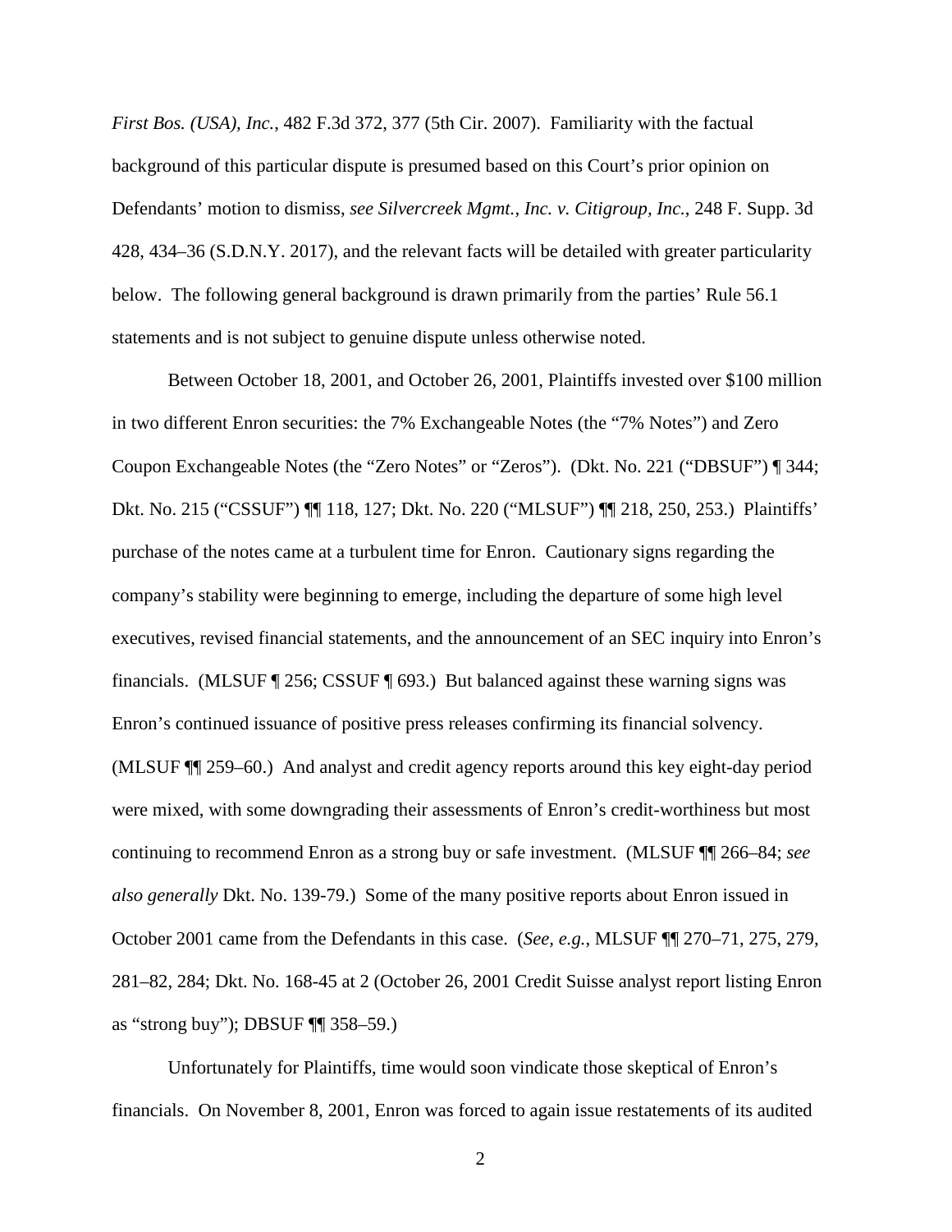*First Bos. (USA), Inc.*, 482 F.3d 372, 377 (5th Cir. 2007). Familiarity with the factual background of this particular dispute is presumed based on this Court's prior opinion on Defendants' motion to dismiss, *see Silvercreek Mgmt., Inc. v. Citigroup, Inc.*, 248 F. Supp. 3d 428, 434–36 (S.D.N.Y. 2017), and the relevant facts will be detailed with greater particularity below. The following general background is drawn primarily from the parties' Rule 56.1 statements and is not subject to genuine dispute unless otherwise noted.

Between October 18, 2001, and October 26, 2001, Plaintiffs invested over $100 million in two different Enron securities: the 7% Exchangeable Notes (the "7% Notes") and Zero Coupon Exchangeable Notes (the "Zero Notes" or "Zeros"). (Dkt. No. 221 ("DBSUF") ¶ 344; Dkt. No. 215 ("CSSUF") ¶¶ 118, 127; Dkt. No. 220 ("MLSUF") ¶¶ 218, 250, 253.) Plaintiffs' purchase of the notes came at a turbulent time for Enron. Cautionary signs regarding the company's stability were beginning to emerge, including the departure of some high level executives, revised financial statements, and the announcement of an SEC inquiry into Enron's financials. (MLSUF ¶ 256; CSSUF ¶ 693.) But balanced against these warning signs was Enron's continued issuance of positive press releases confirming its financial solvency. (MLSUF ¶¶ 259–60.) And analyst and credit agency reports around this key eight-day period were mixed, with some downgrading their assessments of Enron's credit-worthiness but most continuing to recommend Enron as a strong buy or safe investment. (MLSUF ¶¶ 266–84; *see also generally* Dkt. No. 139-79.) Some of the many positive reports about Enron issued in October 2001 came from the Defendants in this case. (*See, e.g.*, MLSUF ¶¶ 270–71, 275, 279, 281–82, 284; Dkt. No. 168-45 at 2 (October 26, 2001 Credit Suisse analyst report listing Enron as "strong buy"); DBSUF ¶¶ 358–59.)

Unfortunately for Plaintiffs, time would soon vindicate those skeptical of Enron's financials. On November 8, 2001, Enron was forced to again issue restatements of its audited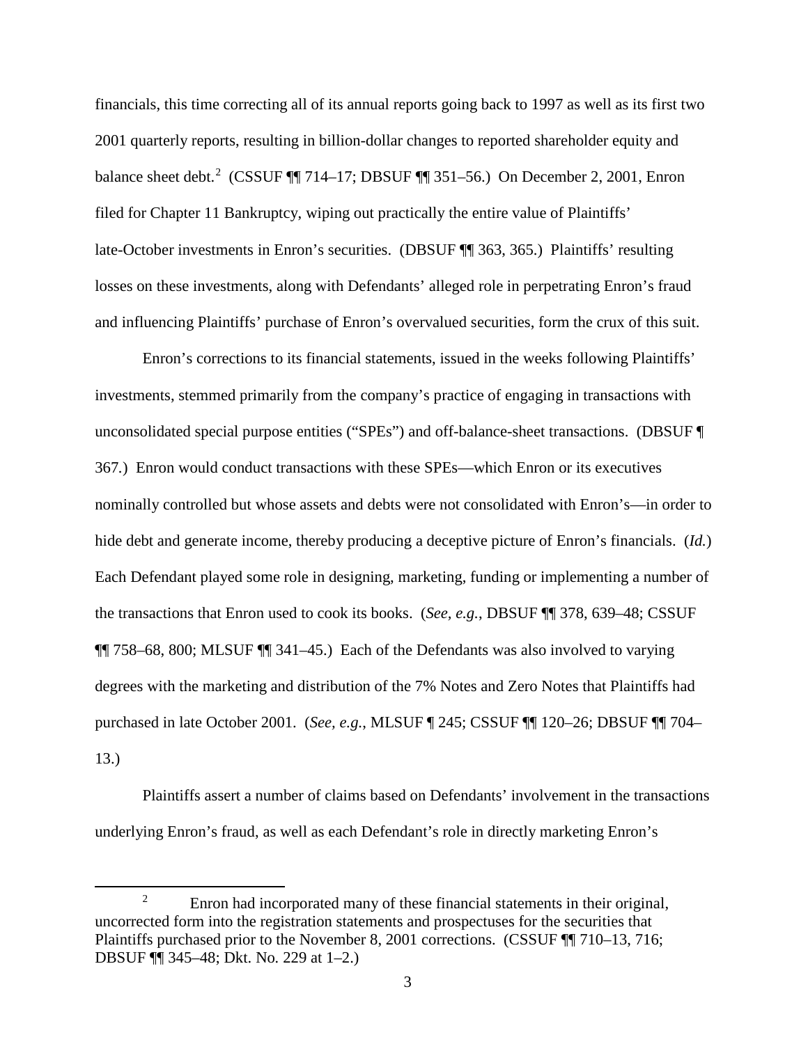financials, this time correcting all of its annual reports going back to 1997 as well as its first two 2001 quarterly reports, resulting in billion-dollar changes to reported shareholder equity and balance sheet debt.[2] (CSSUF ¶¶ 714–17; DBSUF ¶¶ 351–56.) On December 2, 2001, Enron filed for Chapter 11 Bankruptcy, wiping out practically the entire value of Plaintiffs' late-October investments in Enron's securities. (DBSUF ¶¶ 363, 365.) Plaintiffs' resulting losses on these investments, along with Defendants' alleged role in perpetrating Enron's fraud and influencing Plaintiffs' purchase of Enron's overvalued securities, form the crux of this suit.

Enron's corrections to its financial statements, issued in the weeks following Plaintiffs' investments, stemmed primarily from the company's practice of engaging in transactions with unconsolidated special purpose entities ("SPEs") and off-balance-sheet transactions. (DBSUF ¶ 367.) Enron would conduct transactions with these SPEs—which Enron or its executives nominally controlled but whose assets and debts were not consolidated with Enron's—in order to hide debt and generate income, thereby producing a deceptive picture of Enron's financials. (*Id.*) Each Defendant played some role in designing, marketing, funding or implementing a number of the transactions that Enron used to cook its books. (*See, e.g.*, DBSUF ¶¶ 378, 639–48; CSSUF ¶¶ 758–68, 800; MLSUF ¶¶ 341–45.) Each of the Defendants was also involved to varying degrees with the marketing and distribution of the 7% Notes and Zero Notes that Plaintiffs had purchased in late October 2001. (*See, e.g.*, MLSUF ¶ 245; CSSUF ¶¶ 120–26; DBSUF ¶¶ 704–13.)

Plaintiffs assert a number of claims based on Defendants' involvement in the transactions underlying Enron's fraud, as well as each Defendant's role in directly marketing Enron's

---

[2] Enron had incorporated many of these financial statements in their original, uncorrected form into the registration statements and prospectuses for the securities that Plaintiffs purchased prior to the November 8, 2001 corrections. (CSSUF ¶¶ 710–13, 716; DBSUF ¶¶ 345–48; Dkt. No. 229 at 1–2.)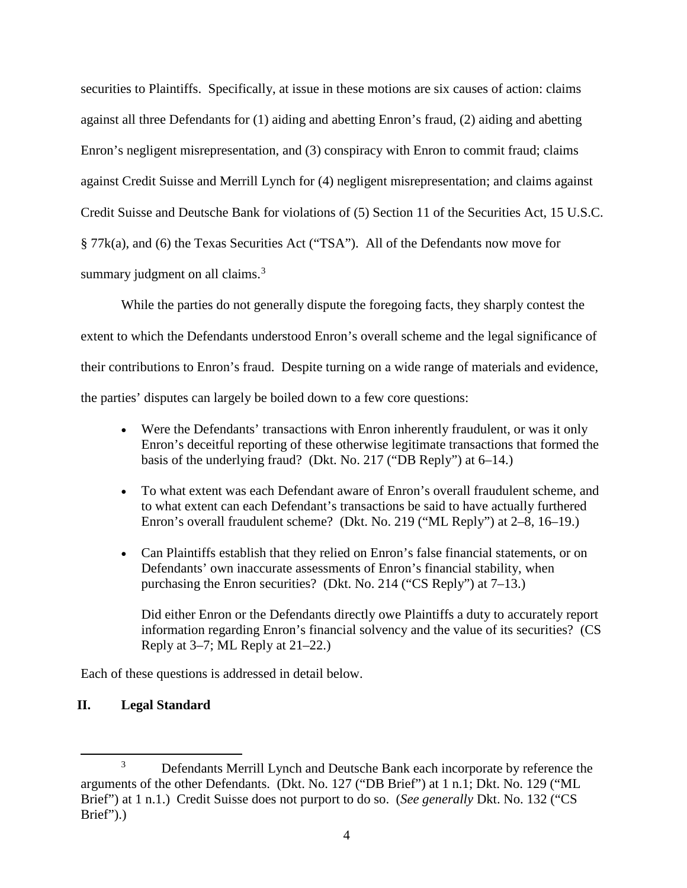securities to Plaintiffs. Specifically, at issue in these motions are six causes of action: claims against all three Defendants for (1) aiding and abetting Enron's fraud, (2) aiding and abetting Enron's negligent misrepresentation, and (3) conspiracy with Enron to commit fraud; claims against Credit Suisse and Merrill Lynch for (4) negligent misrepresentation; and claims against Credit Suisse and Deutsche Bank for violations of (5) Section 11 of the Securities Act, 15 U.S.C. § 77k(a), and (6) the Texas Securities Act ("TSA"). All of the Defendants now move for summary judgment on all claims.[3]

While the parties do not generally dispute the foregoing facts, they sharply contest the extent to which the Defendants understood Enron's overall scheme and the legal significance of their contributions to Enron's fraud. Despite turning on a wide range of materials and evidence, the parties' disputes can largely be boiled down to a few core questions:

- Were the Defendants' transactions with Enron inherently fraudulent, or was it only Enron's deceitful reporting of these otherwise legitimate transactions that formed the basis of the underlying fraud? (Dkt. No. 217 ("DB Reply") at 6–14.)
- To what extent was each Defendant aware of Enron's overall fraudulent scheme, and to what extent can each Defendant's transactions be said to have actually furthered Enron's overall fraudulent scheme? (Dkt. No. 219 ("ML Reply") at 2–8, 16–19.)
- Can Plaintiffs establish that they relied on Enron's false financial statements, or on Defendants' own inaccurate assessments of Enron's financial stability, when purchasing the Enron securities? (Dkt. No. 214 ("CS Reply") at 7–13.)

  Did either Enron or the Defendants directly owe Plaintiffs a duty to accurately report information regarding Enron's financial solvency and the value of its securities? (CS Reply at 3–7; ML Reply at 21–22.)

Each of these questions is addressed in detail below.

## II. Legal Standard

[3] Defendants Merrill Lynch and Deutsche Bank each incorporate by reference the arguments of the other Defendants. (Dkt. No. 127 ("DB Brief") at 1 n.1; Dkt. No. 129 ("ML Brief") at 1 n.1.) Credit Suisse does not purport to do so. (*See generally* Dkt. No. 132 ("CS Brief").)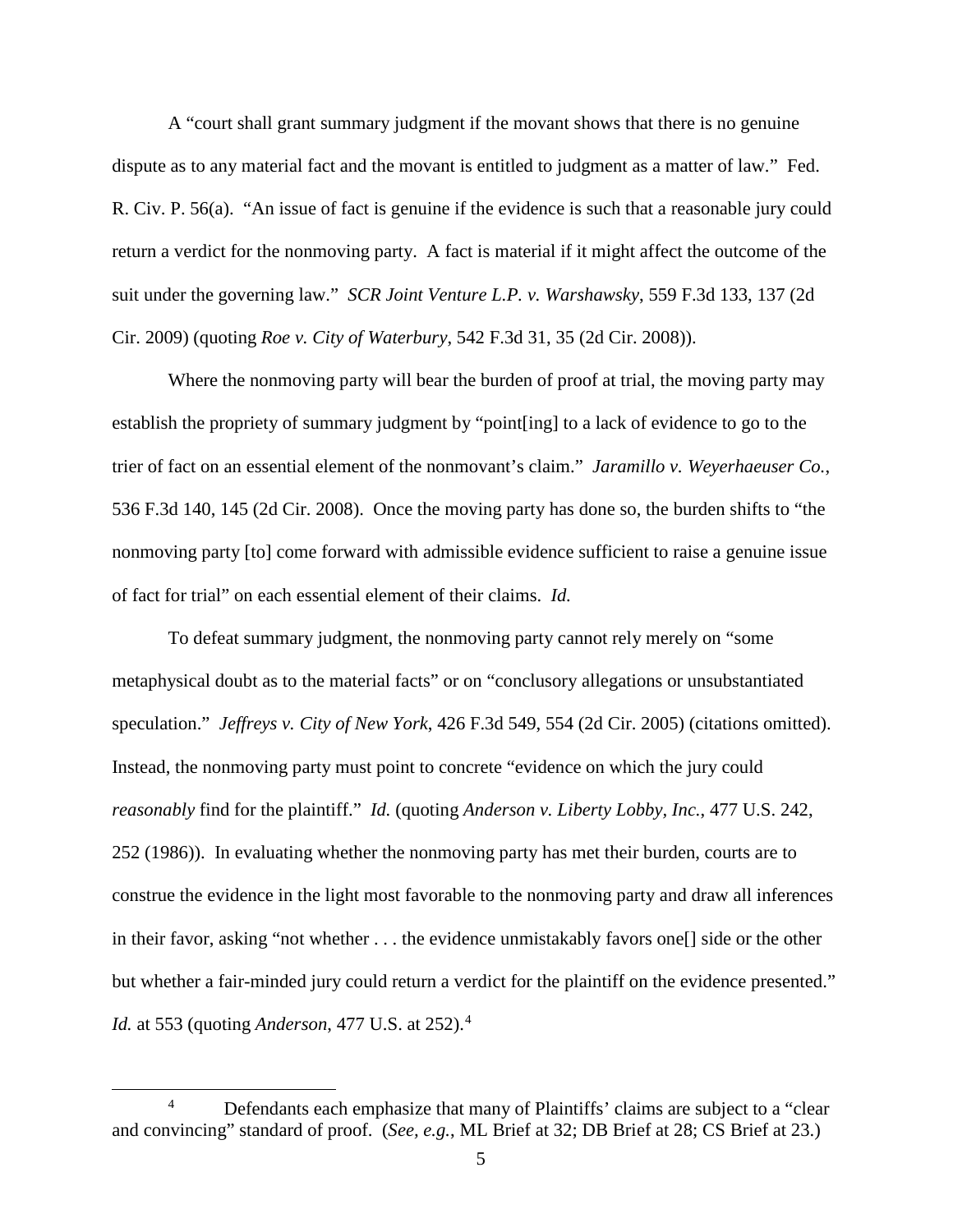A "court shall grant summary judgment if the movant shows that there is no genuine dispute as to any material fact and the movant is entitled to judgment as a matter of law." Fed. R. Civ. P. 56(a). "An issue of fact is genuine if the evidence is such that a reasonable jury could return a verdict for the nonmoving party. A fact is material if it might affect the outcome of the suit under the governing law." *SCR Joint Venture L.P. v. Warshawsky*, 559 F.3d 133, 137 (2d Cir. 2009) (quoting *Roe v. City of Waterbury*, 542 F.3d 31, 35 (2d Cir. 2008)).

Where the nonmoving party will bear the burden of proof at trial, the moving party may establish the propriety of summary judgment by "point[ing] to a lack of evidence to go to the trier of fact on an essential element of the nonmovant's claim." *Jaramillo v. Weyerhaeuser Co.*, 536 F.3d 140, 145 (2d Cir. 2008). Once the moving party has done so, the burden shifts to "the nonmoving party [to] come forward with admissible evidence sufficient to raise a genuine issue of fact for trial" on each essential element of their claims. *Id.*

To defeat summary judgment, the nonmoving party cannot rely merely on "some metaphysical doubt as to the material facts" or on "conclusory allegations or unsubstantiated speculation." *Jeffreys v. City of New York*, 426 F.3d 549, 554 (2d Cir. 2005) (citations omitted). Instead, the nonmoving party must point to concrete "evidence on which the jury could *reasonably* find for the plaintiff." *Id.* (quoting *Anderson v. Liberty Lobby, Inc.*, 477 U.S. 242, 252 (1986)). In evaluating whether the nonmoving party has met their burden, courts are to construe the evidence in the light most favorable to the nonmoving party and draw all inferences in their favor, asking "not whether . . . the evidence unmistakably favors one[] side or the other but whether a fair-minded jury could return a verdict for the plaintiff on the evidence presented." *Id.* at 553 (quoting *Anderson*, 477 U.S. at 252).[4]

[4] Defendants each emphasize that many of Plaintiffs' claims are subject to a "clear and convincing" standard of proof. (*See, e.g.*, ML Brief at 32; DB Brief at 28; CS Brief at 23.)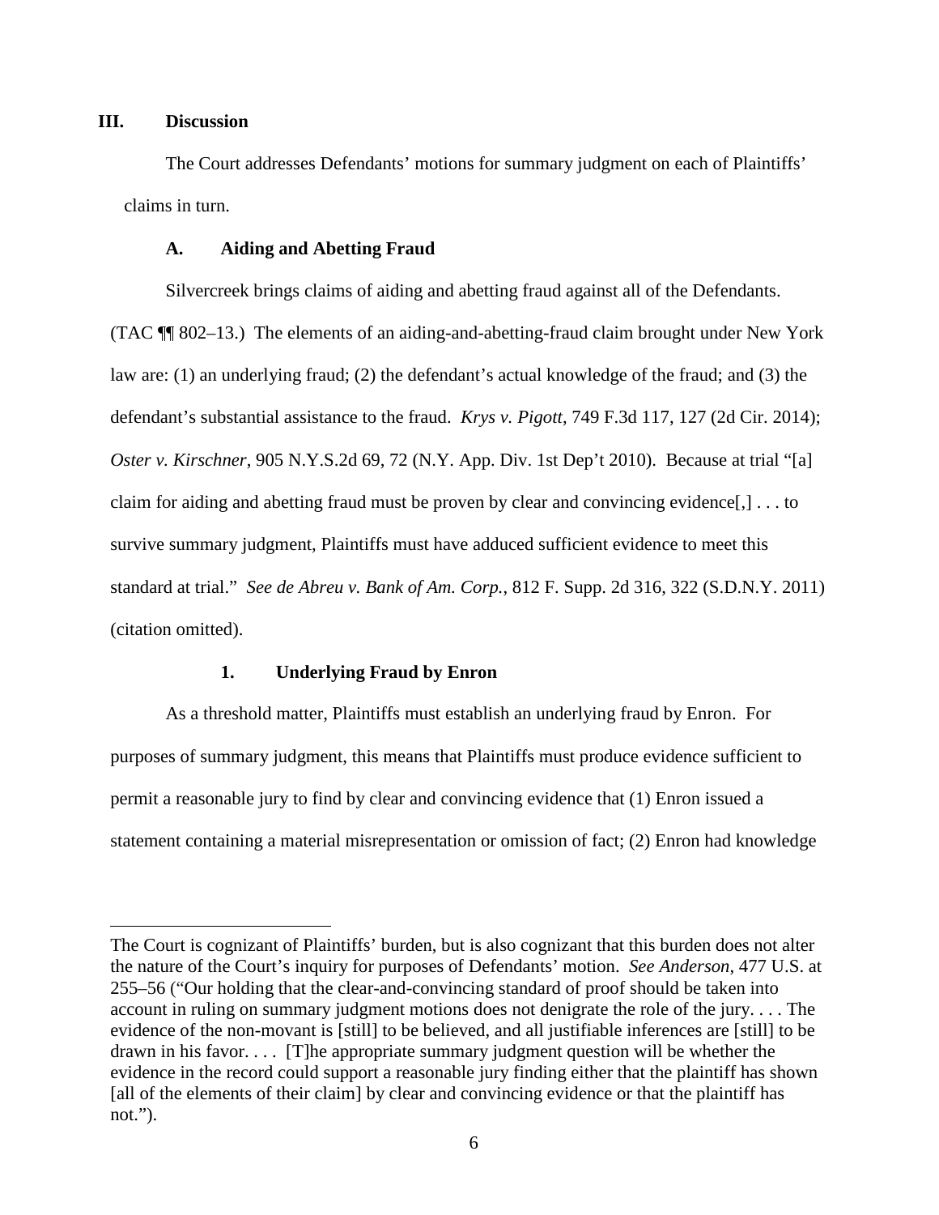## III. Discussion

The Court addresses Defendants' motions for summary judgment on each of Plaintiffs' claims in turn.

### A. Aiding and Abetting Fraud

Silvercreek brings claims of aiding and abetting fraud against all of the Defendants. (TAC ¶¶ 802–13.) The elements of an aiding-and-abetting-fraud claim brought under New York law are: (1) an underlying fraud; (2) the defendant's actual knowledge of the fraud; and (3) the defendant's substantial assistance to the fraud. *Krys v. Pigott*, 749 F.3d 117, 127 (2d Cir. 2014); *Oster v. Kirschner*, 905 N.Y.S.2d 69, 72 (N.Y. App. Div. 1st Dep't 2010). Because at trial "[a] claim for aiding and abetting fraud must be proven by clear and convincing evidence[,] . . . to survive summary judgment, Plaintiffs must have adduced sufficient evidence to meet this standard at trial." *See de Abreu v. Bank of Am. Corp.*, 812 F. Supp. 2d 316, 322 (S.D.N.Y. 2011) (citation omitted).

#### 1. Underlying Fraud by Enron

As a threshold matter, Plaintiffs must establish an underlying fraud by Enron. For purposes of summary judgment, this means that Plaintiffs must produce evidence sufficient to permit a reasonable jury to find by clear and convincing evidence that (1) Enron issued a statement containing a material misrepresentation or omission of fact; (2) Enron had knowledge

---

The Court is cognizant of Plaintiffs' burden, but is also cognizant that this burden does not alter the nature of the Court's inquiry for purposes of Defendants' motion. *See Anderson*, 477 U.S. at 255–56 ("Our holding that the clear-and-convincing standard of proof should be taken into account in ruling on summary judgment motions does not denigrate the role of the jury. . . . The evidence of the non-movant is [still] to be believed, and all justifiable inferences are [still] to be drawn in his favor. . . . [T]he appropriate summary judgment question will be whether the evidence in the record could support a reasonable jury finding either that the plaintiff has shown [all of the elements of their claim] by clear and convincing evidence or that the plaintiff has not.").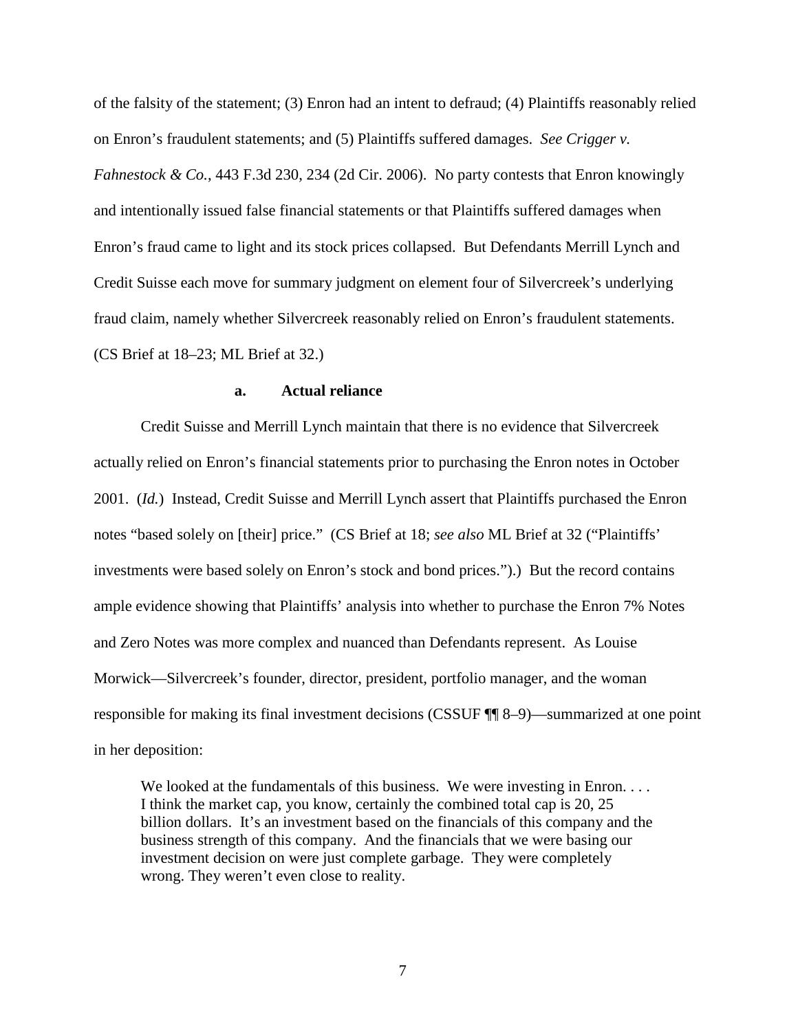of the falsity of the statement; (3) Enron had an intent to defraud; (4) Plaintiffs reasonably relied on Enron's fraudulent statements; and (5) Plaintiffs suffered damages. *See Crigger v. Fahnestock & Co.*, 443 F.3d 230, 234 (2d Cir. 2006). No party contests that Enron knowingly and intentionally issued false financial statements or that Plaintiffs suffered damages when Enron's fraud came to light and its stock prices collapsed. But Defendants Merrill Lynch and Credit Suisse each move for summary judgment on element four of Silvercreek's underlying fraud claim, namely whether Silvercreek reasonably relied on Enron's fraudulent statements. (CS Brief at 18–23; ML Brief at 32.)

**a. Actual reliance**

Credit Suisse and Merrill Lynch maintain that there is no evidence that Silvercreek actually relied on Enron's financial statements prior to purchasing the Enron notes in October 2001. (*Id.*) Instead, Credit Suisse and Merrill Lynch assert that Plaintiffs purchased the Enron notes "based solely on [their] price." (CS Brief at 18; *see also* ML Brief at 32 ("Plaintiffs' investments were based solely on Enron's stock and bond prices.").) But the record contains ample evidence showing that Plaintiffs' analysis into whether to purchase the Enron 7% Notes and Zero Notes was more complex and nuanced than Defendants represent. As Louise Morwick—Silvercreek's founder, director, president, portfolio manager, and the woman responsible for making its final investment decisions (CSSUF ¶¶ 8–9)—summarized at one point in her deposition:

> We looked at the fundamentals of this business. We were investing in Enron. . . . I think the market cap, you know, certainly the combined total cap is 20, 25 billion dollars. It's an investment based on the financials of this company and the business strength of this company. And the financials that we were basing our investment decision on were just complete garbage. They were completely wrong. They weren't even close to reality.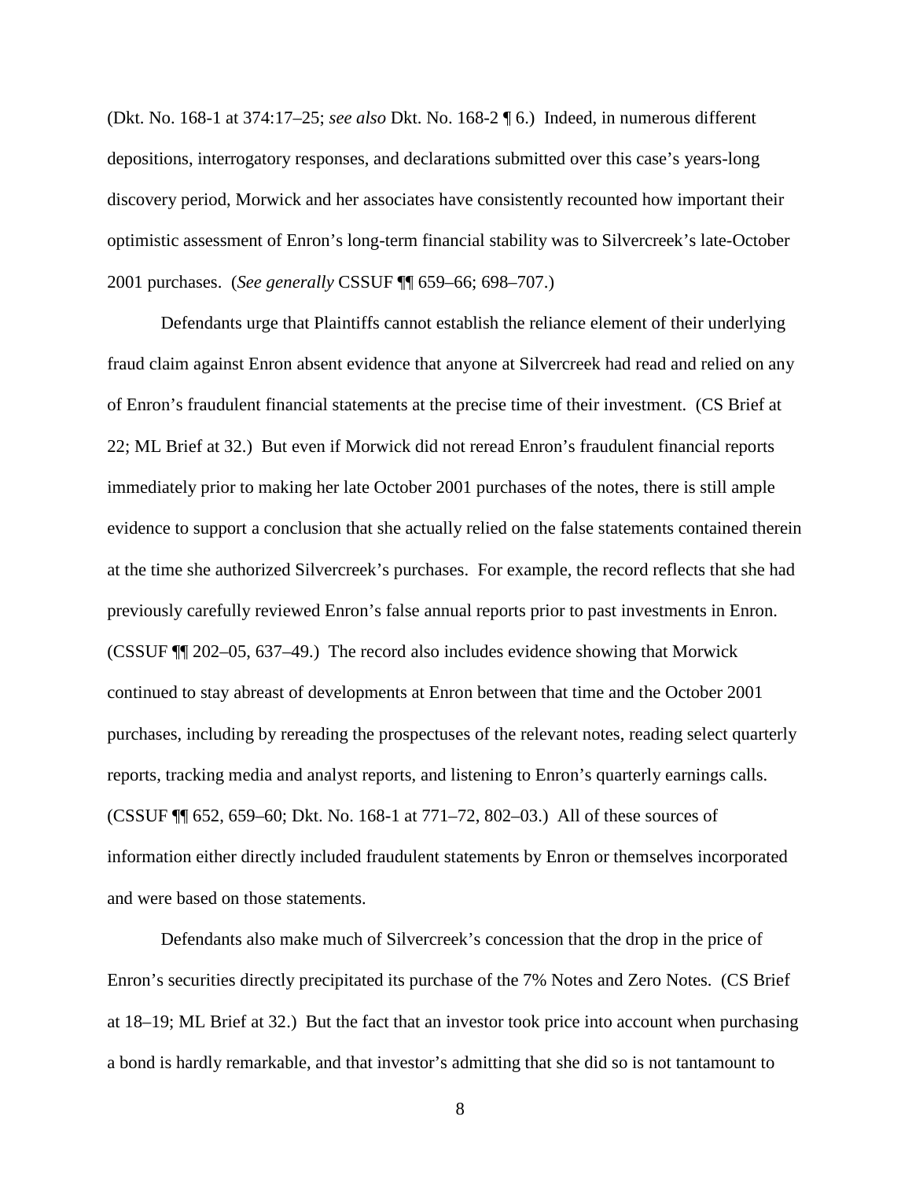(Dkt. No. 168-1 at 374:17–25; *see also* Dkt. No. 168-2 ¶ 6.) Indeed, in numerous different depositions, interrogatory responses, and declarations submitted over this case's years-long discovery period, Morwick and her associates have consistently recounted how important their optimistic assessment of Enron's long-term financial stability was to Silvercreek's late-October 2001 purchases. (*See generally* CSSUF ¶¶ 659–66; 698–707.)

Defendants urge that Plaintiffs cannot establish the reliance element of their underlying fraud claim against Enron absent evidence that anyone at Silvercreek had read and relied on any of Enron's fraudulent financial statements at the precise time of their investment. (CS Brief at 22; ML Brief at 32.) But even if Morwick did not reread Enron's fraudulent financial reports immediately prior to making her late October 2001 purchases of the notes, there is still ample evidence to support a conclusion that she actually relied on the false statements contained therein at the time she authorized Silvercreek's purchases. For example, the record reflects that she had previously carefully reviewed Enron's false annual reports prior to past investments in Enron. (CSSUF ¶¶ 202–05, 637–49.) The record also includes evidence showing that Morwick continued to stay abreast of developments at Enron between that time and the October 2001 purchases, including by rereading the prospectuses of the relevant notes, reading select quarterly reports, tracking media and analyst reports, and listening to Enron's quarterly earnings calls. (CSSUF ¶¶ 652, 659–60; Dkt. No. 168-1 at 771–72, 802–03.) All of these sources of information either directly included fraudulent statements by Enron or themselves incorporated and were based on those statements.

Defendants also make much of Silvercreek's concession that the drop in the price of Enron's securities directly precipitated its purchase of the 7% Notes and Zero Notes. (CS Brief at 18–19; ML Brief at 32.) But the fact that an investor took price into account when purchasing a bond is hardly remarkable, and that investor's admitting that she did so is not tantamount to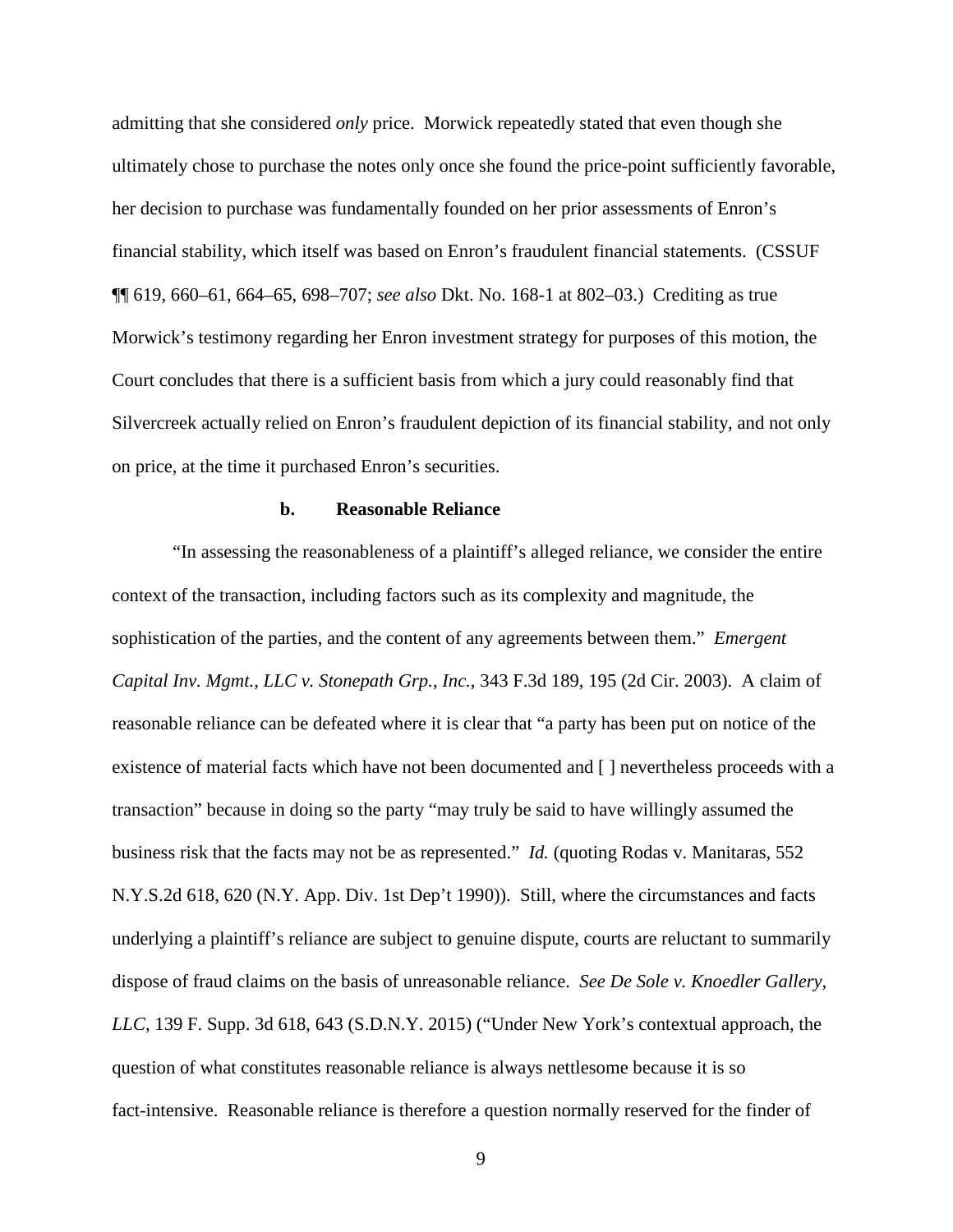admitting that she considered *only* price. Morwick repeatedly stated that even though she ultimately chose to purchase the notes only once she found the price-point sufficiently favorable, her decision to purchase was fundamentally founded on her prior assessments of Enron's financial stability, which itself was based on Enron's fraudulent financial statements. (CSSUF ¶¶ 619, 660–61, 664–65, 698–707; *see also* Dkt. No. 168-1 at 802–03.) Crediting as true Morwick's testimony regarding her Enron investment strategy for purposes of this motion, the Court concludes that there is a sufficient basis from which a jury could reasonably find that Silvercreek actually relied on Enron's fraudulent depiction of its financial stability, and not only on price, at the time it purchased Enron's securities.

#### b. Reasonable Reliance

"In assessing the reasonableness of a plaintiff's alleged reliance, we consider the entire context of the transaction, including factors such as its complexity and magnitude, the sophistication of the parties, and the content of any agreements between them." *Emergent Capital Inv. Mgmt., LLC v. Stonepath Grp., Inc.*, 343 F.3d 189, 195 (2d Cir. 2003). A claim of reasonable reliance can be defeated where it is clear that "a party has been put on notice of the existence of material facts which have not been documented and [ ] nevertheless proceeds with a transaction" because in doing so the party "may truly be said to have willingly assumed the business risk that the facts may not be as represented." *Id.* (quoting Rodas v. Manitaras, 552 N.Y.S.2d 618, 620 (N.Y. App. Div. 1st Dep't 1990)). Still, where the circumstances and facts underlying a plaintiff's reliance are subject to genuine dispute, courts are reluctant to summarily dispose of fraud claims on the basis of unreasonable reliance. *See De Sole v. Knoedler Gallery, LLC*, 139 F. Supp. 3d 618, 643 (S.D.N.Y. 2015) ("Under New York's contextual approach, the question of what constitutes reasonable reliance is always nettlesome because it is so fact-intensive. Reasonable reliance is therefore a question normally reserved for the finder of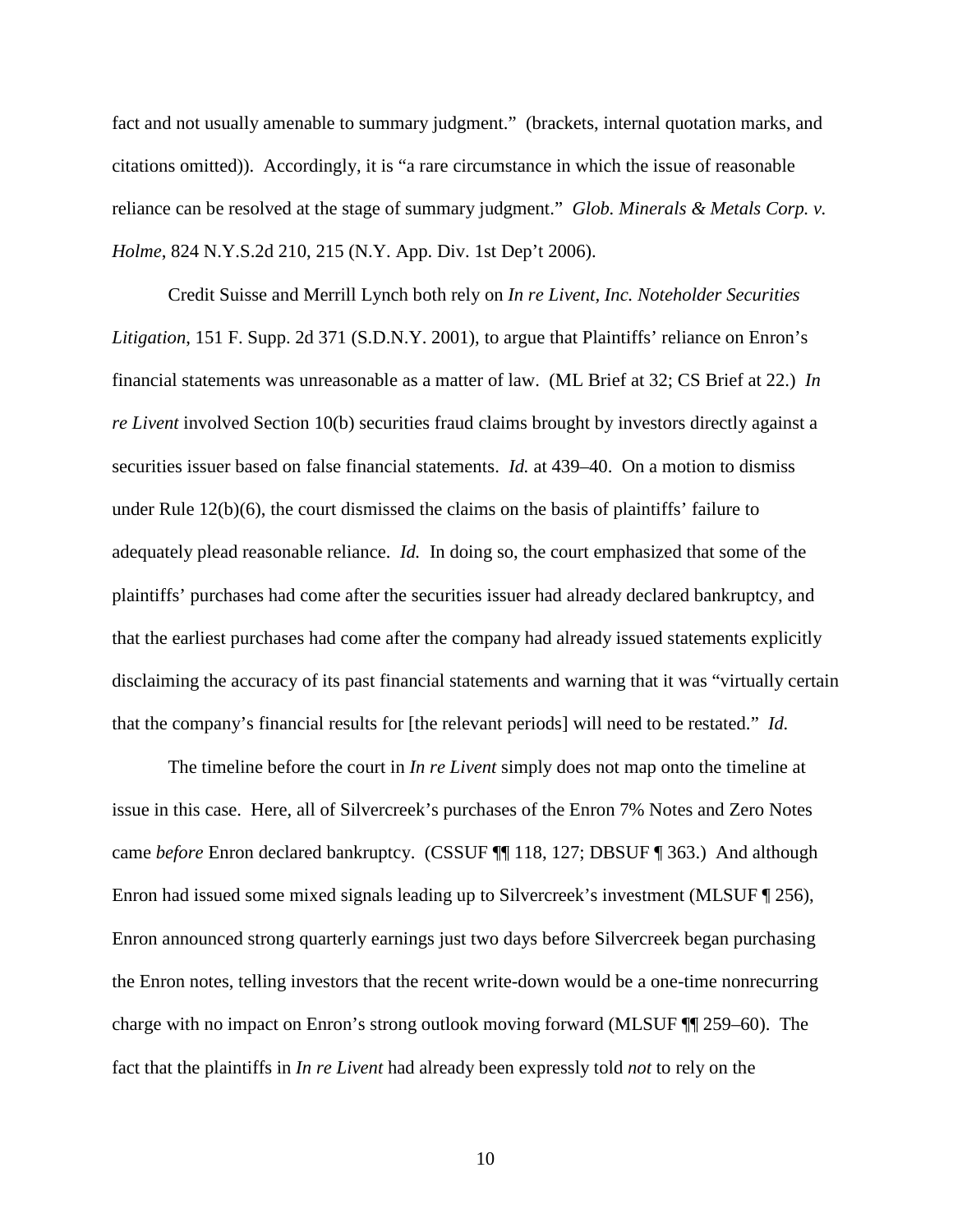fact and not usually amenable to summary judgment." (brackets, internal quotation marks, and citations omitted)). Accordingly, it is "a rare circumstance in which the issue of reasonable reliance can be resolved at the stage of summary judgment." *Glob. Minerals & Metals Corp. v. Holme*, 824 N.Y.S.2d 210, 215 (N.Y. App. Div. 1st Dep't 2006).

Credit Suisse and Merrill Lynch both rely on *In re Livent, Inc. Noteholder Securities Litigation*, 151 F. Supp. 2d 371 (S.D.N.Y. 2001), to argue that Plaintiffs' reliance on Enron's financial statements was unreasonable as a matter of law. (ML Brief at 32; CS Brief at 22.) *In re Livent* involved Section 10(b) securities fraud claims brought by investors directly against a securities issuer based on false financial statements. *Id.* at 439–40. On a motion to dismiss under Rule 12(b)(6), the court dismissed the claims on the basis of plaintiffs' failure to adequately plead reasonable reliance. *Id.* In doing so, the court emphasized that some of the plaintiffs' purchases had come after the securities issuer had already declared bankruptcy, and that the earliest purchases had come after the company had already issued statements explicitly disclaiming the accuracy of its past financial statements and warning that it was "virtually certain that the company's financial results for [the relevant periods] will need to be restated." *Id.*

The timeline before the court in *In re Livent* simply does not map onto the timeline at issue in this case. Here, all of Silvercreek's purchases of the Enron 7% Notes and Zero Notes came *before* Enron declared bankruptcy. (CSSUF ¶¶ 118, 127; DBSUF ¶ 363.) And although Enron had issued some mixed signals leading up to Silvercreek's investment (MLSUF ¶ 256), Enron announced strong quarterly earnings just two days before Silvercreek began purchasing the Enron notes, telling investors that the recent write-down would be a one-time nonrecurring charge with no impact on Enron's strong outlook moving forward (MLSUF ¶¶ 259–60). The fact that the plaintiffs in *In re Livent* had already been expressly told *not* to rely on the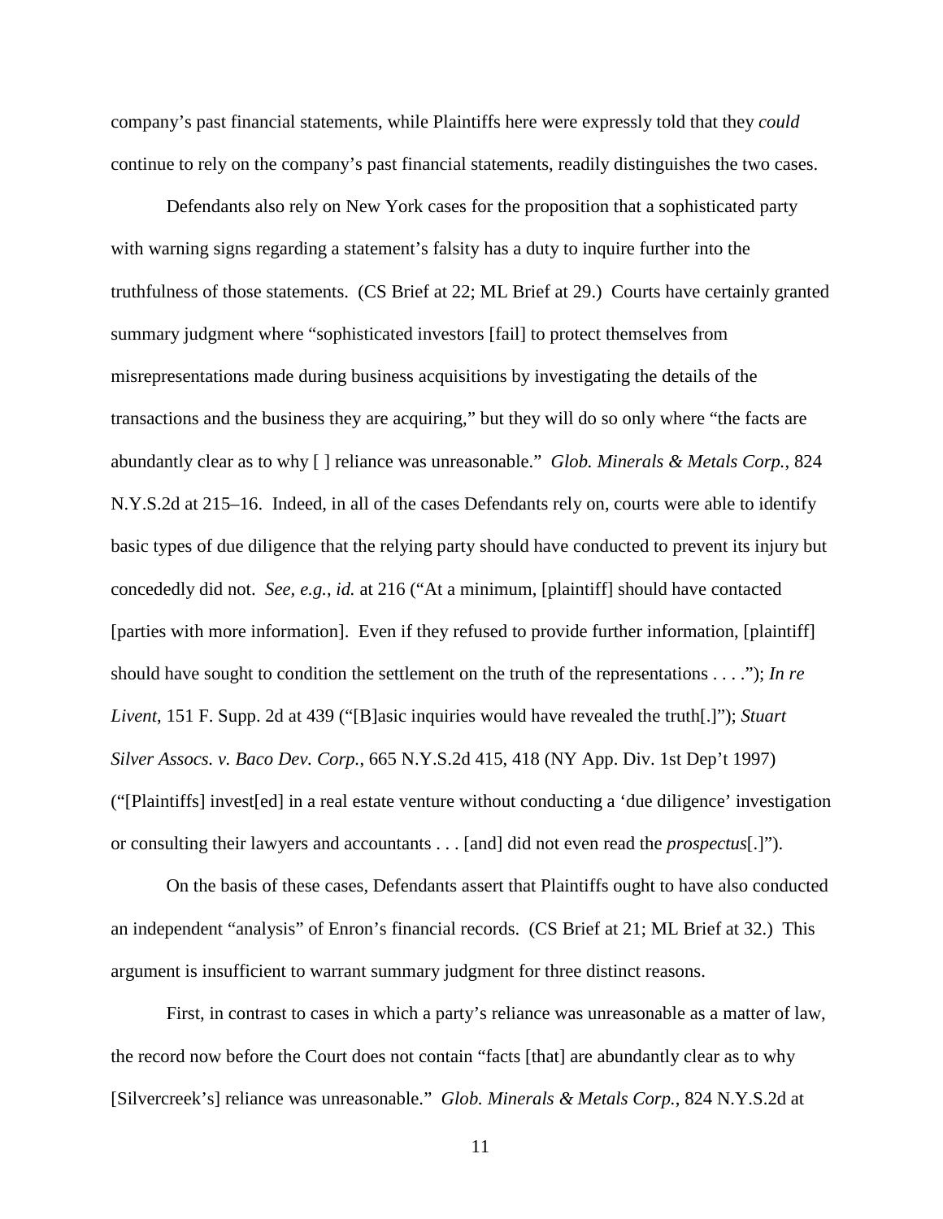company's past financial statements, while Plaintiffs here were expressly told that they *could* continue to rely on the company's past financial statements, readily distinguishes the two cases.

Defendants also rely on New York cases for the proposition that a sophisticated party with warning signs regarding a statement's falsity has a duty to inquire further into the truthfulness of those statements. (CS Brief at 22; ML Brief at 29.) Courts have certainly granted summary judgment where "sophisticated investors [fail] to protect themselves from misrepresentations made during business acquisitions by investigating the details of the transactions and the business they are acquiring," but they will do so only where "the facts are abundantly clear as to why [ ] reliance was unreasonable." *Glob. Minerals & Metals Corp.*, 824 N.Y.S.2d at 215–16. Indeed, in all of the cases Defendants rely on, courts were able to identify basic types of due diligence that the relying party should have conducted to prevent its injury but concededly did not. *See, e.g.*, *id.* at 216 ("At a minimum, [plaintiff] should have contacted [parties with more information]. Even if they refused to provide further information, [plaintiff] should have sought to condition the settlement on the truth of the representations . . . ."); *In re Livent*, 151 F. Supp. 2d at 439 ("[B]asic inquiries would have revealed the truth[.]"); *Stuart Silver Assocs. v. Baco Dev. Corp.*, 665 N.Y.S.2d 415, 418 (NY App. Div. 1st Dep't 1997) ("[Plaintiffs] invest[ed] in a real estate venture without conducting a 'due diligence' investigation or consulting their lawyers and accountants . . . [and] did not even read the *prospectus*[.]").

On the basis of these cases, Defendants assert that Plaintiffs ought to have also conducted an independent "analysis" of Enron's financial records. (CS Brief at 21; ML Brief at 32.) This argument is insufficient to warrant summary judgment for three distinct reasons.

First, in contrast to cases in which a party's reliance was unreasonable as a matter of law, the record now before the Court does not contain "facts [that] are abundantly clear as to why [Silvercreek's] reliance was unreasonable." *Glob. Minerals & Metals Corp.*, 824 N.Y.S.2d at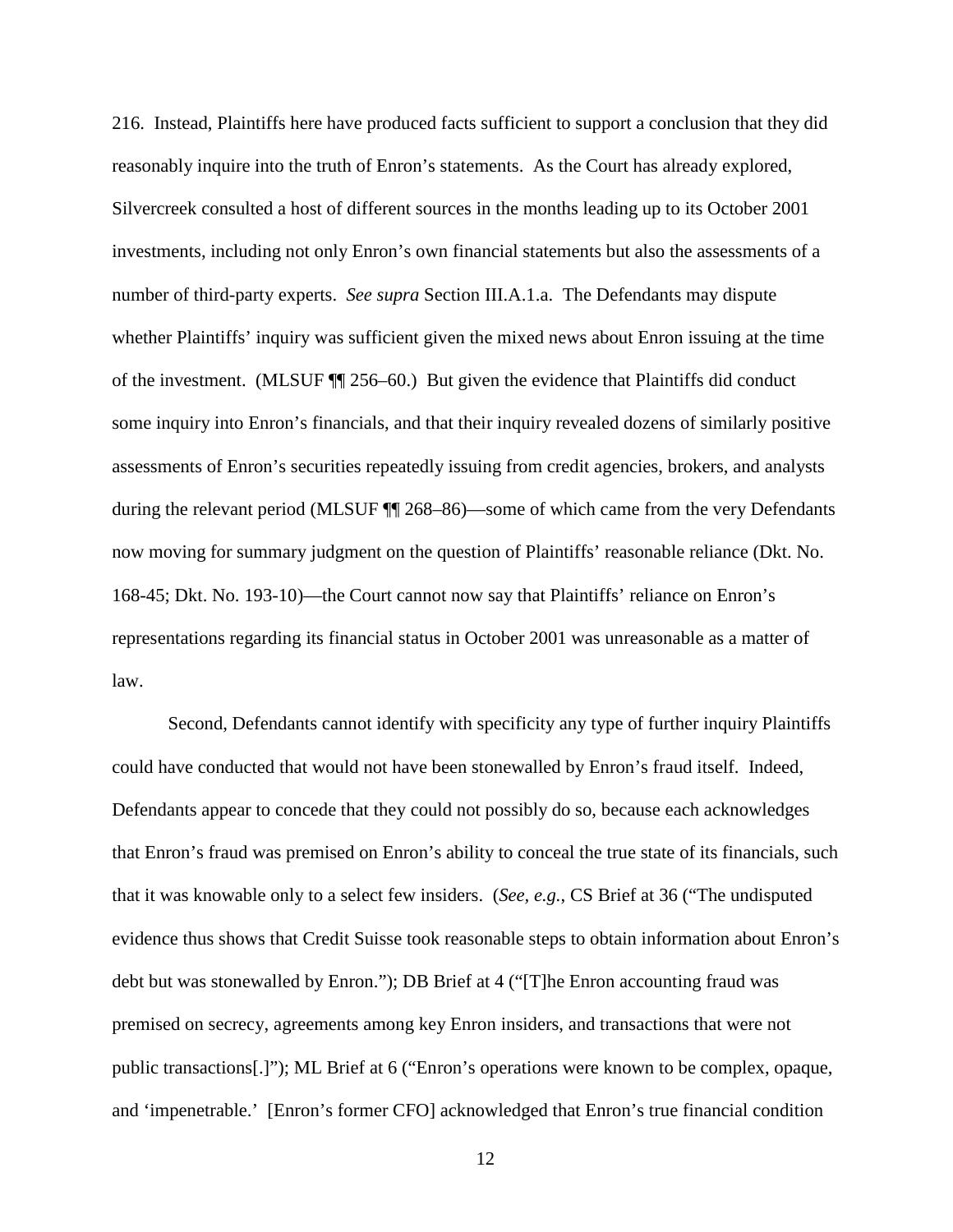216. Instead, Plaintiffs here have produced facts sufficient to support a conclusion that they did reasonably inquire into the truth of Enron's statements. As the Court has already explored, Silvercreek consulted a host of different sources in the months leading up to its October 2001 investments, including not only Enron's own financial statements but also the assessments of a number of third-party experts. *See supra* Section III.A.1.a. The Defendants may dispute whether Plaintiffs' inquiry was sufficient given the mixed news about Enron issuing at the time of the investment. (MLSUF ¶¶ 256–60.) But given the evidence that Plaintiffs did conduct some inquiry into Enron's financials, and that their inquiry revealed dozens of similarly positive assessments of Enron's securities repeatedly issuing from credit agencies, brokers, and analysts during the relevant period (MLSUF ¶¶ 268–86)—some of which came from the very Defendants now moving for summary judgment on the question of Plaintiffs' reasonable reliance (Dkt. No. 168-45; Dkt. No. 193-10)—the Court cannot now say that Plaintiffs' reliance on Enron's representations regarding its financial status in October 2001 was unreasonable as a matter of law.

Second, Defendants cannot identify with specificity any type of further inquiry Plaintiffs could have conducted that would not have been stonewalled by Enron's fraud itself. Indeed, Defendants appear to concede that they could not possibly do so, because each acknowledges that Enron's fraud was premised on Enron's ability to conceal the true state of its financials, such that it was knowable only to a select few insiders. (*See, e.g.*, CS Brief at 36 ("The undisputed evidence thus shows that Credit Suisse took reasonable steps to obtain information about Enron's debt but was stonewalled by Enron."); DB Brief at 4 ("[T]he Enron accounting fraud was premised on secrecy, agreements among key Enron insiders, and transactions that were not public transactions[.]"); ML Brief at 6 ("Enron's operations were known to be complex, opaque, and 'impenetrable.' [Enron's former CFO] acknowledged that Enron's true financial condition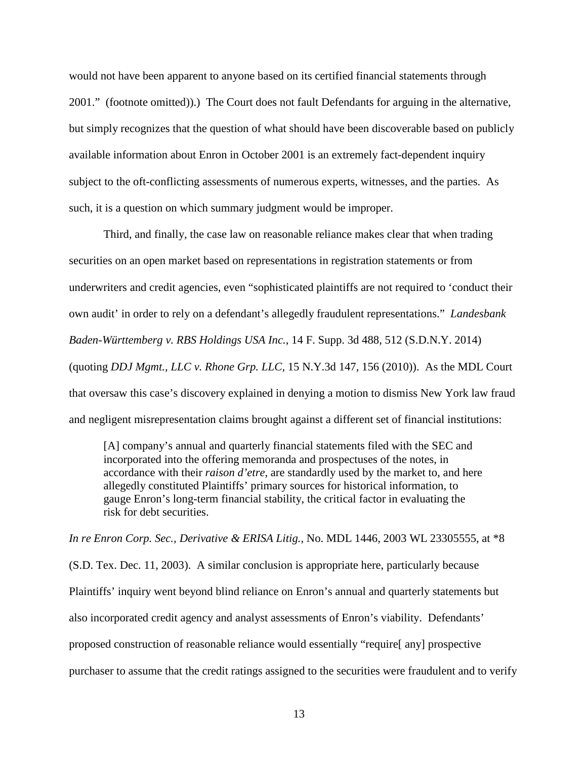would not have been apparent to anyone based on its certified financial statements through 2001." (footnote omitted)).) The Court does not fault Defendants for arguing in the alternative, but simply recognizes that the question of what should have been discoverable based on publicly available information about Enron in October 2001 is an extremely fact-dependent inquiry subject to the oft-conflicting assessments of numerous experts, witnesses, and the parties. As such, it is a question on which summary judgment would be improper.

Third, and finally, the case law on reasonable reliance makes clear that when trading securities on an open market based on representations in registration statements or from underwriters and credit agencies, even "sophisticated plaintiffs are not required to 'conduct their own audit' in order to rely on a defendant's allegedly fraudulent representations." *Landesbank Baden-Württemberg v. RBS Holdings USA Inc.*, 14 F. Supp. 3d 488, 512 (S.D.N.Y. 2014) (quoting *DDJ Mgmt., LLC v. Rhone Grp. LLC*, 15 N.Y.3d 147, 156 (2010)). As the MDL Court that oversaw this case's discovery explained in denying a motion to dismiss New York law fraud and negligent misrepresentation claims brought against a different set of financial institutions:

> [A] company's annual and quarterly financial statements filed with the SEC and incorporated into the offering memoranda and prospectuses of the notes, in accordance with their *raison d'etre*, are standardly used by the market to, and here allegedly constituted Plaintiffs' primary sources for historical information, to gauge Enron's long-term financial stability, the critical factor in evaluating the risk for debt securities.

*In re Enron Corp. Sec., Derivative & ERISA Litig.*, No. MDL 1446, 2003 WL 23305555, at *8 (S.D. Tex. Dec. 11, 2003). A similar conclusion is appropriate here, particularly because Plaintiffs' inquiry went beyond blind reliance on Enron's annual and quarterly statements but also incorporated credit agency and analyst assessments of Enron's viability. Defendants' proposed construction of reasonable reliance would essentially "require[ any] prospective purchaser to assume that the credit ratings assigned to the securities were fraudulent and to verify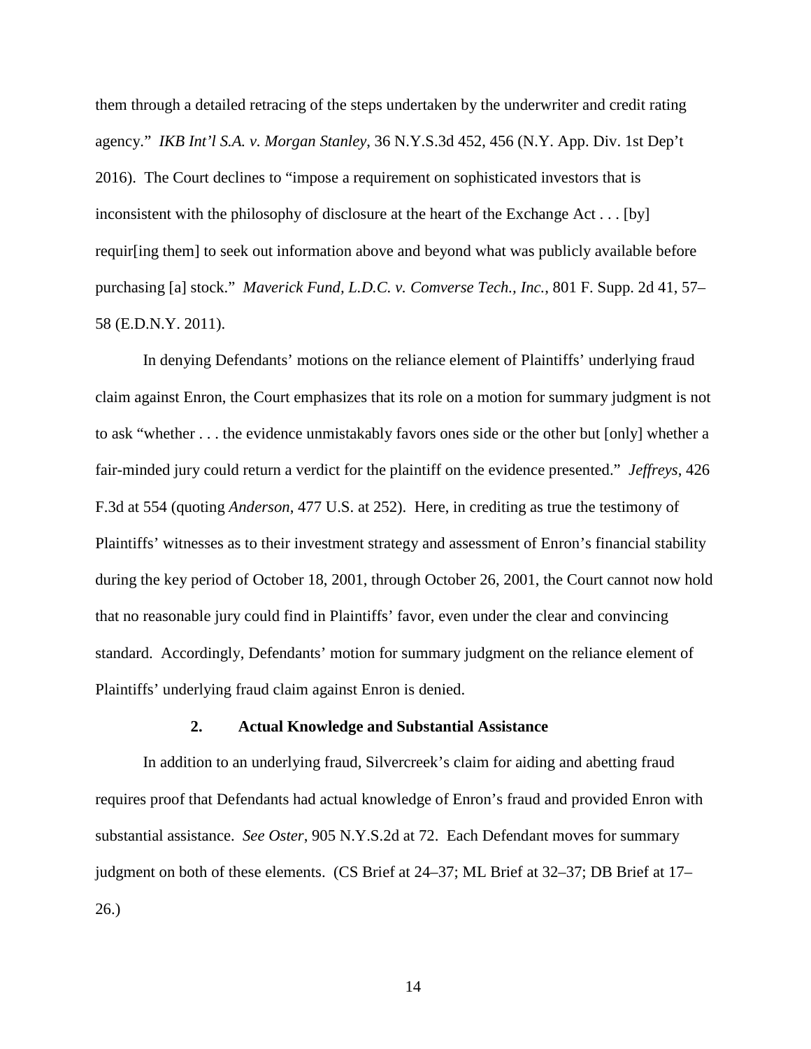them through a detailed retracing of the steps undertaken by the underwriter and credit rating agency." *IKB Int'l S.A. v. Morgan Stanley*, 36 N.Y.S.3d 452, 456 (N.Y. App. Div. 1st Dep't 2016). The Court declines to "impose a requirement on sophisticated investors that is inconsistent with the philosophy of disclosure at the heart of the Exchange Act . . . [by] requir[ing them] to seek out information above and beyond what was publicly available before purchasing [a] stock." *Maverick Fund, L.D.C. v. Comverse Tech., Inc.*, 801 F. Supp. 2d 41, 57–58 (E.D.N.Y. 2011).

In denying Defendants' motions on the reliance element of Plaintiffs' underlying fraud claim against Enron, the Court emphasizes that its role on a motion for summary judgment is not to ask "whether . . . the evidence unmistakably favors ones side or the other but [only] whether a fair-minded jury could return a verdict for the plaintiff on the evidence presented." *Jeffreys*, 426 F.3d at 554 (quoting *Anderson*, 477 U.S. at 252). Here, in crediting as true the testimony of Plaintiffs' witnesses as to their investment strategy and assessment of Enron's financial stability during the key period of October 18, 2001, through October 26, 2001, the Court cannot now hold that no reasonable jury could find in Plaintiffs' favor, even under the clear and convincing standard. Accordingly, Defendants' motion for summary judgment on the reliance element of Plaintiffs' underlying fraud claim against Enron is denied.

### 2. Actual Knowledge and Substantial Assistance

In addition to an underlying fraud, Silvercreek's claim for aiding and abetting fraud requires proof that Defendants had actual knowledge of Enron's fraud and provided Enron with substantial assistance. *See Oster*, 905 N.Y.S.2d at 72. Each Defendant moves for summary judgment on both of these elements. (CS Brief at 24–37; ML Brief at 32–37; DB Brief at 17–26.)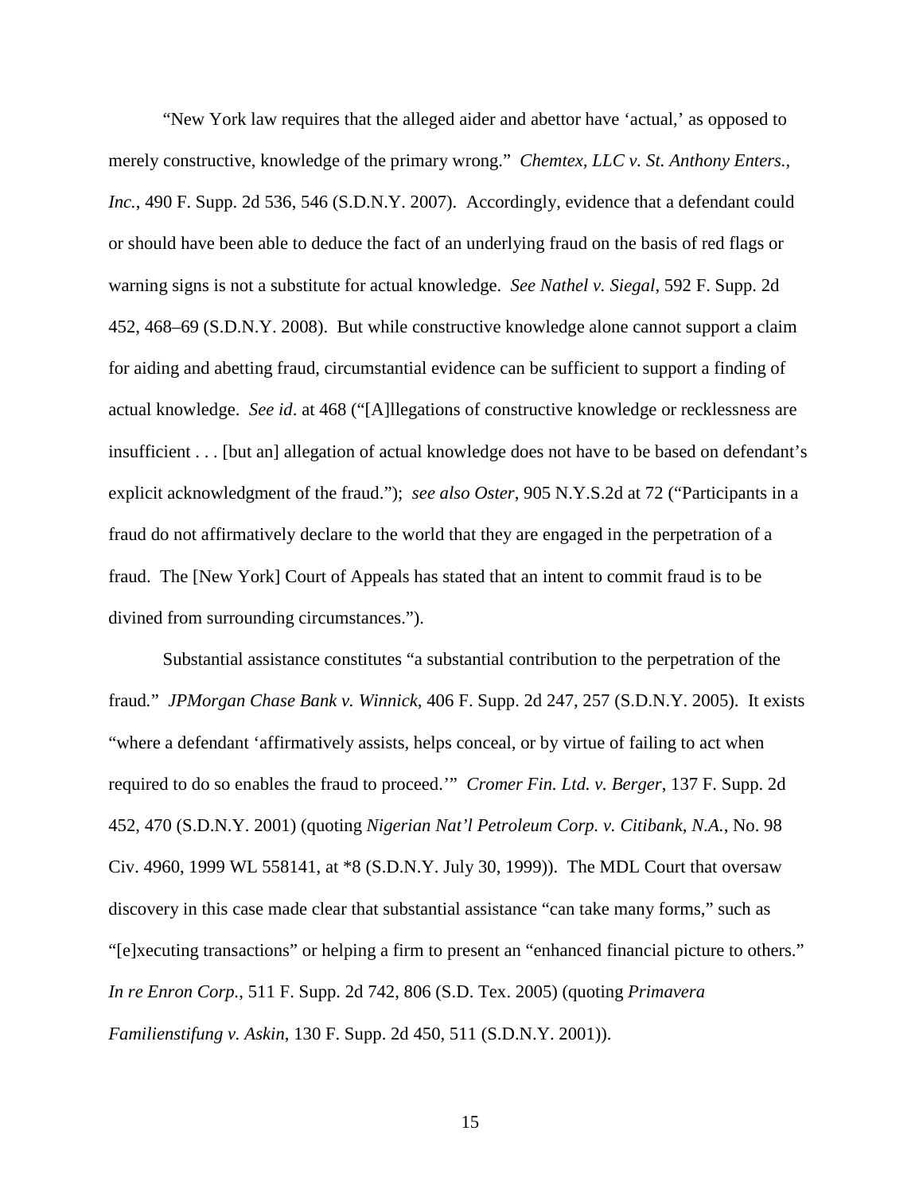"New York law requires that the alleged aider and abettor have 'actual,' as opposed to merely constructive, knowledge of the primary wrong." *Chemtex, LLC v. St. Anthony Enters., Inc.*, 490 F. Supp. 2d 536, 546 (S.D.N.Y. 2007). Accordingly, evidence that a defendant could or should have been able to deduce the fact of an underlying fraud on the basis of red flags or warning signs is not a substitute for actual knowledge. *See Nathel v. Siegal*, 592 F. Supp. 2d 452, 468–69 (S.D.N.Y. 2008). But while constructive knowledge alone cannot support a claim for aiding and abetting fraud, circumstantial evidence can be sufficient to support a finding of actual knowledge. *See id*. at 468 ("[A]llegations of constructive knowledge or recklessness are insufficient . . . [but an] allegation of actual knowledge does not have to be based on defendant's explicit acknowledgment of the fraud."); *see also Oster*, 905 N.Y.S.2d at 72 ("Participants in a fraud do not affirmatively declare to the world that they are engaged in the perpetration of a fraud. The [New York] Court of Appeals has stated that an intent to commit fraud is to be divined from surrounding circumstances.").

Substantial assistance constitutes "a substantial contribution to the perpetration of the fraud." *JPMorgan Chase Bank v. Winnick*, 406 F. Supp. 2d 247, 257 (S.D.N.Y. 2005). It exists "where a defendant 'affirmatively assists, helps conceal, or by virtue of failing to act when required to do so enables the fraud to proceed.'" *Cromer Fin. Ltd. v. Berger*, 137 F. Supp. 2d 452, 470 (S.D.N.Y. 2001) (quoting *Nigerian Nat'l Petroleum Corp. v. Citibank, N.A.*, No. 98 Civ. 4960, 1999 WL 558141, at *8 (S.D.N.Y. July 30, 1999)). The MDL Court that oversaw discovery in this case made clear that substantial assistance "can take many forms," such as "[e]xecuting transactions" or helping a firm to present an "enhanced financial picture to others." *In re Enron Corp.*, 511 F. Supp. 2d 742, 806 (S.D. Tex. 2005) (quoting *Primavera Familienstifung v. Askin*, 130 F. Supp. 2d 450, 511 (S.D.N.Y. 2001)).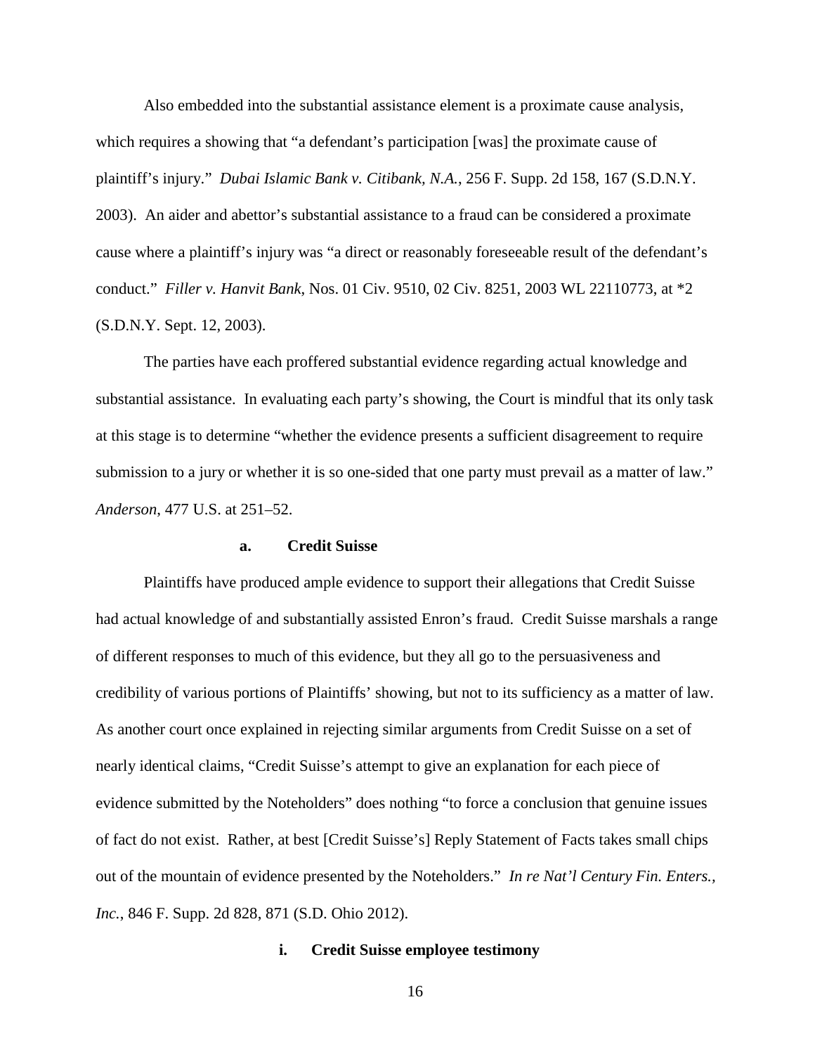Also embedded into the substantial assistance element is a proximate cause analysis, which requires a showing that "a defendant's participation [was] the proximate cause of plaintiff's injury." *Dubai Islamic Bank v. Citibank, N.A.*, 256 F. Supp. 2d 158, 167 (S.D.N.Y. 2003). An aider and abettor's substantial assistance to a fraud can be considered a proximate cause where a plaintiff's injury was "a direct or reasonably foreseeable result of the defendant's conduct." *Filler v. Hanvit Bank*, Nos. 01 Civ. 9510, 02 Civ. 8251, 2003 WL 22110773, at *2 (S.D.N.Y. Sept. 12, 2003).

The parties have each proffered substantial evidence regarding actual knowledge and substantial assistance. In evaluating each party's showing, the Court is mindful that its only task at this stage is to determine "whether the evidence presents a sufficient disagreement to require submission to a jury or whether it is so one-sided that one party must prevail as a matter of law." *Anderson*, 477 U.S. at 251–52.

**a. Credit Suisse**

Plaintiffs have produced ample evidence to support their allegations that Credit Suisse had actual knowledge of and substantially assisted Enron's fraud. Credit Suisse marshals a range of different responses to much of this evidence, but they all go to the persuasiveness and credibility of various portions of Plaintiffs' showing, but not to its sufficiency as a matter of law. As another court once explained in rejecting similar arguments from Credit Suisse on a set of nearly identical claims, "Credit Suisse's attempt to give an explanation for each piece of evidence submitted by the Noteholders" does nothing "to force a conclusion that genuine issues of fact do not exist. Rather, at best [Credit Suisse's] Reply Statement of Facts takes small chips out of the mountain of evidence presented by the Noteholders." *In re Nat'l Century Fin. Enters., Inc.*, 846 F. Supp. 2d 828, 871 (S.D. Ohio 2012).

**i. Credit Suisse employee testimony**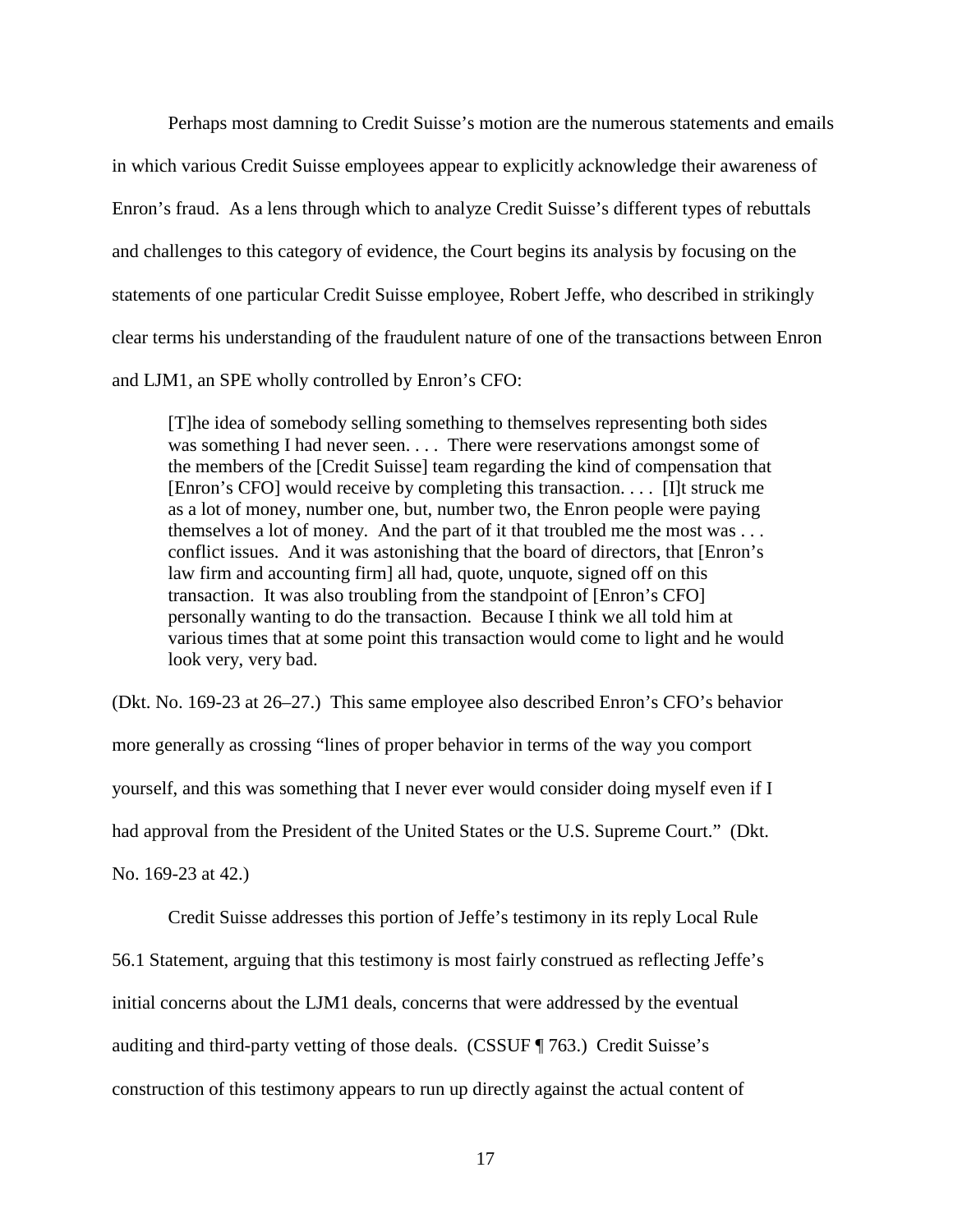Perhaps most damning to Credit Suisse's motion are the numerous statements and emails in which various Credit Suisse employees appear to explicitly acknowledge their awareness of Enron's fraud. As a lens through which to analyze Credit Suisse's different types of rebuttals and challenges to this category of evidence, the Court begins its analysis by focusing on the statements of one particular Credit Suisse employee, Robert Jeffe, who described in strikingly clear terms his understanding of the fraudulent nature of one of the transactions between Enron and LJM1, an SPE wholly controlled by Enron's CFO:

> [T]he idea of somebody selling something to themselves representing both sides was something I had never seen. . . . There were reservations amongst some of the members of the [Credit Suisse] team regarding the kind of compensation that [Enron's CFO] would receive by completing this transaction. . . . [I]t struck me as a lot of money, number one, but, number two, the Enron people were paying themselves a lot of money. And the part of it that troubled me the most was . . . conflict issues. And it was astonishing that the board of directors, that [Enron's law firm and accounting firm] all had, quote, unquote, signed off on this transaction. It was also troubling from the standpoint of [Enron's CFO] personally wanting to do the transaction. Because I think we all told him at various times that at some point this transaction would come to light and he would look very, very bad.

(Dkt. No. 169-23 at 26–27.) This same employee also described Enron's CFO's behavior more generally as crossing "lines of proper behavior in terms of the way you comport yourself, and this was something that I never ever would consider doing myself even if I had approval from the President of the United States or the U.S. Supreme Court." (Dkt. No. 169-23 at 42.)

Credit Suisse addresses this portion of Jeffe's testimony in its reply Local Rule 56.1 Statement, arguing that this testimony is most fairly construed as reflecting Jeffe's initial concerns about the LJM1 deals, concerns that were addressed by the eventual auditing and third-party vetting of those deals. (CSSUF ¶ 763.) Credit Suisse's construction of this testimony appears to run up directly against the actual content of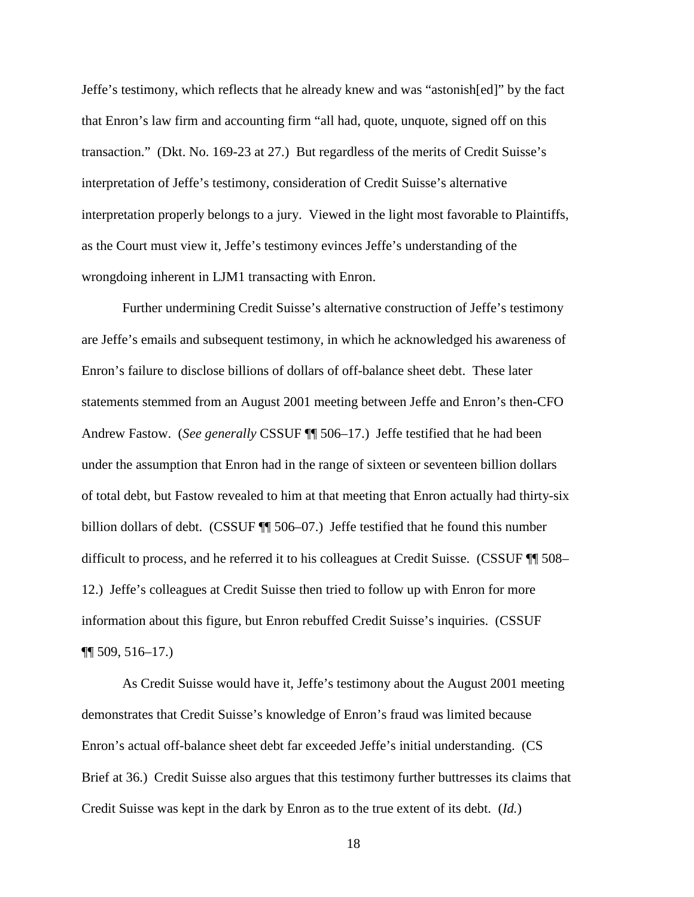Jeffe's testimony, which reflects that he already knew and was "astonish[ed]" by the fact that Enron's law firm and accounting firm "all had, quote, unquote, signed off on this transaction." (Dkt. No. 169-23 at 27.) But regardless of the merits of Credit Suisse's interpretation of Jeffe's testimony, consideration of Credit Suisse's alternative interpretation properly belongs to a jury. Viewed in the light most favorable to Plaintiffs, as the Court must view it, Jeffe's testimony evinces Jeffe's understanding of the wrongdoing inherent in LJM1 transacting with Enron.

Further undermining Credit Suisse's alternative construction of Jeffe's testimony are Jeffe's emails and subsequent testimony, in which he acknowledged his awareness of Enron's failure to disclose billions of dollars of off-balance sheet debt. These later statements stemmed from an August 2001 meeting between Jeffe and Enron's then-CFO Andrew Fastow. (*See generally* CSSUF ¶¶ 506–17.) Jeffe testified that he had been under the assumption that Enron had in the range of sixteen or seventeen billion dollars of total debt, but Fastow revealed to him at that meeting that Enron actually had thirty-six billion dollars of debt. (CSSUF ¶¶ 506–07.) Jeffe testified that he found this number difficult to process, and he referred it to his colleagues at Credit Suisse. (CSSUF ¶¶ 508–12.) Jeffe's colleagues at Credit Suisse then tried to follow up with Enron for more information about this figure, but Enron rebuffed Credit Suisse's inquiries. (CSSUF ¶¶ 509, 516–17.)

As Credit Suisse would have it, Jeffe's testimony about the August 2001 meeting demonstrates that Credit Suisse's knowledge of Enron's fraud was limited because Enron's actual off-balance sheet debt far exceeded Jeffe's initial understanding. (CS Brief at 36.) Credit Suisse also argues that this testimony further buttresses its claims that Credit Suisse was kept in the dark by Enron as to the true extent of its debt. (*Id.*)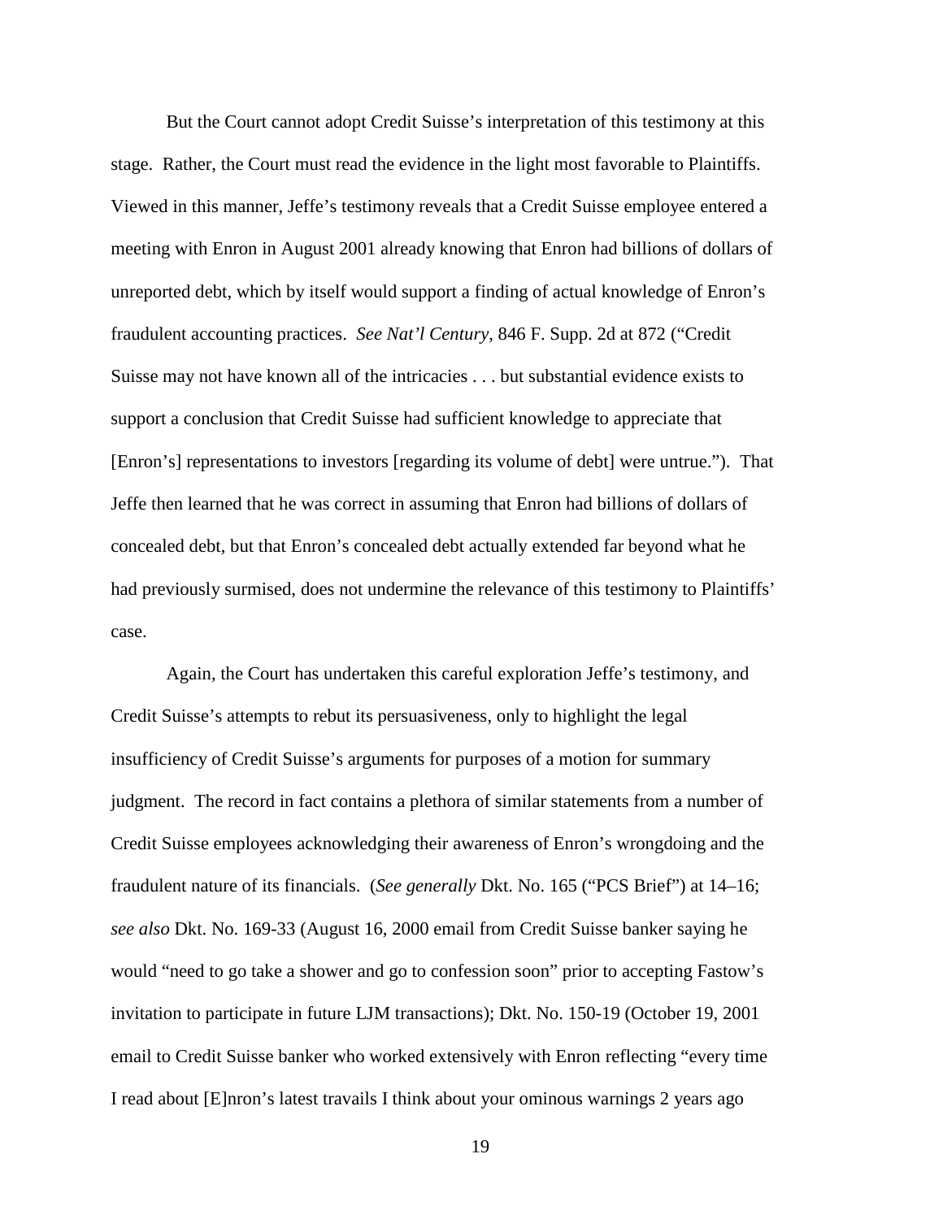But the Court cannot adopt Credit Suisse's interpretation of this testimony at this stage. Rather, the Court must read the evidence in the light most favorable to Plaintiffs. Viewed in this manner, Jeffe's testimony reveals that a Credit Suisse employee entered a meeting with Enron in August 2001 already knowing that Enron had billions of dollars of unreported debt, which by itself would support a finding of actual knowledge of Enron's fraudulent accounting practices. *See Nat'l Century*, 846 F. Supp. 2d at 872 ("Credit Suisse may not have known all of the intricacies . . . but substantial evidence exists to support a conclusion that Credit Suisse had sufficient knowledge to appreciate that [Enron's] representations to investors [regarding its volume of debt] were untrue."). That Jeffe then learned that he was correct in assuming that Enron had billions of dollars of concealed debt, but that Enron's concealed debt actually extended far beyond what he had previously surmised, does not undermine the relevance of this testimony to Plaintiffs' case.

Again, the Court has undertaken this careful exploration Jeffe's testimony, and Credit Suisse's attempts to rebut its persuasiveness, only to highlight the legal insufficiency of Credit Suisse's arguments for purposes of a motion for summary judgment. The record in fact contains a plethora of similar statements from a number of Credit Suisse employees acknowledging their awareness of Enron's wrongdoing and the fraudulent nature of its financials. (*See generally* Dkt. No. 165 ("PCS Brief") at 14–16; *see also* Dkt. No. 169-33 (August 16, 2000 email from Credit Suisse banker saying he would "need to go take a shower and go to confession soon" prior to accepting Fastow's invitation to participate in future LJM transactions); Dkt. No. 150-19 (October 19, 2001 email to Credit Suisse banker who worked extensively with Enron reflecting "every time I read about [E]nron's latest travails I think about your ominous warnings 2 years ago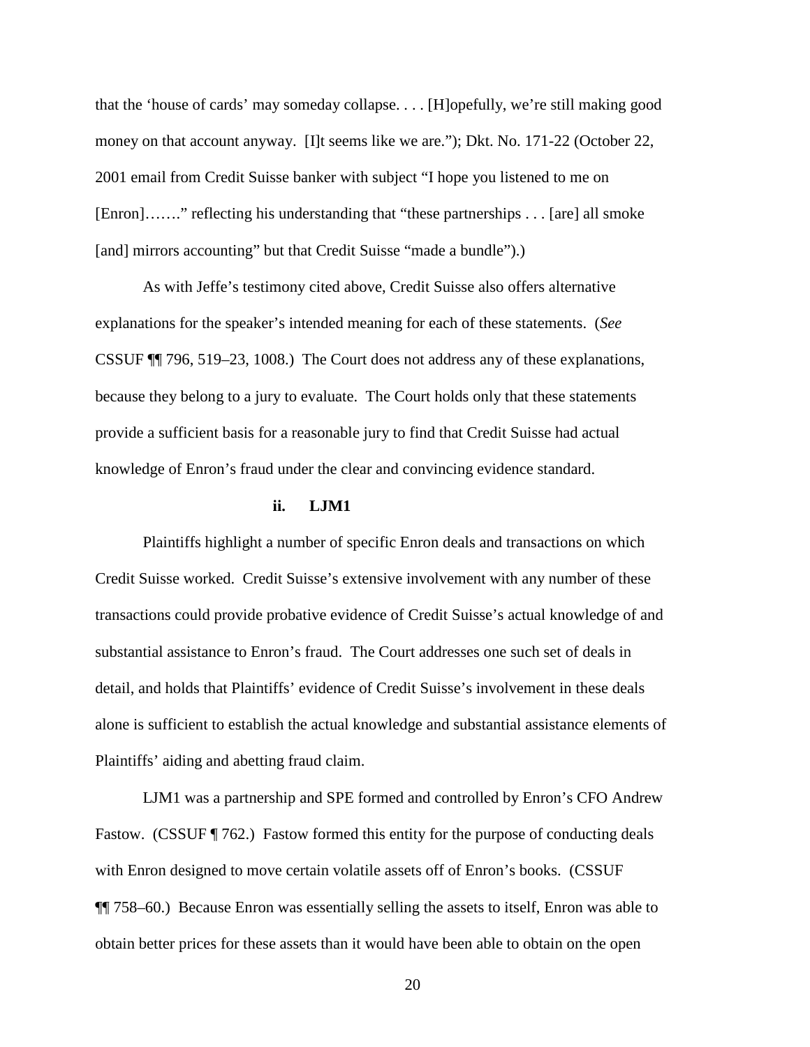that the 'house of cards' may someday collapse. . . . [H]opefully, we're still making good money on that account anyway. [I]t seems like we are."); Dkt. No. 171-22 (October 22, 2001 email from Credit Suisse banker with subject "I hope you listened to me on [Enron]……." reflecting his understanding that "these partnerships . . . [are] all smoke [and] mirrors accounting" but that Credit Suisse "made a bundle").)

As with Jeffe's testimony cited above, Credit Suisse also offers alternative explanations for the speaker's intended meaning for each of these statements. (*See* CSSUF ¶¶ 796, 519–23, 1008.) The Court does not address any of these explanations, because they belong to a jury to evaluate. The Court holds only that these statements provide a sufficient basis for a reasonable jury to find that Credit Suisse had actual knowledge of Enron's fraud under the clear and convincing evidence standard.

**ii. LJM1**

Plaintiffs highlight a number of specific Enron deals and transactions on which Credit Suisse worked. Credit Suisse's extensive involvement with any number of these transactions could provide probative evidence of Credit Suisse's actual knowledge of and substantial assistance to Enron's fraud. The Court addresses one such set of deals in detail, and holds that Plaintiffs' evidence of Credit Suisse's involvement in these deals alone is sufficient to establish the actual knowledge and substantial assistance elements of Plaintiffs' aiding and abetting fraud claim.

LJM1 was a partnership and SPE formed and controlled by Enron's CFO Andrew Fastow. (CSSUF ¶ 762.) Fastow formed this entity for the purpose of conducting deals with Enron designed to move certain volatile assets off of Enron's books. (CSSUF ¶¶ 758–60.) Because Enron was essentially selling the assets to itself, Enron was able to obtain better prices for these assets than it would have been able to obtain on the open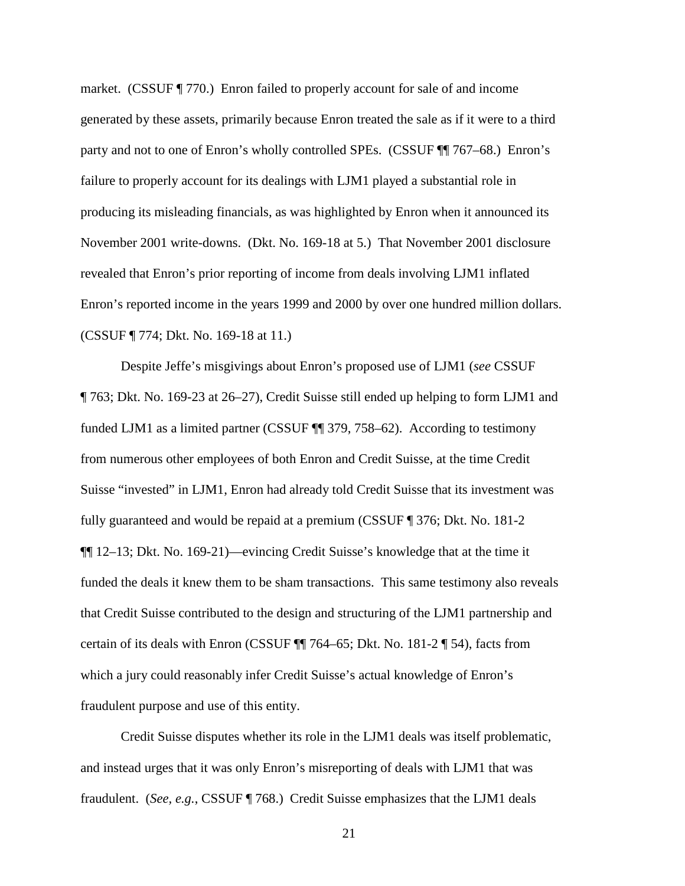market. (CSSUF ¶ 770.) Enron failed to properly account for sale of and income generated by these assets, primarily because Enron treated the sale as if it were to a third party and not to one of Enron's wholly controlled SPEs. (CSSUF ¶¶ 767–68.) Enron's failure to properly account for its dealings with LJM1 played a substantial role in producing its misleading financials, as was highlighted by Enron when it announced its November 2001 write-downs. (Dkt. No. 169-18 at 5.) That November 2001 disclosure revealed that Enron's prior reporting of income from deals involving LJM1 inflated Enron's reported income in the years 1999 and 2000 by over one hundred million dollars. (CSSUF ¶ 774; Dkt. No. 169-18 at 11.)

Despite Jeffe's misgivings about Enron's proposed use of LJM1 (*see* CSSUF ¶ 763; Dkt. No. 169-23 at 26–27), Credit Suisse still ended up helping to form LJM1 and funded LJM1 as a limited partner (CSSUF ¶¶ 379, 758–62). According to testimony from numerous other employees of both Enron and Credit Suisse, at the time Credit Suisse "invested" in LJM1, Enron had already told Credit Suisse that its investment was fully guaranteed and would be repaid at a premium (CSSUF ¶ 376; Dkt. No. 181-2 ¶¶ 12–13; Dkt. No. 169-21)—evincing Credit Suisse's knowledge that at the time it funded the deals it knew them to be sham transactions. This same testimony also reveals that Credit Suisse contributed to the design and structuring of the LJM1 partnership and certain of its deals with Enron (CSSUF ¶¶ 764–65; Dkt. No. 181-2 ¶ 54), facts from which a jury could reasonably infer Credit Suisse's actual knowledge of Enron's fraudulent purpose and use of this entity.

Credit Suisse disputes whether its role in the LJM1 deals was itself problematic, and instead urges that it was only Enron's misreporting of deals with LJM1 that was fraudulent. (*See, e.g.*, CSSUF ¶ 768.) Credit Suisse emphasizes that the LJM1 deals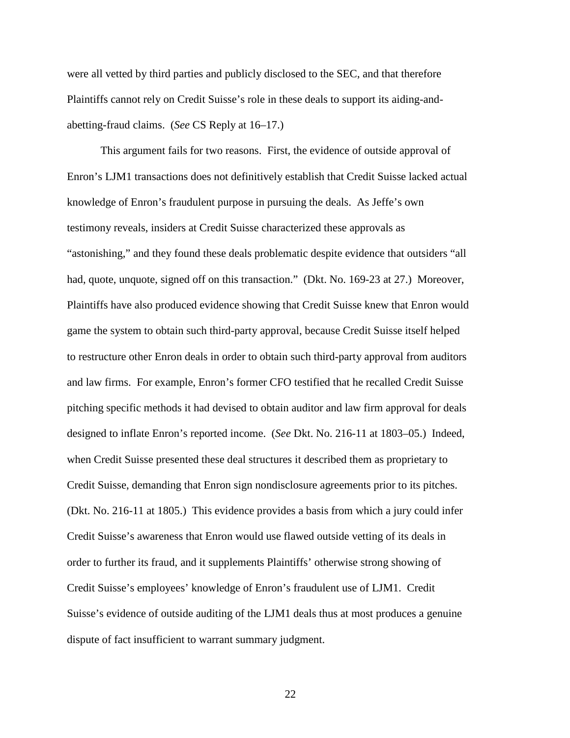were all vetted by third parties and publicly disclosed to the SEC, and that therefore Plaintiffs cannot rely on Credit Suisse's role in these deals to support its aiding-and-abetting-fraud claims. (*See* CS Reply at 16–17.)

This argument fails for two reasons. First, the evidence of outside approval of Enron's LJM1 transactions does not definitively establish that Credit Suisse lacked actual knowledge of Enron's fraudulent purpose in pursuing the deals. As Jeffe's own testimony reveals, insiders at Credit Suisse characterized these approvals as "astonishing," and they found these deals problematic despite evidence that outsiders "all had, quote, unquote, signed off on this transaction." (Dkt. No. 169-23 at 27.) Moreover, Plaintiffs have also produced evidence showing that Credit Suisse knew that Enron would game the system to obtain such third-party approval, because Credit Suisse itself helped to restructure other Enron deals in order to obtain such third-party approval from auditors and law firms. For example, Enron's former CFO testified that he recalled Credit Suisse pitching specific methods it had devised to obtain auditor and law firm approval for deals designed to inflate Enron's reported income. (*See* Dkt. No. 216-11 at 1803–05.) Indeed, when Credit Suisse presented these deal structures it described them as proprietary to Credit Suisse, demanding that Enron sign nondisclosure agreements prior to its pitches. (Dkt. No. 216-11 at 1805.) This evidence provides a basis from which a jury could infer Credit Suisse's awareness that Enron would use flawed outside vetting of its deals in order to further its fraud, and it supplements Plaintiffs' otherwise strong showing of Credit Suisse's employees' knowledge of Enron's fraudulent use of LJM1. Credit Suisse's evidence of outside auditing of the LJM1 deals thus at most produces a genuine dispute of fact insufficient to warrant summary judgment.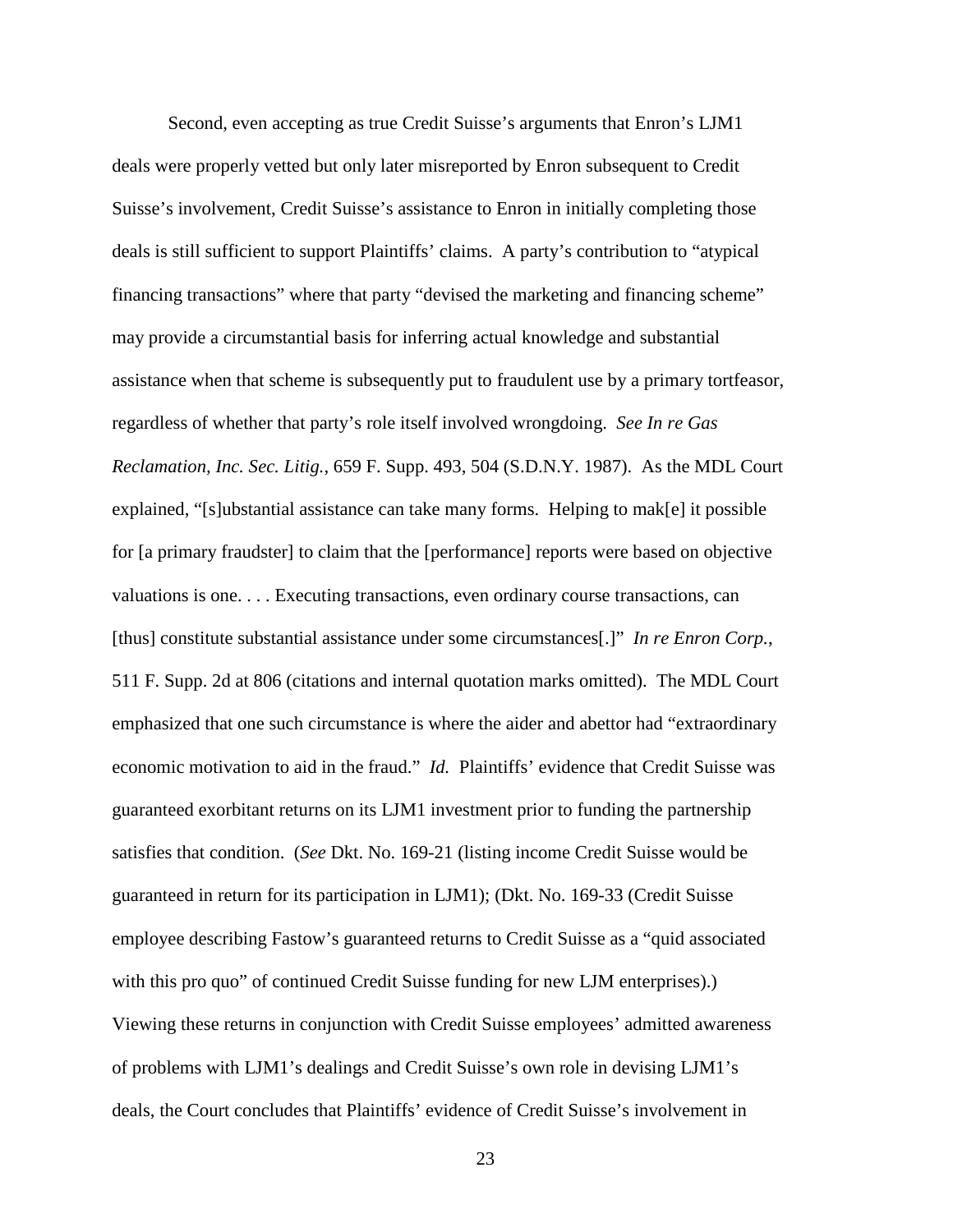Second, even accepting as true Credit Suisse's arguments that Enron's LJM1 deals were properly vetted but only later misreported by Enron subsequent to Credit Suisse's involvement, Credit Suisse's assistance to Enron in initially completing those deals is still sufficient to support Plaintiffs' claims. A party's contribution to "atypical financing transactions" where that party "devised the marketing and financing scheme" may provide a circumstantial basis for inferring actual knowledge and substantial assistance when that scheme is subsequently put to fraudulent use by a primary tortfeasor, regardless of whether that party's role itself involved wrongdoing. *See In re Gas Reclamation, Inc. Sec. Litig.*, 659 F. Supp. 493, 504 (S.D.N.Y. 1987). As the MDL Court explained, "[s]ubstantial assistance can take many forms. Helping to mak[e] it possible for [a primary fraudster] to claim that the [performance] reports were based on objective valuations is one. . . . Executing transactions, even ordinary course transactions, can [thus] constitute substantial assistance under some circumstances[.]" *In re Enron Corp.*, 511 F. Supp. 2d at 806 (citations and internal quotation marks omitted). The MDL Court emphasized that one such circumstance is where the aider and abettor had "extraordinary economic motivation to aid in the fraud." *Id.* Plaintiffs' evidence that Credit Suisse was guaranteed exorbitant returns on its LJM1 investment prior to funding the partnership satisfies that condition. (*See* Dkt. No. 169-21 (listing income Credit Suisse would be guaranteed in return for its participation in LJM1); (Dkt. No. 169-33 (Credit Suisse employee describing Fastow's guaranteed returns to Credit Suisse as a "quid associated with this pro quo" of continued Credit Suisse funding for new LJM enterprises).) Viewing these returns in conjunction with Credit Suisse employees' admitted awareness of problems with LJM1's dealings and Credit Suisse's own role in devising LJM1's deals, the Court concludes that Plaintiffs' evidence of Credit Suisse's involvement in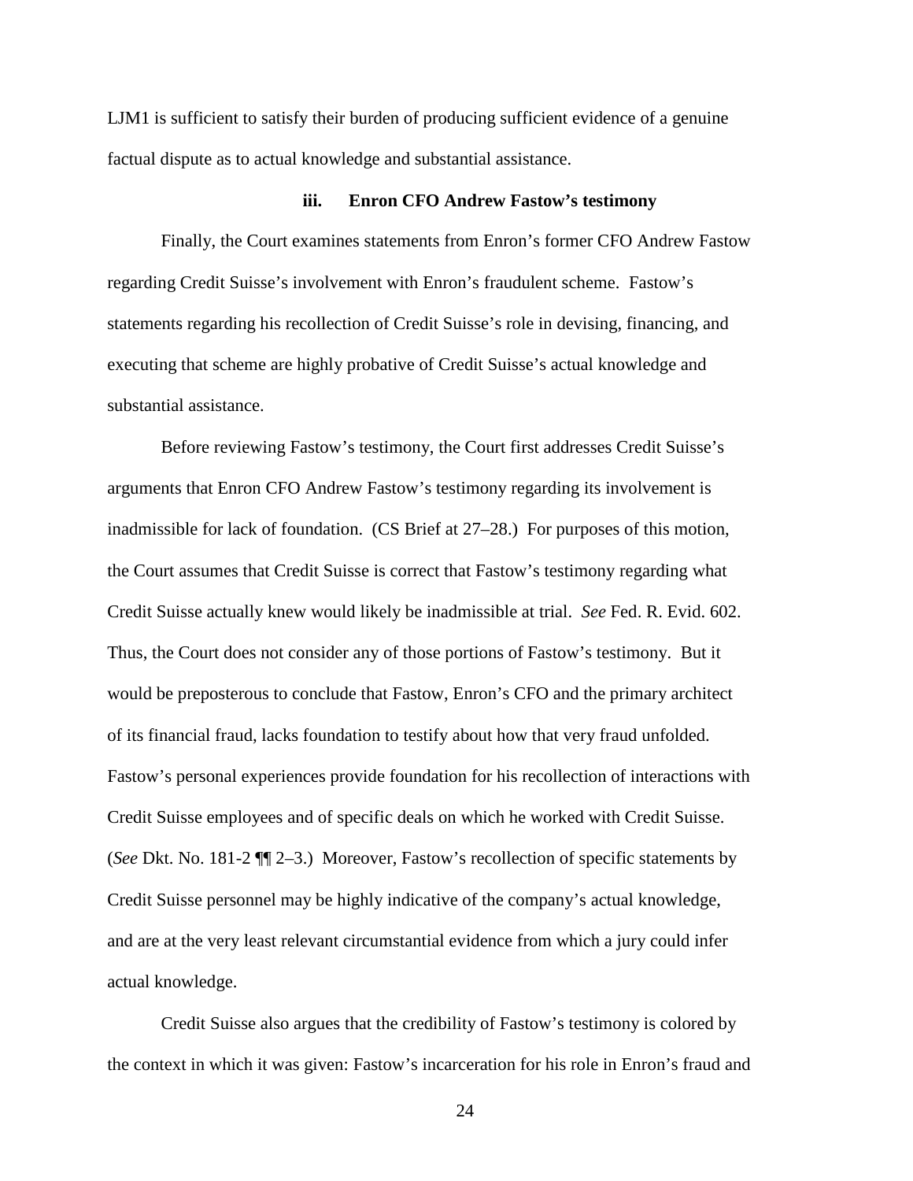LJM1 is sufficient to satisfy their burden of producing sufficient evidence of a genuine factual dispute as to actual knowledge and substantial assistance.

### iii. Enron CFO Andrew Fastow's testimony

Finally, the Court examines statements from Enron's former CFO Andrew Fastow regarding Credit Suisse's involvement with Enron's fraudulent scheme. Fastow's statements regarding his recollection of Credit Suisse's role in devising, financing, and executing that scheme are highly probative of Credit Suisse's actual knowledge and substantial assistance.

Before reviewing Fastow's testimony, the Court first addresses Credit Suisse's arguments that Enron CFO Andrew Fastow's testimony regarding its involvement is inadmissible for lack of foundation. (CS Brief at 27–28.) For purposes of this motion, the Court assumes that Credit Suisse is correct that Fastow's testimony regarding what Credit Suisse actually knew would likely be inadmissible at trial. *See* Fed. R. Evid. 602. Thus, the Court does not consider any of those portions of Fastow's testimony. But it would be preposterous to conclude that Fastow, Enron's CFO and the primary architect of its financial fraud, lacks foundation to testify about how that very fraud unfolded. Fastow's personal experiences provide foundation for his recollection of interactions with Credit Suisse employees and of specific deals on which he worked with Credit Suisse. (*See* Dkt. No. 181-2 ¶¶ 2–3.) Moreover, Fastow's recollection of specific statements by Credit Suisse personnel may be highly indicative of the company's actual knowledge, and are at the very least relevant circumstantial evidence from which a jury could infer actual knowledge.

Credit Suisse also argues that the credibility of Fastow's testimony is colored by the context in which it was given: Fastow's incarceration for his role in Enron's fraud and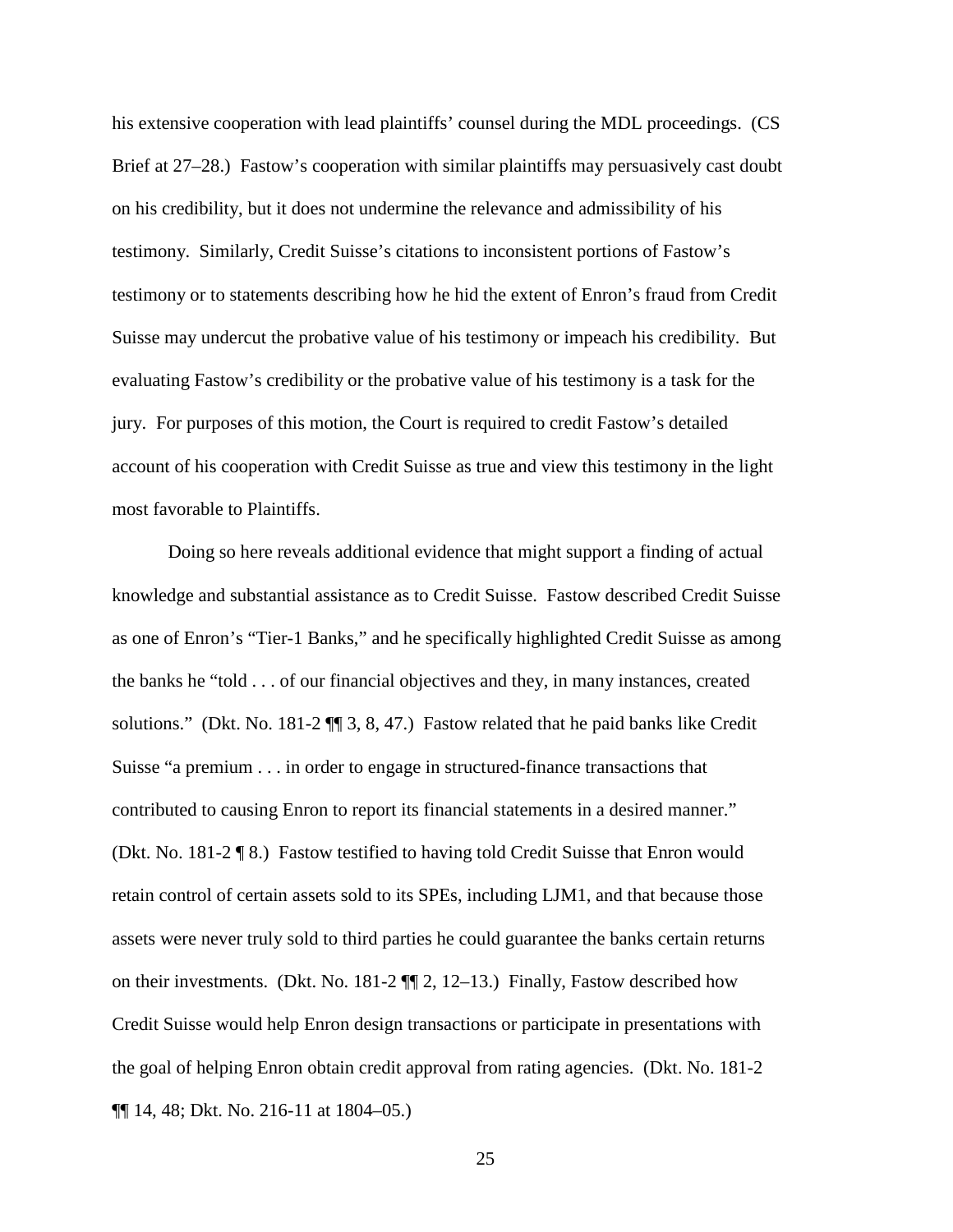his extensive cooperation with lead plaintiffs' counsel during the MDL proceedings. (CS Brief at 27–28.) Fastow's cooperation with similar plaintiffs may persuasively cast doubt on his credibility, but it does not undermine the relevance and admissibility of his testimony. Similarly, Credit Suisse's citations to inconsistent portions of Fastow's testimony or to statements describing how he hid the extent of Enron's fraud from Credit Suisse may undercut the probative value of his testimony or impeach his credibility. But evaluating Fastow's credibility or the probative value of his testimony is a task for the jury. For purposes of this motion, the Court is required to credit Fastow's detailed account of his cooperation with Credit Suisse as true and view this testimony in the light most favorable to Plaintiffs.

Doing so here reveals additional evidence that might support a finding of actual knowledge and substantial assistance as to Credit Suisse. Fastow described Credit Suisse as one of Enron's "Tier-1 Banks," and he specifically highlighted Credit Suisse as among the banks he "told . . . of our financial objectives and they, in many instances, created solutions." (Dkt. No. 181-2 ¶¶ 3, 8, 47.) Fastow related that he paid banks like Credit Suisse "a premium . . . in order to engage in structured-finance transactions that contributed to causing Enron to report its financial statements in a desired manner." (Dkt. No. 181-2 ¶ 8.) Fastow testified to having told Credit Suisse that Enron would retain control of certain assets sold to its SPEs, including LJM1, and that because those assets were never truly sold to third parties he could guarantee the banks certain returns on their investments. (Dkt. No. 181-2 ¶¶ 2, 12–13.) Finally, Fastow described how Credit Suisse would help Enron design transactions or participate in presentations with the goal of helping Enron obtain credit approval from rating agencies. (Dkt. No. 181-2 ¶¶ 14, 48; Dkt. No. 216-11 at 1804–05.)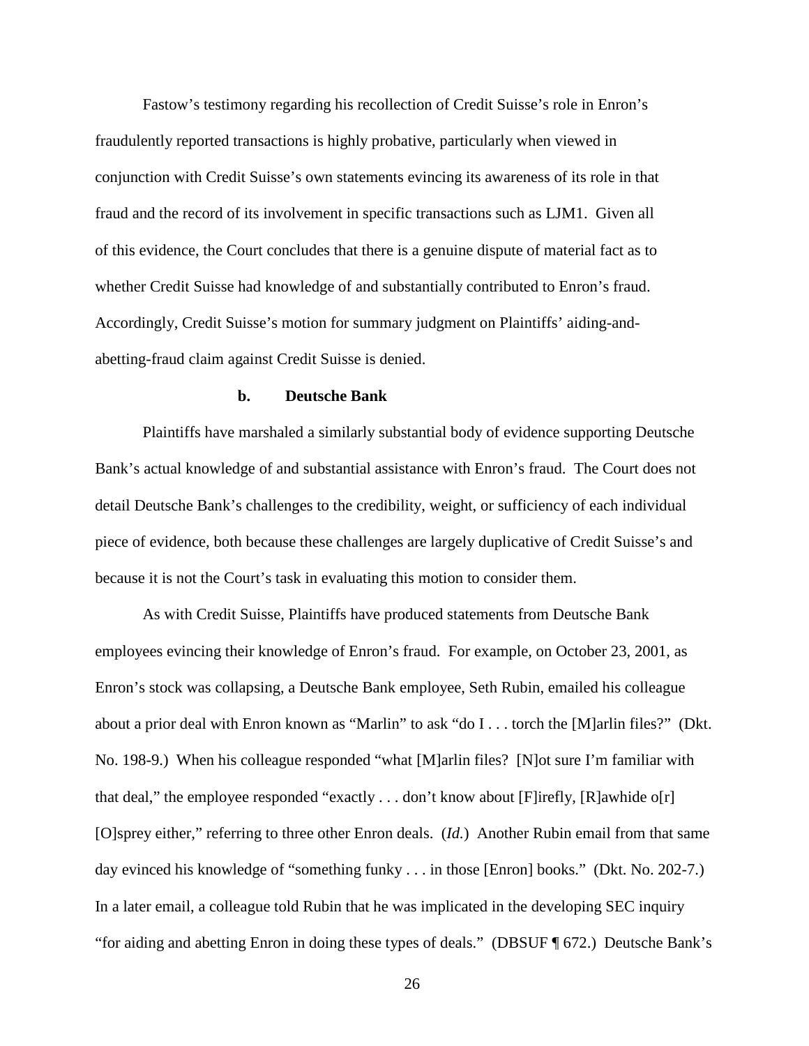Fastow's testimony regarding his recollection of Credit Suisse's role in Enron's fraudulently reported transactions is highly probative, particularly when viewed in conjunction with Credit Suisse's own statements evincing its awareness of its role in that fraud and the record of its involvement in specific transactions such as LJM1. Given all of this evidence, the Court concludes that there is a genuine dispute of material fact as to whether Credit Suisse had knowledge of and substantially contributed to Enron's fraud. Accordingly, Credit Suisse's motion for summary judgment on Plaintiffs' aiding-and-abetting-fraud claim against Credit Suisse is denied.

**b. Deutsche Bank**

Plaintiffs have marshaled a similarly substantial body of evidence supporting Deutsche Bank's actual knowledge of and substantial assistance with Enron's fraud. The Court does not detail Deutsche Bank's challenges to the credibility, weight, or sufficiency of each individual piece of evidence, both because these challenges are largely duplicative of Credit Suisse's and because it is not the Court's task in evaluating this motion to consider them.

As with Credit Suisse, Plaintiffs have produced statements from Deutsche Bank employees evincing their knowledge of Enron's fraud. For example, on October 23, 2001, as Enron's stock was collapsing, a Deutsche Bank employee, Seth Rubin, emailed his colleague about a prior deal with Enron known as "Marlin" to ask "do I . . . torch the [M]arlin files?" (Dkt. No. 198-9.) When his colleague responded "what [M]arlin files? [N]ot sure I'm familiar with that deal," the employee responded "exactly . . . don't know about [F]irefly, [R]awhide o[r] [O]sprey either," referring to three other Enron deals. (*Id.*) Another Rubin email from that same day evinced his knowledge of "something funky . . . in those [Enron] books." (Dkt. No. 202-7.) In a later email, a colleague told Rubin that he was implicated in the developing SEC inquiry "for aiding and abetting Enron in doing these types of deals." (DBSUF ¶ 672.) Deutsche Bank's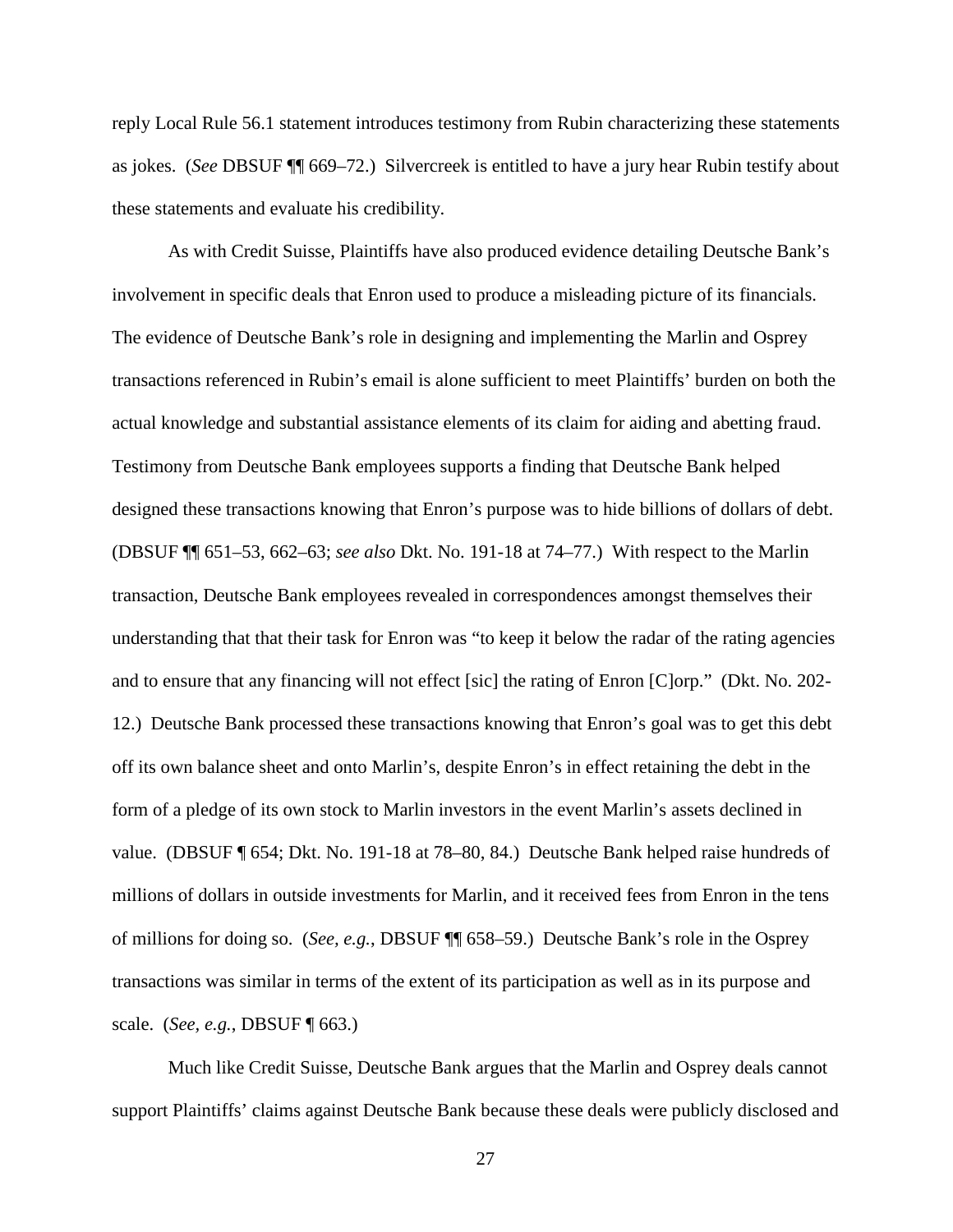reply Local Rule 56.1 statement introduces testimony from Rubin characterizing these statements as jokes. (*See* DBSUF ¶¶ 669–72.) Silvercreek is entitled to have a jury hear Rubin testify about these statements and evaluate his credibility.

As with Credit Suisse, Plaintiffs have also produced evidence detailing Deutsche Bank's involvement in specific deals that Enron used to produce a misleading picture of its financials. The evidence of Deutsche Bank's role in designing and implementing the Marlin and Osprey transactions referenced in Rubin's email is alone sufficient to meet Plaintiffs' burden on both the actual knowledge and substantial assistance elements of its claim for aiding and abetting fraud. Testimony from Deutsche Bank employees supports a finding that Deutsche Bank helped designed these transactions knowing that Enron's purpose was to hide billions of dollars of debt. (DBSUF ¶¶ 651–53, 662–63; *see also* Dkt. No. 191-18 at 74–77.) With respect to the Marlin transaction, Deutsche Bank employees revealed in correspondences amongst themselves their understanding that that their task for Enron was "to keep it below the radar of the rating agencies and to ensure that any financing will not effect [sic] the rating of Enron [C]orp." (Dkt. No. 202-12.) Deutsche Bank processed these transactions knowing that Enron's goal was to get this debt off its own balance sheet and onto Marlin's, despite Enron's in effect retaining the debt in the form of a pledge of its own stock to Marlin investors in the event Marlin's assets declined in value. (DBSUF ¶ 654; Dkt. No. 191-18 at 78–80, 84.) Deutsche Bank helped raise hundreds of millions of dollars in outside investments for Marlin, and it received fees from Enron in the tens of millions for doing so. (*See, e.g.*, DBSUF ¶¶ 658–59.) Deutsche Bank's role in the Osprey transactions was similar in terms of the extent of its participation as well as in its purpose and scale. (*See, e.g.*, DBSUF ¶ 663.)

Much like Credit Suisse, Deutsche Bank argues that the Marlin and Osprey deals cannot support Plaintiffs' claims against Deutsche Bank because these deals were publicly disclosed and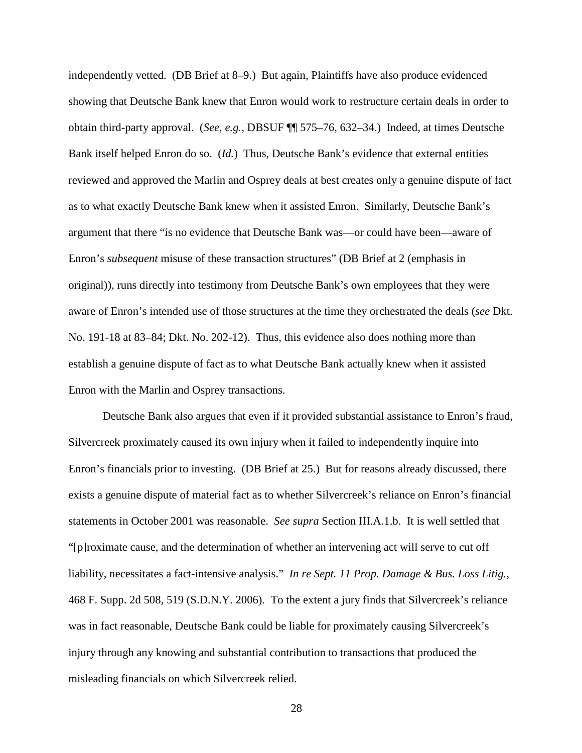independently vetted. (DB Brief at 8–9.) But again, Plaintiffs have also produce evidenced showing that Deutsche Bank knew that Enron would work to restructure certain deals in order to obtain third-party approval. (*See, e.g.*, DBSUF ¶¶ 575–76, 632–34.) Indeed, at times Deutsche Bank itself helped Enron do so. (*Id.*) Thus, Deutsche Bank's evidence that external entities reviewed and approved the Marlin and Osprey deals at best creates only a genuine dispute of fact as to what exactly Deutsche Bank knew when it assisted Enron. Similarly, Deutsche Bank's argument that there "is no evidence that Deutsche Bank was—or could have been—aware of Enron's *subsequent* misuse of these transaction structures" (DB Brief at 2 (emphasis in original)), runs directly into testimony from Deutsche Bank's own employees that they were aware of Enron's intended use of those structures at the time they orchestrated the deals (*see* Dkt. No. 191-18 at 83–84; Dkt. No. 202-12). Thus, this evidence also does nothing more than establish a genuine dispute of fact as to what Deutsche Bank actually knew when it assisted Enron with the Marlin and Osprey transactions.

Deutsche Bank also argues that even if it provided substantial assistance to Enron's fraud, Silvercreek proximately caused its own injury when it failed to independently inquire into Enron's financials prior to investing. (DB Brief at 25.) But for reasons already discussed, there exists a genuine dispute of material fact as to whether Silvercreek's reliance on Enron's financial statements in October 2001 was reasonable. *See supra* Section III.A.1.b. It is well settled that "[p]roximate cause, and the determination of whether an intervening act will serve to cut off liability, necessitates a fact-intensive analysis." *In re Sept. 11 Prop. Damage & Bus. Loss Litig.*, 468 F. Supp. 2d 508, 519 (S.D.N.Y. 2006). To the extent a jury finds that Silvercreek's reliance was in fact reasonable, Deutsche Bank could be liable for proximately causing Silvercreek's injury through any knowing and substantial contribution to transactions that produced the misleading financials on which Silvercreek relied.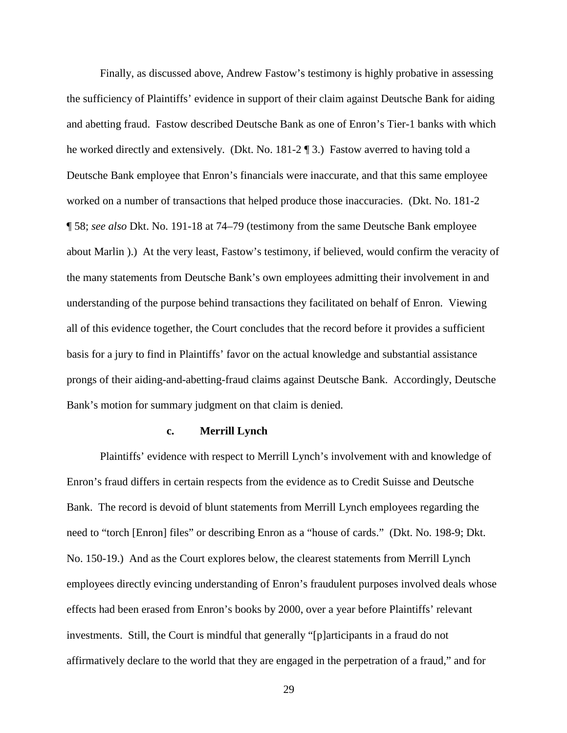Finally, as discussed above, Andrew Fastow's testimony is highly probative in assessing the sufficiency of Plaintiffs' evidence in support of their claim against Deutsche Bank for aiding and abetting fraud. Fastow described Deutsche Bank as one of Enron's Tier-1 banks with which he worked directly and extensively. (Dkt. No. 181-2 ¶ 3.) Fastow averred to having told a Deutsche Bank employee that Enron's financials were inaccurate, and that this same employee worked on a number of transactions that helped produce those inaccuracies. (Dkt. No. 181-2 ¶ 58; *see also* Dkt. No. 191-18 at 74–79 (testimony from the same Deutsche Bank employee about Marlin ).) At the very least, Fastow's testimony, if believed, would confirm the veracity of the many statements from Deutsche Bank's own employees admitting their involvement in and understanding of the purpose behind transactions they facilitated on behalf of Enron. Viewing all of this evidence together, the Court concludes that the record before it provides a sufficient basis for a jury to find in Plaintiffs' favor on the actual knowledge and substantial assistance prongs of their aiding-and-abetting-fraud claims against Deutsche Bank. Accordingly, Deutsche Bank's motion for summary judgment on that claim is denied.

#### c. Merrill Lynch

Plaintiffs' evidence with respect to Merrill Lynch's involvement with and knowledge of Enron's fraud differs in certain respects from the evidence as to Credit Suisse and Deutsche Bank. The record is devoid of blunt statements from Merrill Lynch employees regarding the need to "torch [Enron] files" or describing Enron as a "house of cards." (Dkt. No. 198-9; Dkt. No. 150-19.) And as the Court explores below, the clearest statements from Merrill Lynch employees directly evincing understanding of Enron's fraudulent purposes involved deals whose effects had been erased from Enron's books by 2000, over a year before Plaintiffs' relevant investments. Still, the Court is mindful that generally "[p]articipants in a fraud do not affirmatively declare to the world that they are engaged in the perpetration of a fraud," and for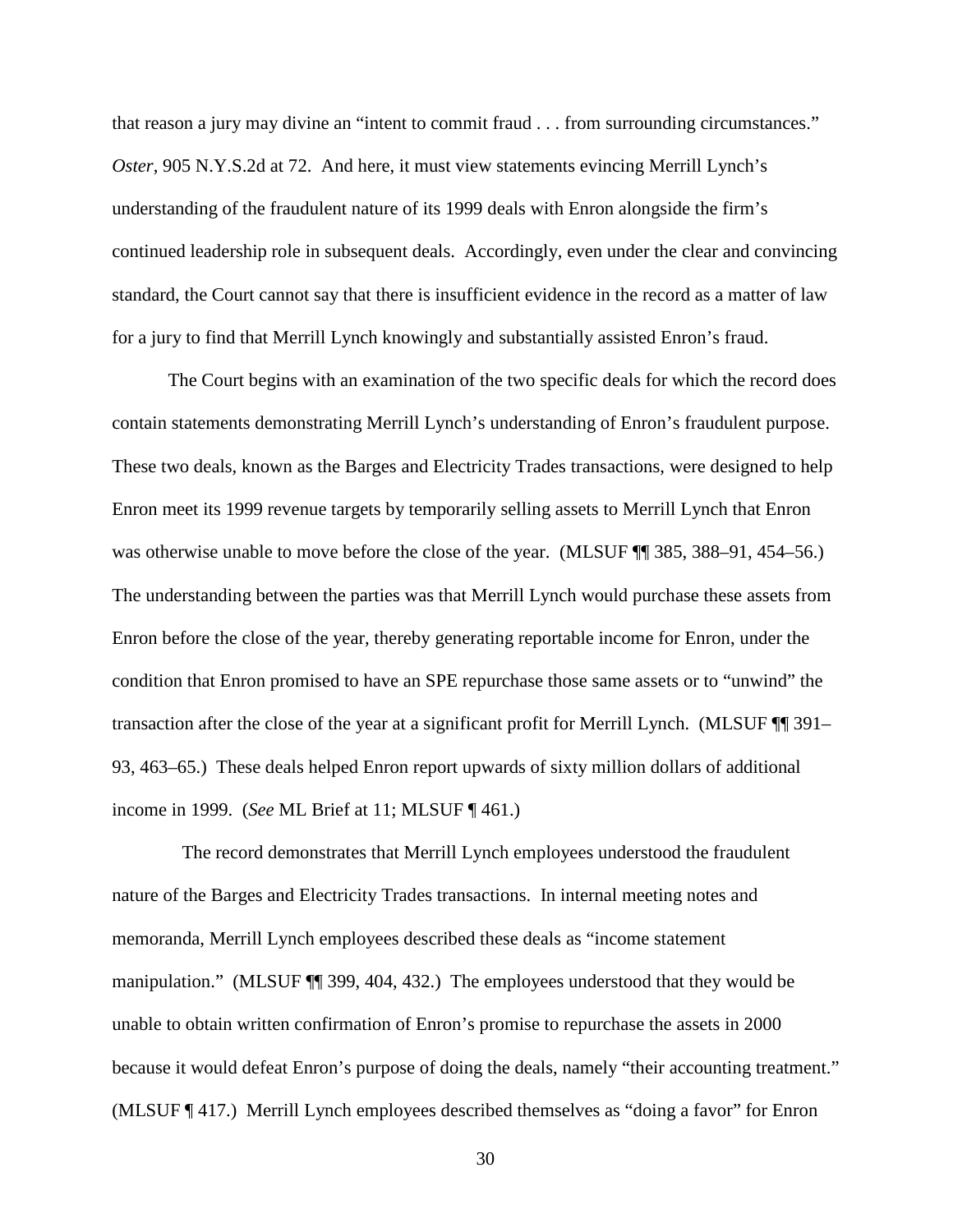that reason a jury may divine an "intent to commit fraud . . . from surrounding circumstances." *Oster*, 905 N.Y.S.2d at 72. And here, it must view statements evincing Merrill Lynch's understanding of the fraudulent nature of its 1999 deals with Enron alongside the firm's continued leadership role in subsequent deals. Accordingly, even under the clear and convincing standard, the Court cannot say that there is insufficient evidence in the record as a matter of law for a jury to find that Merrill Lynch knowingly and substantially assisted Enron's fraud.

The Court begins with an examination of the two specific deals for which the record does contain statements demonstrating Merrill Lynch's understanding of Enron's fraudulent purpose. These two deals, known as the Barges and Electricity Trades transactions, were designed to help Enron meet its 1999 revenue targets by temporarily selling assets to Merrill Lynch that Enron was otherwise unable to move before the close of the year. (MLSUF ¶¶ 385, 388–91, 454–56.) The understanding between the parties was that Merrill Lynch would purchase these assets from Enron before the close of the year, thereby generating reportable income for Enron, under the condition that Enron promised to have an SPE repurchase those same assets or to "unwind" the transaction after the close of the year at a significant profit for Merrill Lynch. (MLSUF ¶¶ 391–93, 463–65.) These deals helped Enron report upwards of sixty million dollars of additional income in 1999. (*See* ML Brief at 11; MLSUF ¶ 461.)

The record demonstrates that Merrill Lynch employees understood the fraudulent nature of the Barges and Electricity Trades transactions. In internal meeting notes and memoranda, Merrill Lynch employees described these deals as "income statement manipulation." (MLSUF ¶¶ 399, 404, 432.) The employees understood that they would be unable to obtain written confirmation of Enron's promise to repurchase the assets in 2000 because it would defeat Enron's purpose of doing the deals, namely "their accounting treatment." (MLSUF ¶ 417.) Merrill Lynch employees described themselves as "doing a favor" for Enron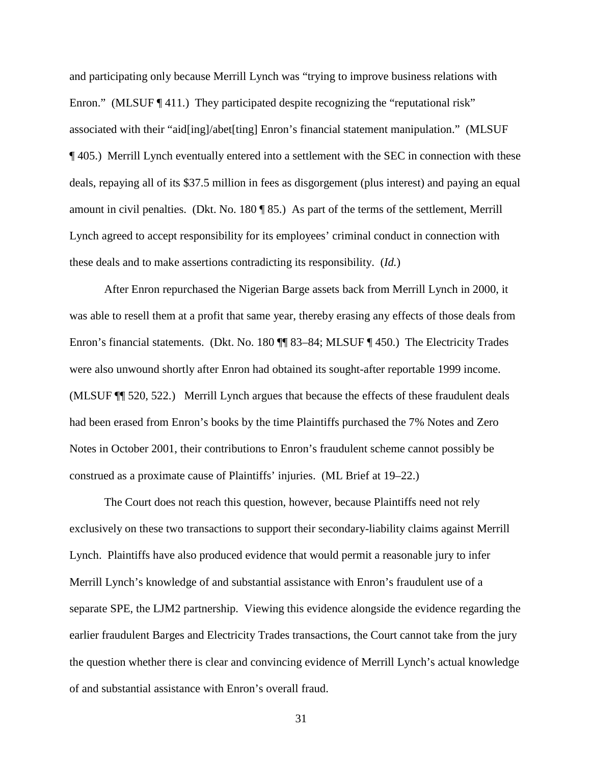and participating only because Merrill Lynch was "trying to improve business relations with Enron." (MLSUF ¶ 411.) They participated despite recognizing the "reputational risk" associated with their "aid[ing]/abet[ting] Enron's financial statement manipulation." (MLSUF ¶ 405.) Merrill Lynch eventually entered into a settlement with the SEC in connection with these deals, repaying all of its $37.5 million in fees as disgorgement (plus interest) and paying an equal amount in civil penalties. (Dkt. No. 180 ¶ 85.) As part of the terms of the settlement, Merrill Lynch agreed to accept responsibility for its employees' criminal conduct in connection with these deals and to make assertions contradicting its responsibility. (*Id.*)

After Enron repurchased the Nigerian Barge assets back from Merrill Lynch in 2000, it was able to resell them at a profit that same year, thereby erasing any effects of those deals from Enron's financial statements. (Dkt. No. 180 ¶¶ 83–84; MLSUF ¶ 450.) The Electricity Trades were also unwound shortly after Enron had obtained its sought-after reportable 1999 income. (MLSUF ¶¶ 520, 522.) Merrill Lynch argues that because the effects of these fraudulent deals had been erased from Enron's books by the time Plaintiffs purchased the 7% Notes and Zero Notes in October 2001, their contributions to Enron's fraudulent scheme cannot possibly be construed as a proximate cause of Plaintiffs' injuries. (ML Brief at 19–22.)

The Court does not reach this question, however, because Plaintiffs need not rely exclusively on these two transactions to support their secondary-liability claims against Merrill Lynch. Plaintiffs have also produced evidence that would permit a reasonable jury to infer Merrill Lynch's knowledge of and substantial assistance with Enron's fraudulent use of a separate SPE, the LJM2 partnership. Viewing this evidence alongside the evidence regarding the earlier fraudulent Barges and Electricity Trades transactions, the Court cannot take from the jury the question whether there is clear and convincing evidence of Merrill Lynch's actual knowledge of and substantial assistance with Enron's overall fraud.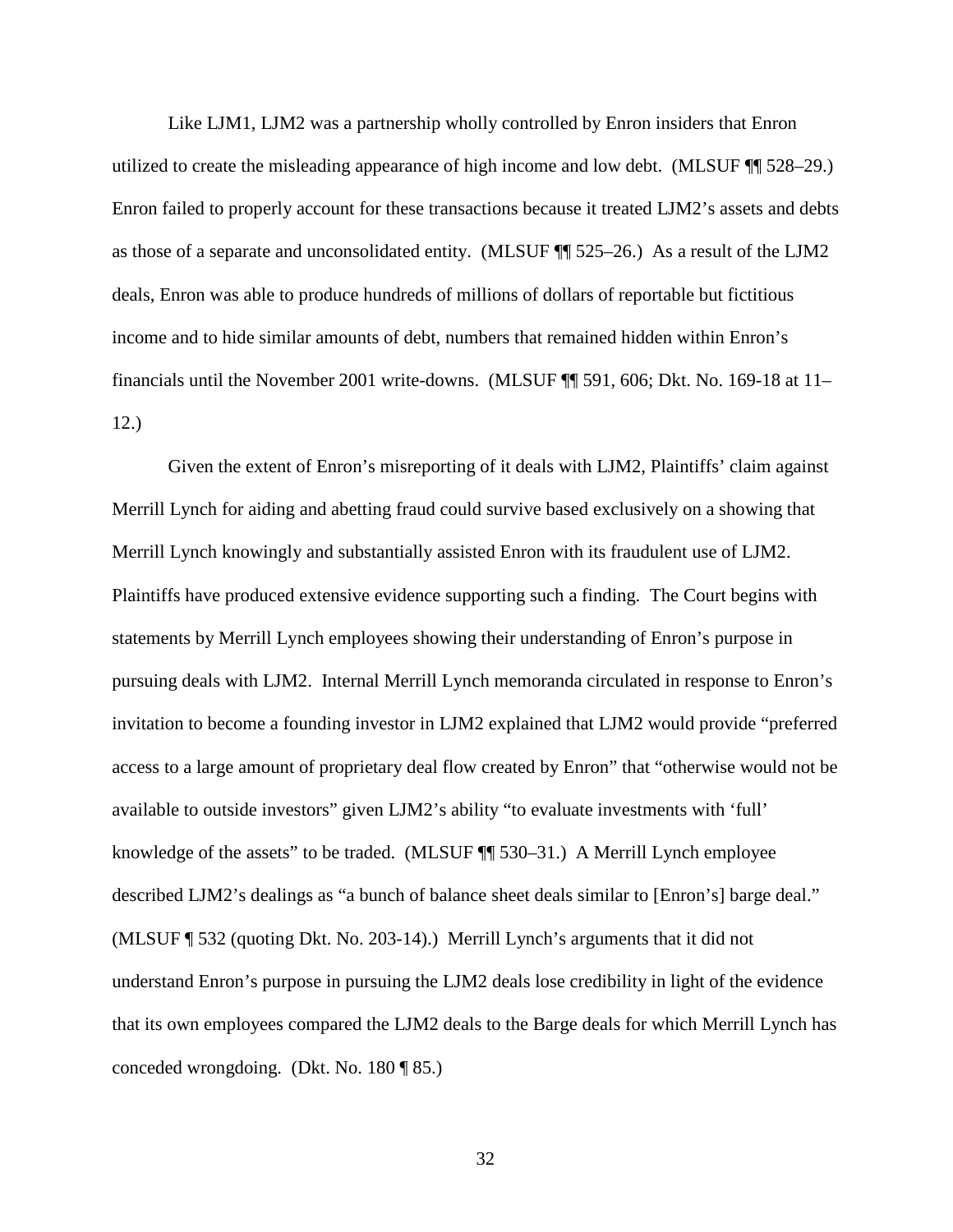Like LJM1, LJM2 was a partnership wholly controlled by Enron insiders that Enron utilized to create the misleading appearance of high income and low debt. (MLSUF ¶¶ 528–29.) Enron failed to properly account for these transactions because it treated LJM2's assets and debts as those of a separate and unconsolidated entity. (MLSUF ¶¶ 525–26.) As a result of the LJM2 deals, Enron was able to produce hundreds of millions of dollars of reportable but fictitious income and to hide similar amounts of debt, numbers that remained hidden within Enron's financials until the November 2001 write-downs. (MLSUF ¶¶ 591, 606; Dkt. No. 169-18 at 11–12.)

Given the extent of Enron's misreporting of it deals with LJM2, Plaintiffs' claim against Merrill Lynch for aiding and abetting fraud could survive based exclusively on a showing that Merrill Lynch knowingly and substantially assisted Enron with its fraudulent use of LJM2. Plaintiffs have produced extensive evidence supporting such a finding. The Court begins with statements by Merrill Lynch employees showing their understanding of Enron's purpose in pursuing deals with LJM2. Internal Merrill Lynch memoranda circulated in response to Enron's invitation to become a founding investor in LJM2 explained that LJM2 would provide "preferred access to a large amount of proprietary deal flow created by Enron" that "otherwise would not be available to outside investors" given LJM2's ability "to evaluate investments with 'full' knowledge of the assets" to be traded. (MLSUF ¶¶ 530–31.) A Merrill Lynch employee described LJM2's dealings as "a bunch of balance sheet deals similar to [Enron's] barge deal." (MLSUF ¶ 532 (quoting Dkt. No. 203-14).) Merrill Lynch's arguments that it did not understand Enron's purpose in pursuing the LJM2 deals lose credibility in light of the evidence that its own employees compared the LJM2 deals to the Barge deals for which Merrill Lynch has conceded wrongdoing. (Dkt. No. 180 ¶ 85.)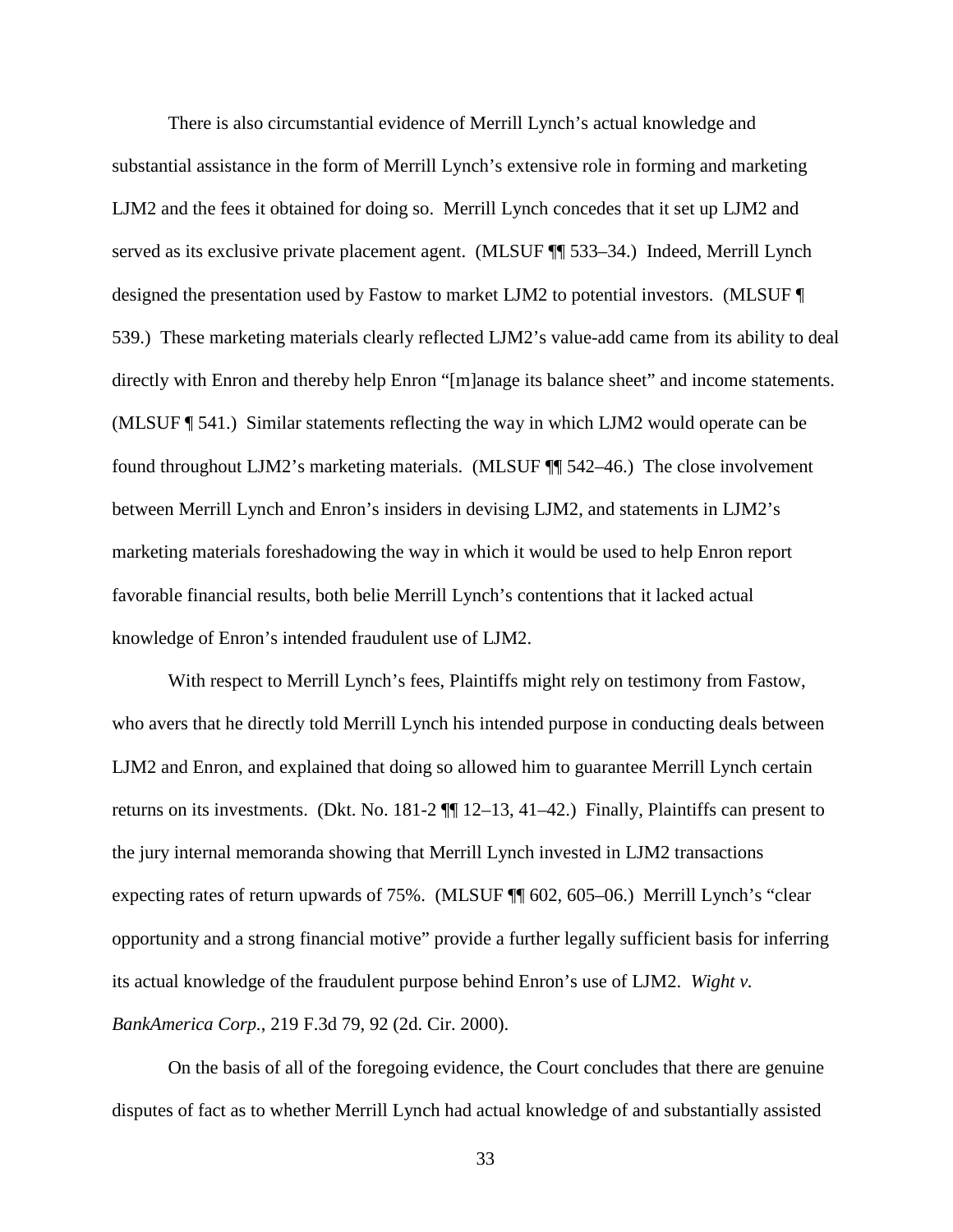There is also circumstantial evidence of Merrill Lynch's actual knowledge and substantial assistance in the form of Merrill Lynch's extensive role in forming and marketing LJM2 and the fees it obtained for doing so. Merrill Lynch concedes that it set up LJM2 and served as its exclusive private placement agent. (MLSUF ¶¶ 533–34.) Indeed, Merrill Lynch designed the presentation used by Fastow to market LJM2 to potential investors. (MLSUF ¶ 539.) These marketing materials clearly reflected LJM2's value-add came from its ability to deal directly with Enron and thereby help Enron "[m]anage its balance sheet" and income statements. (MLSUF ¶ 541.) Similar statements reflecting the way in which LJM2 would operate can be found throughout LJM2's marketing materials. (MLSUF ¶¶ 542–46.) The close involvement between Merrill Lynch and Enron's insiders in devising LJM2, and statements in LJM2's marketing materials foreshadowing the way in which it would be used to help Enron report favorable financial results, both belie Merrill Lynch's contentions that it lacked actual knowledge of Enron's intended fraudulent use of LJM2.

With respect to Merrill Lynch's fees, Plaintiffs might rely on testimony from Fastow, who avers that he directly told Merrill Lynch his intended purpose in conducting deals between LJM2 and Enron, and explained that doing so allowed him to guarantee Merrill Lynch certain returns on its investments. (Dkt. No. 181-2 ¶¶ 12–13, 41–42.) Finally, Plaintiffs can present to the jury internal memoranda showing that Merrill Lynch invested in LJM2 transactions expecting rates of return upwards of 75%. (MLSUF ¶¶ 602, 605–06.) Merrill Lynch's "clear opportunity and a strong financial motive" provide a further legally sufficient basis for inferring its actual knowledge of the fraudulent purpose behind Enron's use of LJM2. *Wight v. BankAmerica Corp.*, 219 F.3d 79, 92 (2d. Cir. 2000).

On the basis of all of the foregoing evidence, the Court concludes that there are genuine disputes of fact as to whether Merrill Lynch had actual knowledge of and substantially assisted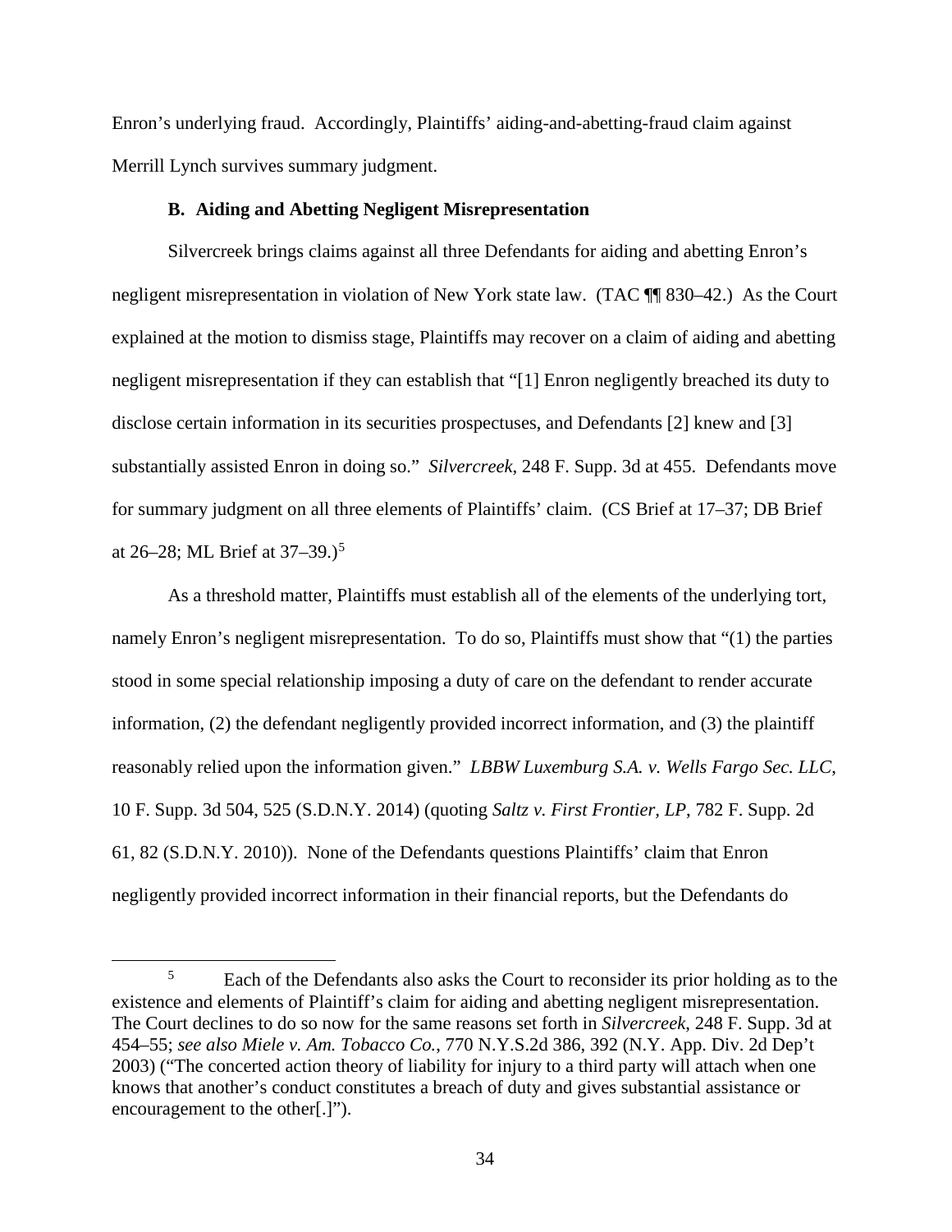Enron's underlying fraud. Accordingly, Plaintiffs' aiding-and-abetting-fraud claim against Merrill Lynch survives summary judgment.

### B. Aiding and Abetting Negligent Misrepresentation

Silvercreek brings claims against all three Defendants for aiding and abetting Enron's negligent misrepresentation in violation of New York state law. (TAC ¶¶ 830–42.) As the Court explained at the motion to dismiss stage, Plaintiffs may recover on a claim of aiding and abetting negligent misrepresentation if they can establish that "[1] Enron negligently breached its duty to disclose certain information in its securities prospectuses, and Defendants [2] knew and [3] substantially assisted Enron in doing so." *Silvercreek*, 248 F. Supp. 3d at 455. Defendants move for summary judgment on all three elements of Plaintiffs' claim. (CS Brief at 17–37; DB Brief at 26–28; ML Brief at 37–39.)[5]

As a threshold matter, Plaintiffs must establish all of the elements of the underlying tort, namely Enron's negligent misrepresentation. To do so, Plaintiffs must show that "(1) the parties stood in some special relationship imposing a duty of care on the defendant to render accurate information, (2) the defendant negligently provided incorrect information, and (3) the plaintiff reasonably relied upon the information given." *LBBW Luxemburg S.A. v. Wells Fargo Sec. LLC*, 10 F. Supp. 3d 504, 525 (S.D.N.Y. 2014) (quoting *Saltz v. First Frontier, LP*, 782 F. Supp. 2d 61, 82 (S.D.N.Y. 2010)). None of the Defendants questions Plaintiffs' claim that Enron negligently provided incorrect information in their financial reports, but the Defendants do

---

[5] Each of the Defendants also asks the Court to reconsider its prior holding as to the existence and elements of Plaintiff's claim for aiding and abetting negligent misrepresentation. The Court declines to do so now for the same reasons set forth in *Silvercreek*, 248 F. Supp. 3d at 454–55; *see also Miele v. Am. Tobacco Co.*, 770 N.Y.S.2d 386, 392 (N.Y. App. Div. 2d Dep't 2003) ("The concerted action theory of liability for injury to a third party will attach when one knows that another's conduct constitutes a breach of duty and gives substantial assistance or encouragement to the other[.]").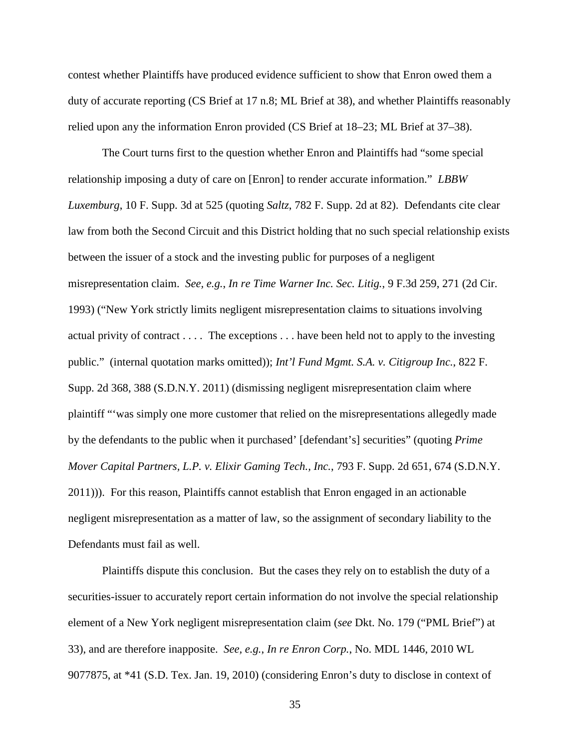contest whether Plaintiffs have produced evidence sufficient to show that Enron owed them a duty of accurate reporting (CS Brief at 17 n.8; ML Brief at 38), and whether Plaintiffs reasonably relied upon any the information Enron provided (CS Brief at 18–23; ML Brief at 37–38).

The Court turns first to the question whether Enron and Plaintiffs had "some special relationship imposing a duty of care on [Enron] to render accurate information." *LBBW Luxemburg*, 10 F. Supp. 3d at 525 (quoting *Saltz*, 782 F. Supp. 2d at 82). Defendants cite clear law from both the Second Circuit and this District holding that no such special relationship exists between the issuer of a stock and the investing public for purposes of a negligent misrepresentation claim. *See, e.g.*, *In re Time Warner Inc. Sec. Litig.*, 9 F.3d 259, 271 (2d Cir. 1993) ("New York strictly limits negligent misrepresentation claims to situations involving actual privity of contract . . . . The exceptions . . . have been held not to apply to the investing public." (internal quotation marks omitted)); *Int'l Fund Mgmt. S.A. v. Citigroup Inc.*, 822 F. Supp. 2d 368, 388 (S.D.N.Y. 2011) (dismissing negligent misrepresentation claim where plaintiff "'was simply one more customer that relied on the misrepresentations allegedly made by the defendants to the public when it purchased' [defendant's] securities" (quoting *Prime Mover Capital Partners, L.P. v. Elixir Gaming Tech., Inc.*, 793 F. Supp. 2d 651, 674 (S.D.N.Y. 2011))). For this reason, Plaintiffs cannot establish that Enron engaged in an actionable negligent misrepresentation as a matter of law, so the assignment of secondary liability to the Defendants must fail as well.

Plaintiffs dispute this conclusion. But the cases they rely on to establish the duty of a securities-issuer to accurately report certain information do not involve the special relationship element of a New York negligent misrepresentation claim (*see* Dkt. No. 179 ("PML Brief") at 33), and are therefore inapposite. *See, e.g.*, *In re Enron Corp.*, No. MDL 1446, 2010 WL 9077875, at *41 (S.D. Tex. Jan. 19, 2010) (considering Enron's duty to disclose in context of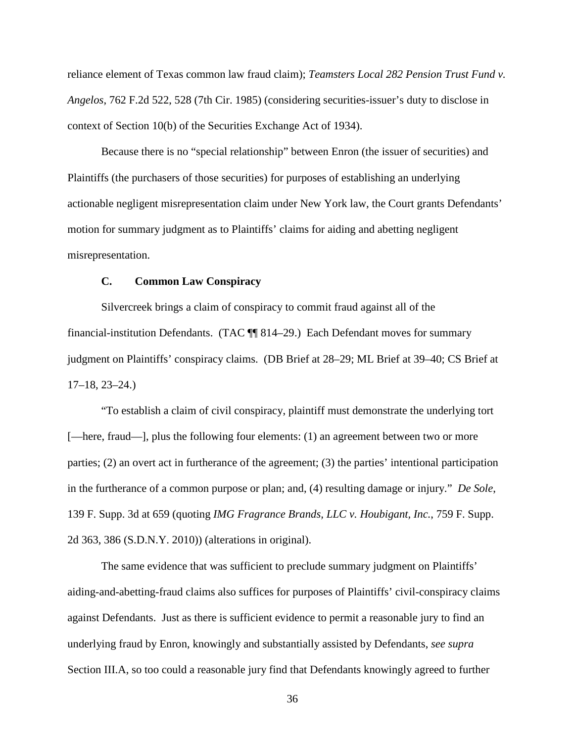reliance element of Texas common law fraud claim); *Teamsters Local 282 Pension Trust Fund v. Angelos*, 762 F.2d 522, 528 (7th Cir. 1985) (considering securities-issuer's duty to disclose in context of Section 10(b) of the Securities Exchange Act of 1934).

Because there is no "special relationship" between Enron (the issuer of securities) and Plaintiffs (the purchasers of those securities) for purposes of establishing an underlying actionable negligent misrepresentation claim under New York law, the Court grants Defendants' motion for summary judgment as to Plaintiffs' claims for aiding and abetting negligent misrepresentation.

### C. Common Law Conspiracy

Silvercreek brings a claim of conspiracy to commit fraud against all of the financial-institution Defendants. (TAC ¶¶ 814–29.) Each Defendant moves for summary judgment on Plaintiffs' conspiracy claims. (DB Brief at 28–29; ML Brief at 39–40; CS Brief at 17–18, 23–24.)

"To establish a claim of civil conspiracy, plaintiff must demonstrate the underlying tort [—here, fraud—], plus the following four elements: (1) an agreement between two or more parties; (2) an overt act in furtherance of the agreement; (3) the parties' intentional participation in the furtherance of a common purpose or plan; and, (4) resulting damage or injury." *De Sole*, 139 F. Supp. 3d at 659 (quoting *IMG Fragrance Brands, LLC v. Houbigant, Inc.*, 759 F. Supp. 2d 363, 386 (S.D.N.Y. 2010)) (alterations in original).

The same evidence that was sufficient to preclude summary judgment on Plaintiffs' aiding-and-abetting-fraud claims also suffices for purposes of Plaintiffs' civil-conspiracy claims against Defendants. Just as there is sufficient evidence to permit a reasonable jury to find an underlying fraud by Enron, knowingly and substantially assisted by Defendants, *see supra* Section III.A, so too could a reasonable jury find that Defendants knowingly agreed to further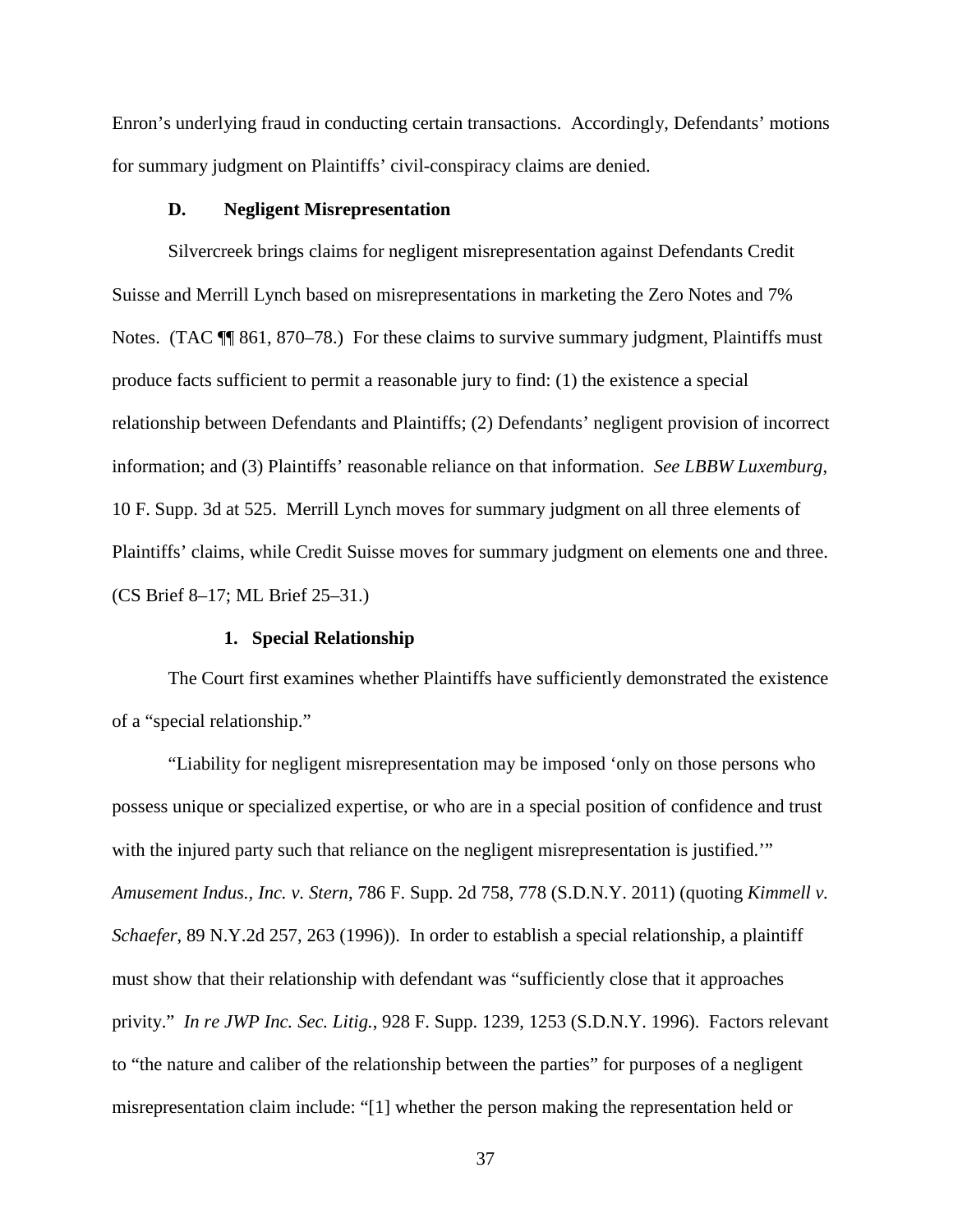Enron's underlying fraud in conducting certain transactions. Accordingly, Defendants' motions for summary judgment on Plaintiffs' civil-conspiracy claims are denied.

### D. Negligent Misrepresentation

Silvercreek brings claims for negligent misrepresentation against Defendants Credit Suisse and Merrill Lynch based on misrepresentations in marketing the Zero Notes and 7% Notes. (TAC ¶¶ 861, 870–78.) For these claims to survive summary judgment, Plaintiffs must produce facts sufficient to permit a reasonable jury to find: (1) the existence a special relationship between Defendants and Plaintiffs; (2) Defendants' negligent provision of incorrect information; and (3) Plaintiffs' reasonable reliance on that information. *See LBBW Luxemburg*, 10 F. Supp. 3d at 525. Merrill Lynch moves for summary judgment on all three elements of Plaintiffs' claims, while Credit Suisse moves for summary judgment on elements one and three. (CS Brief 8–17; ML Brief 25–31.)

#### 1. Special Relationship

The Court first examines whether Plaintiffs have sufficiently demonstrated the existence of a "special relationship."

"Liability for negligent misrepresentation may be imposed 'only on those persons who possess unique or specialized expertise, or who are in a special position of confidence and trust with the injured party such that reliance on the negligent misrepresentation is justified.'" *Amusement Indus., Inc. v. Stern*, 786 F. Supp. 2d 758, 778 (S.D.N.Y. 2011) (quoting *Kimmell v. Schaefer*, 89 N.Y.2d 257, 263 (1996)). In order to establish a special relationship, a plaintiff must show that their relationship with defendant was "sufficiently close that it approaches privity." *In re JWP Inc. Sec. Litig.*, 928 F. Supp. 1239, 1253 (S.D.N.Y. 1996). Factors relevant to "the nature and caliber of the relationship between the parties" for purposes of a negligent misrepresentation claim include: "[1] whether the person making the representation held or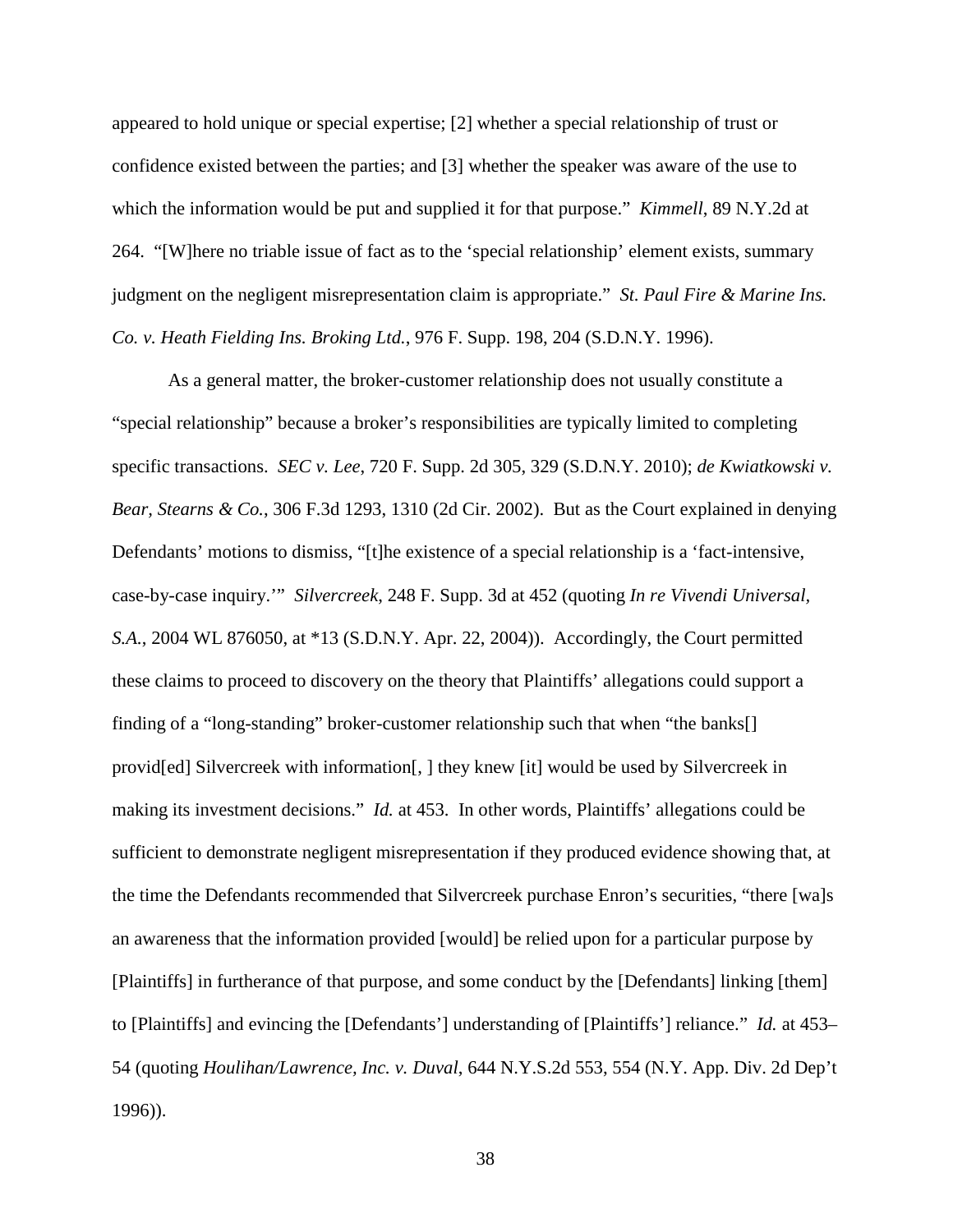appeared to hold unique or special expertise; [2] whether a special relationship of trust or confidence existed between the parties; and [3] whether the speaker was aware of the use to which the information would be put and supplied it for that purpose." *Kimmell*, 89 N.Y.2d at 264. "[W]here no triable issue of fact as to the 'special relationship' element exists, summary judgment on the negligent misrepresentation claim is appropriate." *St. Paul Fire & Marine Ins. Co. v. Heath Fielding Ins. Broking Ltd.*, 976 F. Supp. 198, 204 (S.D.N.Y. 1996).

As a general matter, the broker-customer relationship does not usually constitute a "special relationship" because a broker's responsibilities are typically limited to completing specific transactions. *SEC v. Lee*, 720 F. Supp. 2d 305, 329 (S.D.N.Y. 2010); *de Kwiatkowski v. Bear, Stearns & Co.*, 306 F.3d 1293, 1310 (2d Cir. 2002). But as the Court explained in denying Defendants' motions to dismiss, "[t]he existence of a special relationship is a 'fact-intensive, case-by-case inquiry.'" *Silvercreek*, 248 F. Supp. 3d at 452 (quoting *In re Vivendi Universal, S.A.*, 2004 WL 876050, at *13 (S.D.N.Y. Apr. 22, 2004)). Accordingly, the Court permitted these claims to proceed to discovery on the theory that Plaintiffs' allegations could support a finding of a "long-standing" broker-customer relationship such that when "the banks[] provid[ed] Silvercreek with information[, ] they knew [it] would be used by Silvercreek in making its investment decisions." *Id.* at 453. In other words, Plaintiffs' allegations could be sufficient to demonstrate negligent misrepresentation if they produced evidence showing that, at the time the Defendants recommended that Silvercreek purchase Enron's securities, "there [wa]s an awareness that the information provided [would] be relied upon for a particular purpose by [Plaintiffs] in furtherance of that purpose, and some conduct by the [Defendants] linking [them] to [Plaintiffs] and evincing the [Defendants'] understanding of [Plaintiffs'] reliance." *Id.* at 453–54 (quoting *Houlihan/Lawrence, Inc. v. Duval*, 644 N.Y.S.2d 553, 554 (N.Y. App. Div. 2d Dep't 1996)).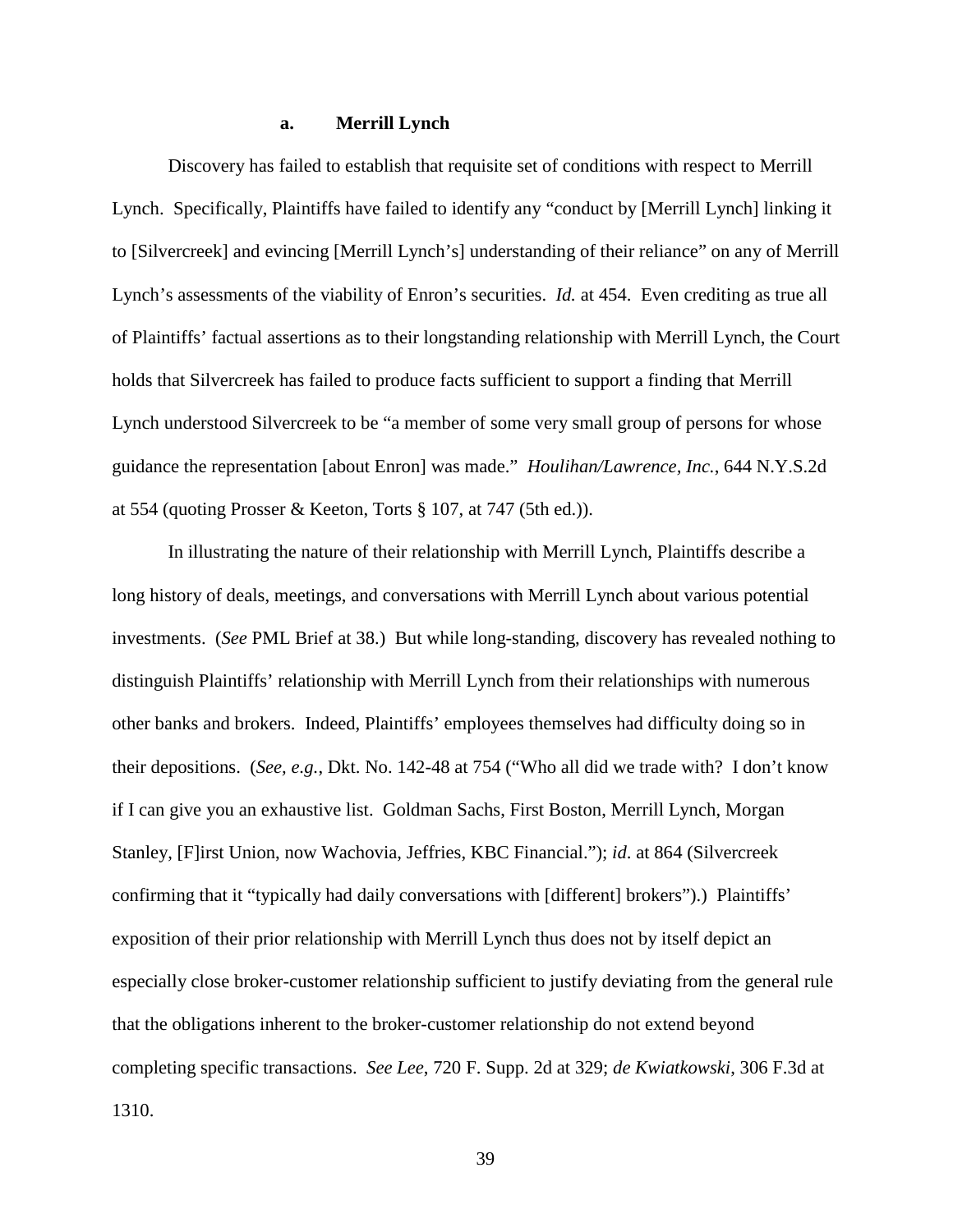#### a. Merrill Lynch

Discovery has failed to establish that requisite set of conditions with respect to Merrill Lynch. Specifically, Plaintiffs have failed to identify any "conduct by [Merrill Lynch] linking it to [Silvercreek] and evincing [Merrill Lynch's] understanding of their reliance" on any of Merrill Lynch's assessments of the viability of Enron's securities. *Id.* at 454. Even crediting as true all of Plaintiffs' factual assertions as to their longstanding relationship with Merrill Lynch, the Court holds that Silvercreek has failed to produce facts sufficient to support a finding that Merrill Lynch understood Silvercreek to be "a member of some very small group of persons for whose guidance the representation [about Enron] was made." *Houlihan/Lawrence, Inc.*, 644 N.Y.S.2d at 554 (quoting Prosser & Keeton, Torts § 107, at 747 (5th ed.)).

In illustrating the nature of their relationship with Merrill Lynch, Plaintiffs describe a long history of deals, meetings, and conversations with Merrill Lynch about various potential investments. (*See* PML Brief at 38.) But while long-standing, discovery has revealed nothing to distinguish Plaintiffs' relationship with Merrill Lynch from their relationships with numerous other banks and brokers. Indeed, Plaintiffs' employees themselves had difficulty doing so in their depositions. (*See, e.g.*, Dkt. No. 142-48 at 754 ("Who all did we trade with? I don't know if I can give you an exhaustive list. Goldman Sachs, First Boston, Merrill Lynch, Morgan Stanley, [F]irst Union, now Wachovia, Jeffries, KBC Financial."); *id*. at 864 (Silvercreek confirming that it "typically had daily conversations with [different] brokers").) Plaintiffs' exposition of their prior relationship with Merrill Lynch thus does not by itself depict an especially close broker-customer relationship sufficient to justify deviating from the general rule that the obligations inherent to the broker-customer relationship do not extend beyond completing specific transactions. *See Lee*, 720 F. Supp. 2d at 329; *de Kwiatkowski*, 306 F.3d at 1310.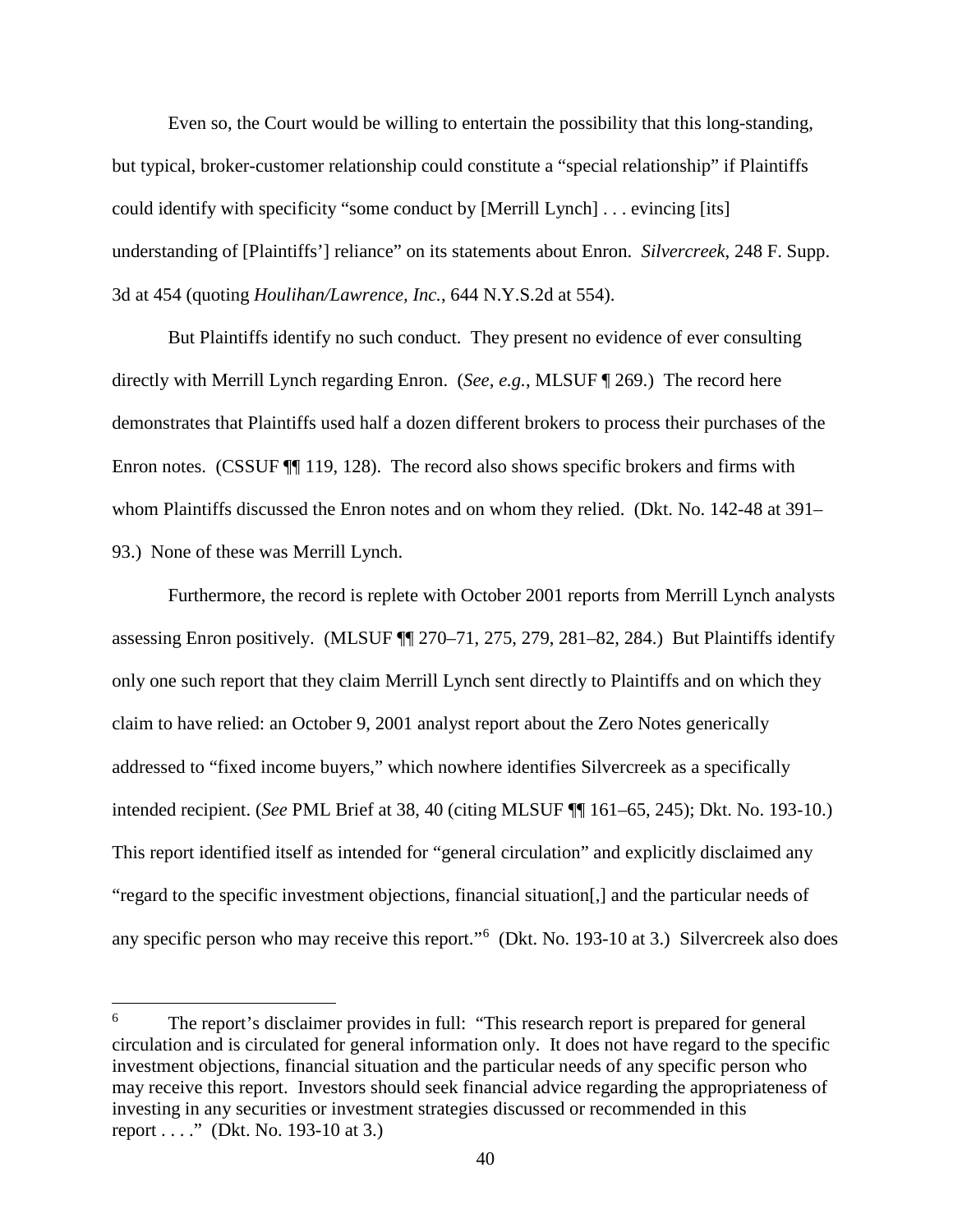Even so, the Court would be willing to entertain the possibility that this long-standing, but typical, broker-customer relationship could constitute a "special relationship" if Plaintiffs could identify with specificity "some conduct by [Merrill Lynch] . . . evincing [its] understanding of [Plaintiffs'] reliance" on its statements about Enron. *Silvercreek*, 248 F. Supp. 3d at 454 (quoting *Houlihan/Lawrence, Inc.*, 644 N.Y.S.2d at 554).

But Plaintiffs identify no such conduct. They present no evidence of ever consulting directly with Merrill Lynch regarding Enron. (*See, e.g.*, MLSUF ¶ 269.) The record here demonstrates that Plaintiffs used half a dozen different brokers to process their purchases of the Enron notes. (CSSUF ¶¶ 119, 128). The record also shows specific brokers and firms with whom Plaintiffs discussed the Enron notes and on whom they relied. (Dkt. No. 142-48 at 391–93.) None of these was Merrill Lynch.

Furthermore, the record is replete with October 2001 reports from Merrill Lynch analysts assessing Enron positively. (MLSUF ¶¶ 270–71, 275, 279, 281–82, 284.) But Plaintiffs identify only one such report that they claim Merrill Lynch sent directly to Plaintiffs and on which they claim to have relied: an October 9, 2001 analyst report about the Zero Notes generically addressed to "fixed income buyers," which nowhere identifies Silvercreek as a specifically intended recipient. (*See* PML Brief at 38, 40 (citing MLSUF ¶¶ 161–65, 245); Dkt. No. 193-10.) This report identified itself as intended for "general circulation" and explicitly disclaimed any "regard to the specific investment objections, financial situation[,] and the particular needs of any specific person who may receive this report."[6] (Dkt. No. 193-10 at 3.) Silvercreek also does

---

[6] The report's disclaimer provides in full: "This research report is prepared for general circulation and is circulated for general information only. It does not have regard to the specific investment objections, financial situation and the particular needs of any specific person who may receive this report. Investors should seek financial advice regarding the appropriateness of investing in any securities or investment strategies discussed or recommended in this report . . . ." (Dkt. No. 193-10 at 3.)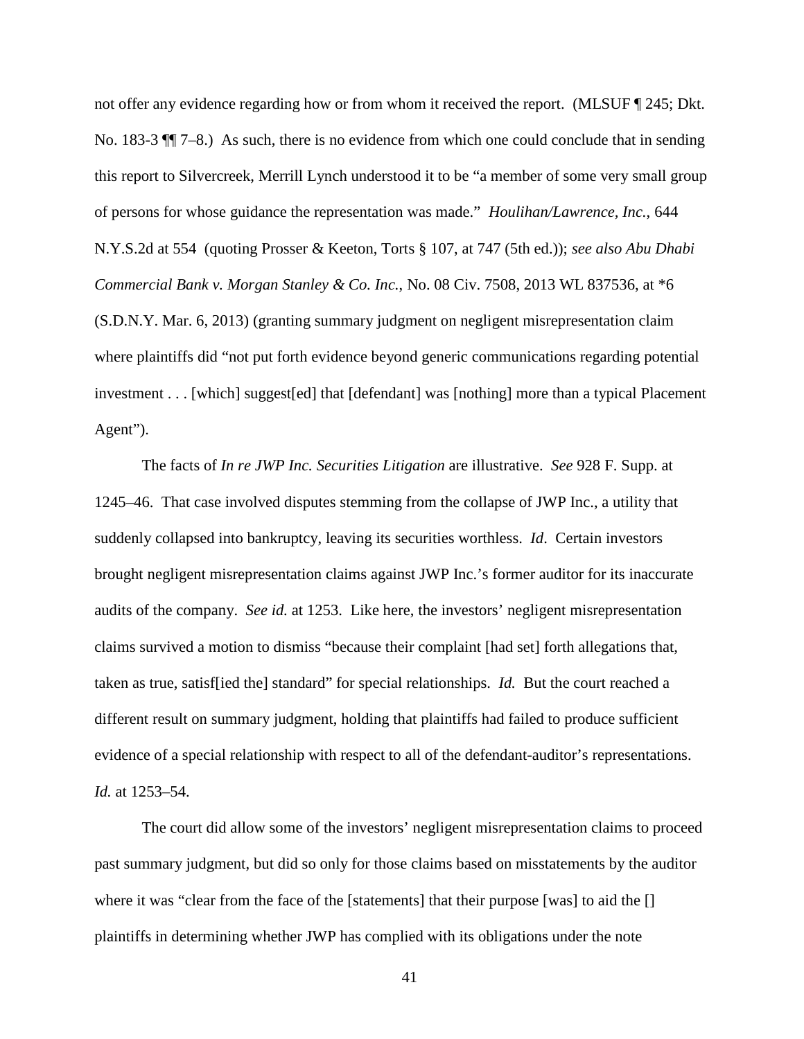not offer any evidence regarding how or from whom it received the report. (MLSUF ¶ 245; Dkt. No. 183-3 ¶¶ 7–8.) As such, there is no evidence from which one could conclude that in sending this report to Silvercreek, Merrill Lynch understood it to be "a member of some very small group of persons for whose guidance the representation was made." *Houlihan/Lawrence, Inc.*, 644 N.Y.S.2d at 554 (quoting Prosser & Keeton, Torts § 107, at 747 (5th ed.)); *see also Abu Dhabi Commercial Bank v. Morgan Stanley & Co. Inc.*, No. 08 Civ. 7508, 2013 WL 837536, at *6 (S.D.N.Y. Mar. 6, 2013) (granting summary judgment on negligent misrepresentation claim where plaintiffs did "not put forth evidence beyond generic communications regarding potential investment . . . [which] suggest[ed] that [defendant] was [nothing] more than a typical Placement Agent").

The facts of *In re JWP Inc. Securities Litigation* are illustrative. *See* 928 F. Supp. at 1245–46. That case involved disputes stemming from the collapse of JWP Inc., a utility that suddenly collapsed into bankruptcy, leaving its securities worthless. *Id*. Certain investors brought negligent misrepresentation claims against JWP Inc.'s former auditor for its inaccurate audits of the company. *See id.* at 1253. Like here, the investors' negligent misrepresentation claims survived a motion to dismiss "because their complaint [had set] forth allegations that, taken as true, satisf[ied the] standard" for special relationships. *Id.* But the court reached a different result on summary judgment, holding that plaintiffs had failed to produce sufficient evidence of a special relationship with respect to all of the defendant-auditor's representations. *Id.* at 1253–54.

The court did allow some of the investors' negligent misrepresentation claims to proceed past summary judgment, but did so only for those claims based on misstatements by the auditor where it was "clear from the face of the [statements] that their purpose [was] to aid the [] plaintiffs in determining whether JWP has complied with its obligations under the note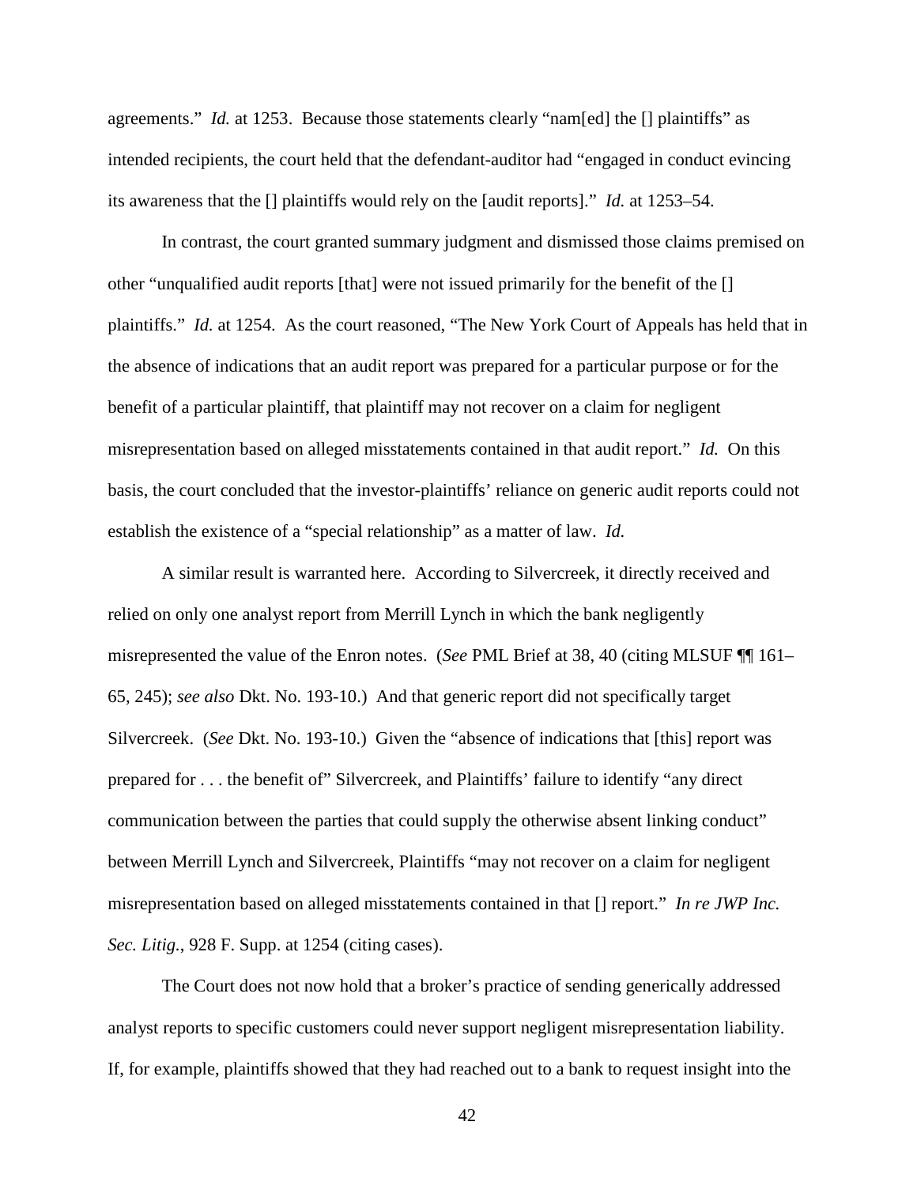agreements." *Id.* at 1253. Because those statements clearly "nam[ed] the [] plaintiffs" as intended recipients, the court held that the defendant-auditor had "engaged in conduct evincing its awareness that the [] plaintiffs would rely on the [audit reports]." *Id.* at 1253–54.

In contrast, the court granted summary judgment and dismissed those claims premised on other "unqualified audit reports [that] were not issued primarily for the benefit of the [] plaintiffs." *Id.* at 1254. As the court reasoned, "The New York Court of Appeals has held that in the absence of indications that an audit report was prepared for a particular purpose or for the benefit of a particular plaintiff, that plaintiff may not recover on a claim for negligent misrepresentation based on alleged misstatements contained in that audit report." *Id.* On this basis, the court concluded that the investor-plaintiffs' reliance on generic audit reports could not establish the existence of a "special relationship" as a matter of law. *Id.*

A similar result is warranted here. According to Silvercreek, it directly received and relied on only one analyst report from Merrill Lynch in which the bank negligently misrepresented the value of the Enron notes. (*See* PML Brief at 38, 40 (citing MLSUF ¶¶ 161–65, 245); *see also* Dkt. No. 193-10.) And that generic report did not specifically target Silvercreek. (*See* Dkt. No. 193-10.) Given the "absence of indications that [this] report was prepared for . . . the benefit of" Silvercreek, and Plaintiffs' failure to identify "any direct communication between the parties that could supply the otherwise absent linking conduct" between Merrill Lynch and Silvercreek, Plaintiffs "may not recover on a claim for negligent misrepresentation based on alleged misstatements contained in that [] report." *In re JWP Inc. Sec. Litig.*, 928 F. Supp. at 1254 (citing cases).

The Court does not now hold that a broker's practice of sending generically addressed analyst reports to specific customers could never support negligent misrepresentation liability. If, for example, plaintiffs showed that they had reached out to a bank to request insight into the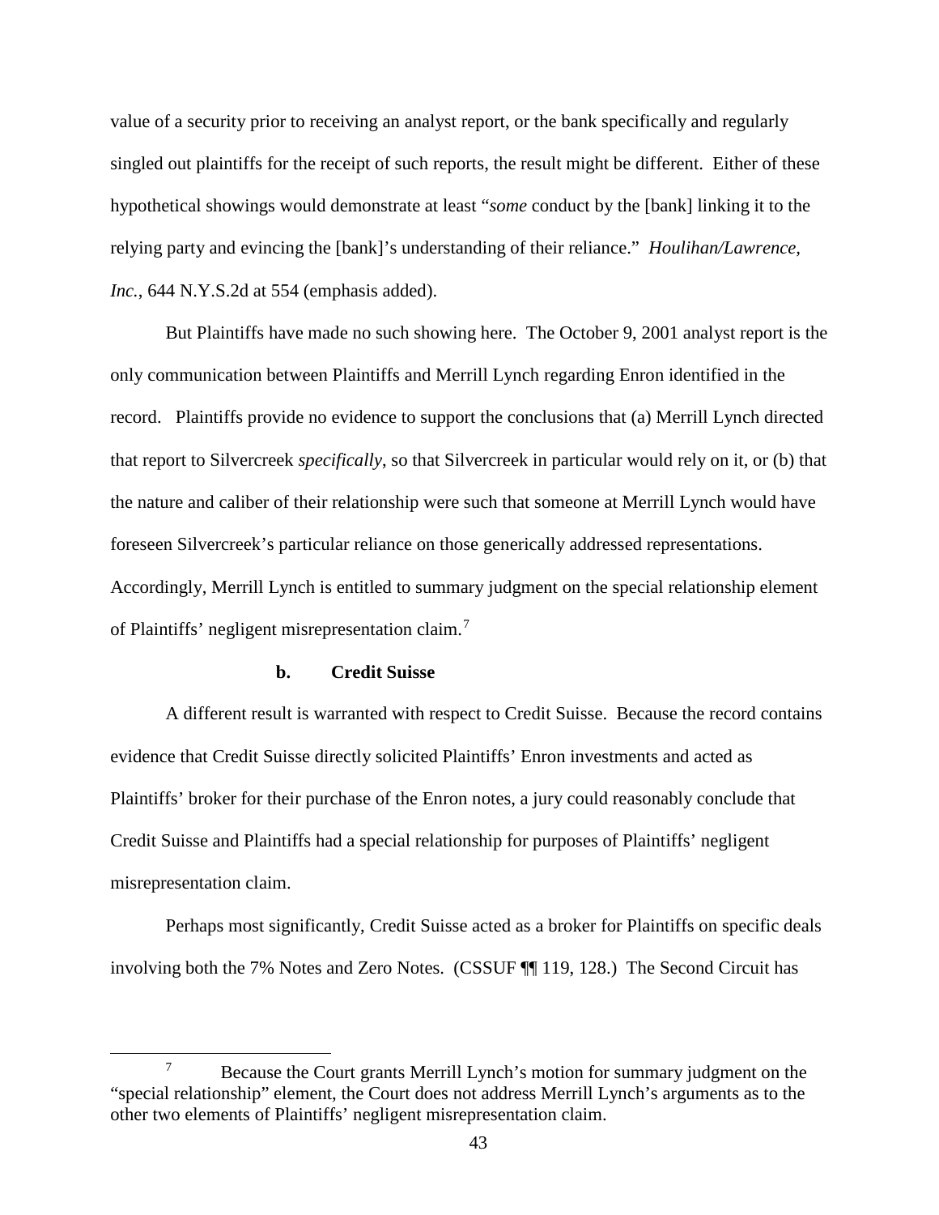value of a security prior to receiving an analyst report, or the bank specifically and regularly singled out plaintiffs for the receipt of such reports, the result might be different. Either of these hypothetical showings would demonstrate at least "*some* conduct by the [bank] linking it to the relying party and evincing the [bank]'s understanding of their reliance." *Houlihan/Lawrence, Inc.*, 644 N.Y.S.2d at 554 (emphasis added).

But Plaintiffs have made no such showing here. The October 9, 2001 analyst report is the only communication between Plaintiffs and Merrill Lynch regarding Enron identified in the record. Plaintiffs provide no evidence to support the conclusions that (a) Merrill Lynch directed that report to Silvercreek *specifically*, so that Silvercreek in particular would rely on it, or (b) that the nature and caliber of their relationship were such that someone at Merrill Lynch would have foreseen Silvercreek's particular reliance on those generically addressed representations. Accordingly, Merrill Lynch is entitled to summary judgment on the special relationship element of Plaintiffs' negligent misrepresentation claim.[7]

**b. Credit Suisse**

A different result is warranted with respect to Credit Suisse. Because the record contains evidence that Credit Suisse directly solicited Plaintiffs' Enron investments and acted as Plaintiffs' broker for their purchase of the Enron notes, a jury could reasonably conclude that Credit Suisse and Plaintiffs had a special relationship for purposes of Plaintiffs' negligent misrepresentation claim.

Perhaps most significantly, Credit Suisse acted as a broker for Plaintiffs on specific deals involving both the 7% Notes and Zero Notes. (CSSUF ¶¶ 119, 128.) The Second Circuit has

---

[7] Because the Court grants Merrill Lynch's motion for summary judgment on the "special relationship" element, the Court does not address Merrill Lynch's arguments as to the other two elements of Plaintiffs' negligent misrepresentation claim.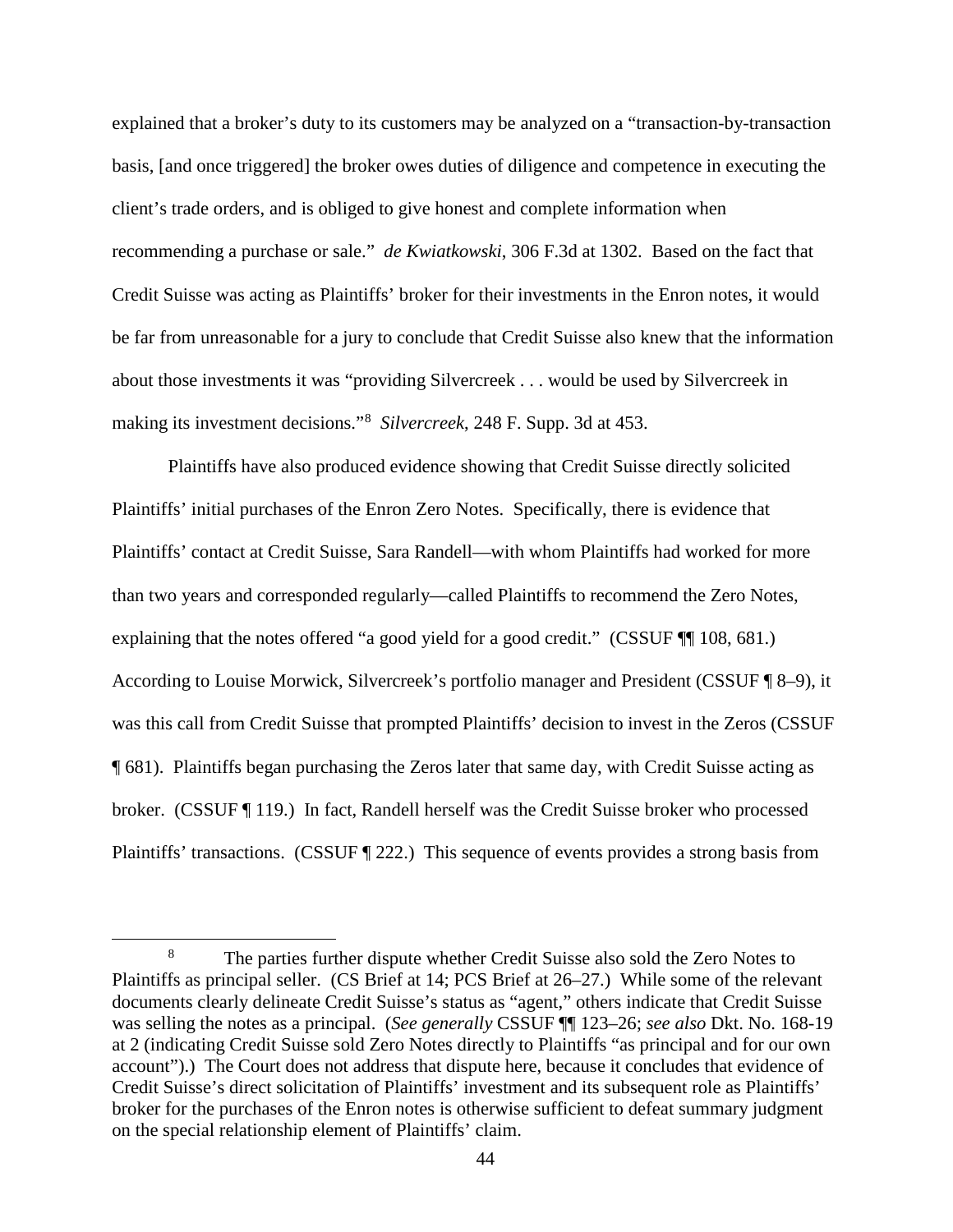explained that a broker's duty to its customers may be analyzed on a "transaction-by-transaction basis, [and once triggered] the broker owes duties of diligence and competence in executing the client's trade orders, and is obliged to give honest and complete information when recommending a purchase or sale." *de Kwiatkowski*, 306 F.3d at 1302. Based on the fact that Credit Suisse was acting as Plaintiffs' broker for their investments in the Enron notes, it would be far from unreasonable for a jury to conclude that Credit Suisse also knew that the information about those investments it was "providing Silvercreek . . . would be used by Silvercreek in making its investment decisions."[8] *Silvercreek*, 248 F. Supp. 3d at 453.

Plaintiffs have also produced evidence showing that Credit Suisse directly solicited Plaintiffs' initial purchases of the Enron Zero Notes. Specifically, there is evidence that Plaintiffs' contact at Credit Suisse, Sara Randell—with whom Plaintiffs had worked for more than two years and corresponded regularly—called Plaintiffs to recommend the Zero Notes, explaining that the notes offered "a good yield for a good credit." (CSSUF ¶¶ 108, 681.) According to Louise Morwick, Silvercreek's portfolio manager and President (CSSUF ¶ 8–9), it was this call from Credit Suisse that prompted Plaintiffs' decision to invest in the Zeros (CSSUF ¶ 681). Plaintiffs began purchasing the Zeros later that same day, with Credit Suisse acting as broker. (CSSUF ¶ 119.) In fact, Randell herself was the Credit Suisse broker who processed Plaintiffs' transactions. (CSSUF ¶ 222.) This sequence of events provides a strong basis from

---

[8] The parties further dispute whether Credit Suisse also sold the Zero Notes to Plaintiffs as principal seller. (CS Brief at 14; PCS Brief at 26–27.) While some of the relevant documents clearly delineate Credit Suisse's status as "agent," others indicate that Credit Suisse was selling the notes as a principal. (*See generally* CSSUF ¶¶ 123–26; *see also* Dkt. No. 168-19 at 2 (indicating Credit Suisse sold Zero Notes directly to Plaintiffs "as principal and for our own account").) The Court does not address that dispute here, because it concludes that evidence of Credit Suisse's direct solicitation of Plaintiffs' investment and its subsequent role as Plaintiffs' broker for the purchases of the Enron notes is otherwise sufficient to defeat summary judgment on the special relationship element of Plaintiffs' claim.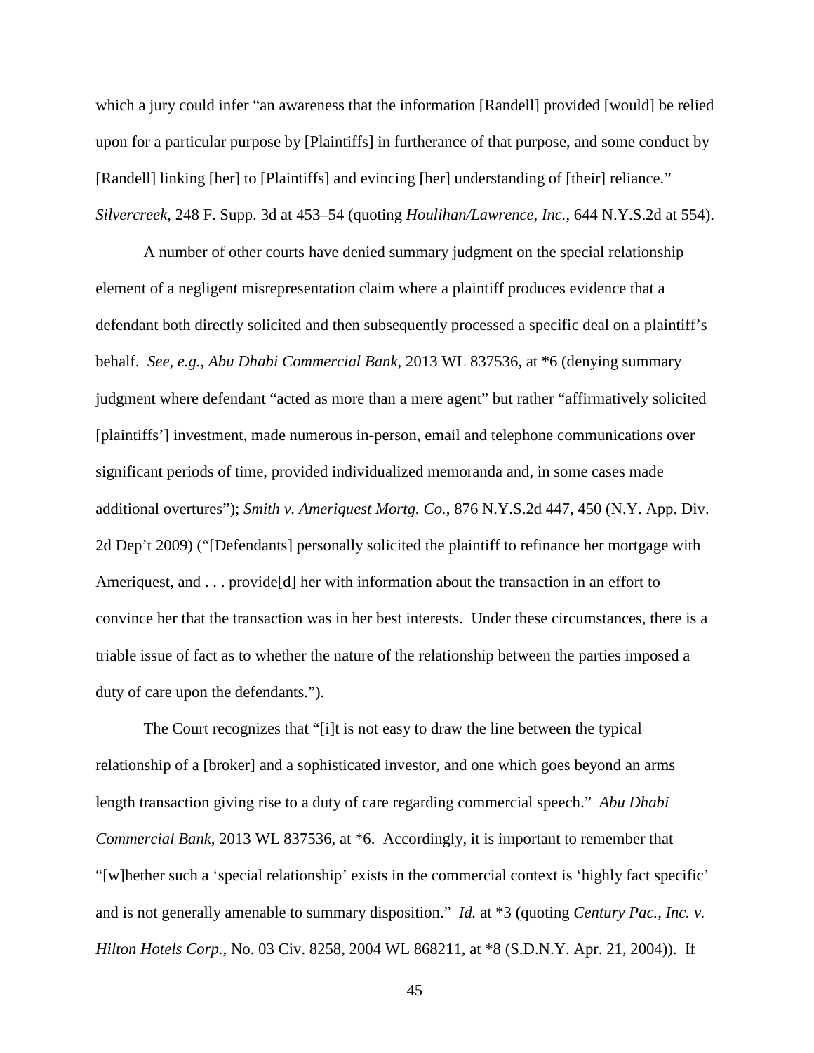which a jury could infer "an awareness that the information [Randell] provided [would] be relied upon for a particular purpose by [Plaintiffs] in furtherance of that purpose, and some conduct by [Randell] linking [her] to [Plaintiffs] and evincing [her] understanding of [their] reliance." *Silvercreek*, 248 F. Supp. 3d at 453–54 (quoting *Houlihan/Lawrence, Inc.*, 644 N.Y.S.2d at 554).

A number of other courts have denied summary judgment on the special relationship element of a negligent misrepresentation claim where a plaintiff produces evidence that a defendant both directly solicited and then subsequently processed a specific deal on a plaintiff's behalf. *See, e.g.*, *Abu Dhabi Commercial Bank*, 2013 WL 837536, at *6 (denying summary judgment where defendant "acted as more than a mere agent" but rather "affirmatively solicited [plaintiffs'] investment, made numerous in-person, email and telephone communications over significant periods of time, provided individualized memoranda and, in some cases made additional overtures"); *Smith v. Ameriquest Mortg. Co.*, 876 N.Y.S.2d 447, 450 (N.Y. App. Div. 2d Dep't 2009) ("[Defendants] personally solicited the plaintiff to refinance her mortgage with Ameriquest, and . . . provide[d] her with information about the transaction in an effort to convince her that the transaction was in her best interests. Under these circumstances, there is a triable issue of fact as to whether the nature of the relationship between the parties imposed a duty of care upon the defendants.").

The Court recognizes that "[i]t is not easy to draw the line between the typical relationship of a [broker] and a sophisticated investor, and one which goes beyond an arms length transaction giving rise to a duty of care regarding commercial speech." *Abu Dhabi Commercial Bank*, 2013 WL 837536, at *6. Accordingly, it is important to remember that "[w]hether such a 'special relationship' exists in the commercial context is 'highly fact specific' and is not generally amenable to summary disposition." *Id.* at *3 (quoting *Century Pac., Inc. v. Hilton Hotels Corp.*, No. 03 Civ. 8258, 2004 WL 868211, at *8 (S.D.N.Y. Apr. 21, 2004)). If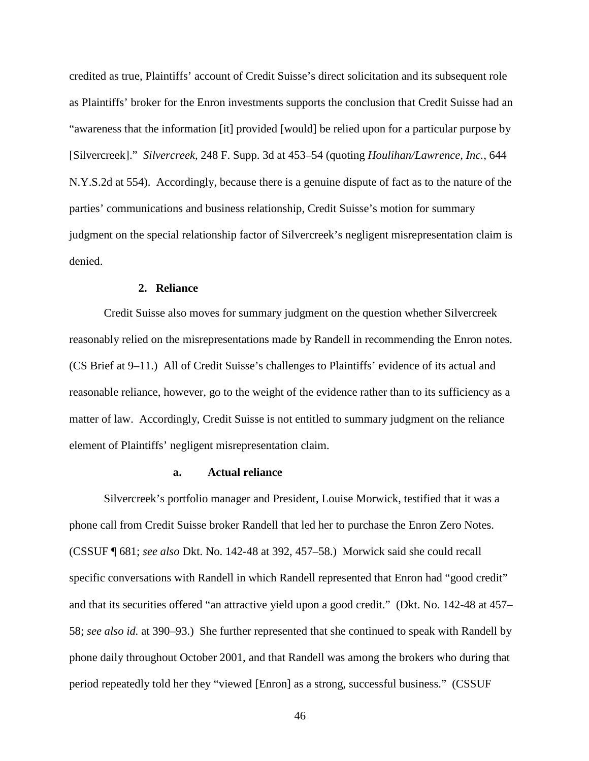credited as true, Plaintiffs' account of Credit Suisse's direct solicitation and its subsequent role as Plaintiffs' broker for the Enron investments supports the conclusion that Credit Suisse had an "awareness that the information [it] provided [would] be relied upon for a particular purpose by [Silvercreek]." *Silvercreek*, 248 F. Supp. 3d at 453–54 (quoting *Houlihan/Lawrence, Inc.*, 644 N.Y.S.2d at 554). Accordingly, because there is a genuine dispute of fact as to the nature of the parties' communications and business relationship, Credit Suisse's motion for summary judgment on the special relationship factor of Silvercreek's negligent misrepresentation claim is denied.

### 2. Reliance

Credit Suisse also moves for summary judgment on the question whether Silvercreek reasonably relied on the misrepresentations made by Randell in recommending the Enron notes. (CS Brief at 9–11.) All of Credit Suisse's challenges to Plaintiffs' evidence of its actual and reasonable reliance, however, go to the weight of the evidence rather than to its sufficiency as a matter of law. Accordingly, Credit Suisse is not entitled to summary judgment on the reliance element of Plaintiffs' negligent misrepresentation claim.

#### a. Actual reliance

Silvercreek's portfolio manager and President, Louise Morwick, testified that it was a phone call from Credit Suisse broker Randell that led her to purchase the Enron Zero Notes. (CSSUF ¶ 681; *see also* Dkt. No. 142-48 at 392, 457–58.) Morwick said she could recall specific conversations with Randell in which Randell represented that Enron had "good credit" and that its securities offered "an attractive yield upon a good credit." (Dkt. No. 142-48 at 457–58; *see also id.* at 390–93.) She further represented that she continued to speak with Randell by phone daily throughout October 2001, and that Randell was among the brokers who during that period repeatedly told her they "viewed [Enron] as a strong, successful business." (CSSUF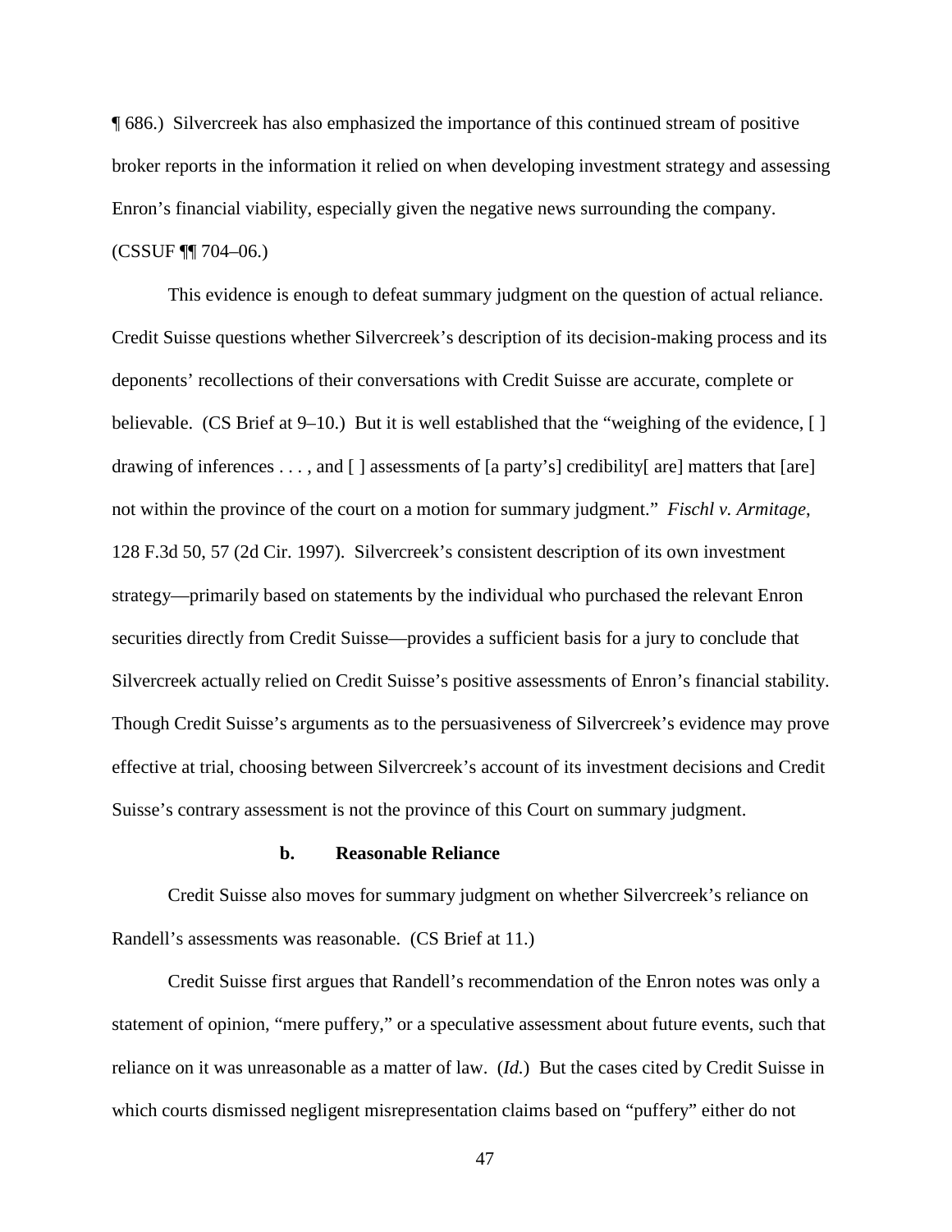¶ 686.) Silvercreek has also emphasized the importance of this continued stream of positive broker reports in the information it relied on when developing investment strategy and assessing Enron's financial viability, especially given the negative news surrounding the company. (CSSUF ¶¶ 704–06.)

This evidence is enough to defeat summary judgment on the question of actual reliance. Credit Suisse questions whether Silvercreek's description of its decision-making process and its deponents' recollections of their conversations with Credit Suisse are accurate, complete or believable. (CS Brief at 9–10.) But it is well established that the "weighing of the evidence, [ ] drawing of inferences . . . , and [ ] assessments of [a party's] credibility[ are] matters that [are] not within the province of the court on a motion for summary judgment." *Fischl v. Armitage*, 128 F.3d 50, 57 (2d Cir. 1997). Silvercreek's consistent description of its own investment strategy—primarily based on statements by the individual who purchased the relevant Enron securities directly from Credit Suisse—provides a sufficient basis for a jury to conclude that Silvercreek actually relied on Credit Suisse's positive assessments of Enron's financial stability. Though Credit Suisse's arguments as to the persuasiveness of Silvercreek's evidence may prove effective at trial, choosing between Silvercreek's account of its investment decisions and Credit Suisse's contrary assessment is not the province of this Court on summary judgment.

**b. Reasonable Reliance**

Credit Suisse also moves for summary judgment on whether Silvercreek's reliance on Randell's assessments was reasonable. (CS Brief at 11.)

Credit Suisse first argues that Randell's recommendation of the Enron notes was only a statement of opinion, "mere puffery," or a speculative assessment about future events, such that reliance on it was unreasonable as a matter of law. (*Id.*) But the cases cited by Credit Suisse in which courts dismissed negligent misrepresentation claims based on "puffery" either do not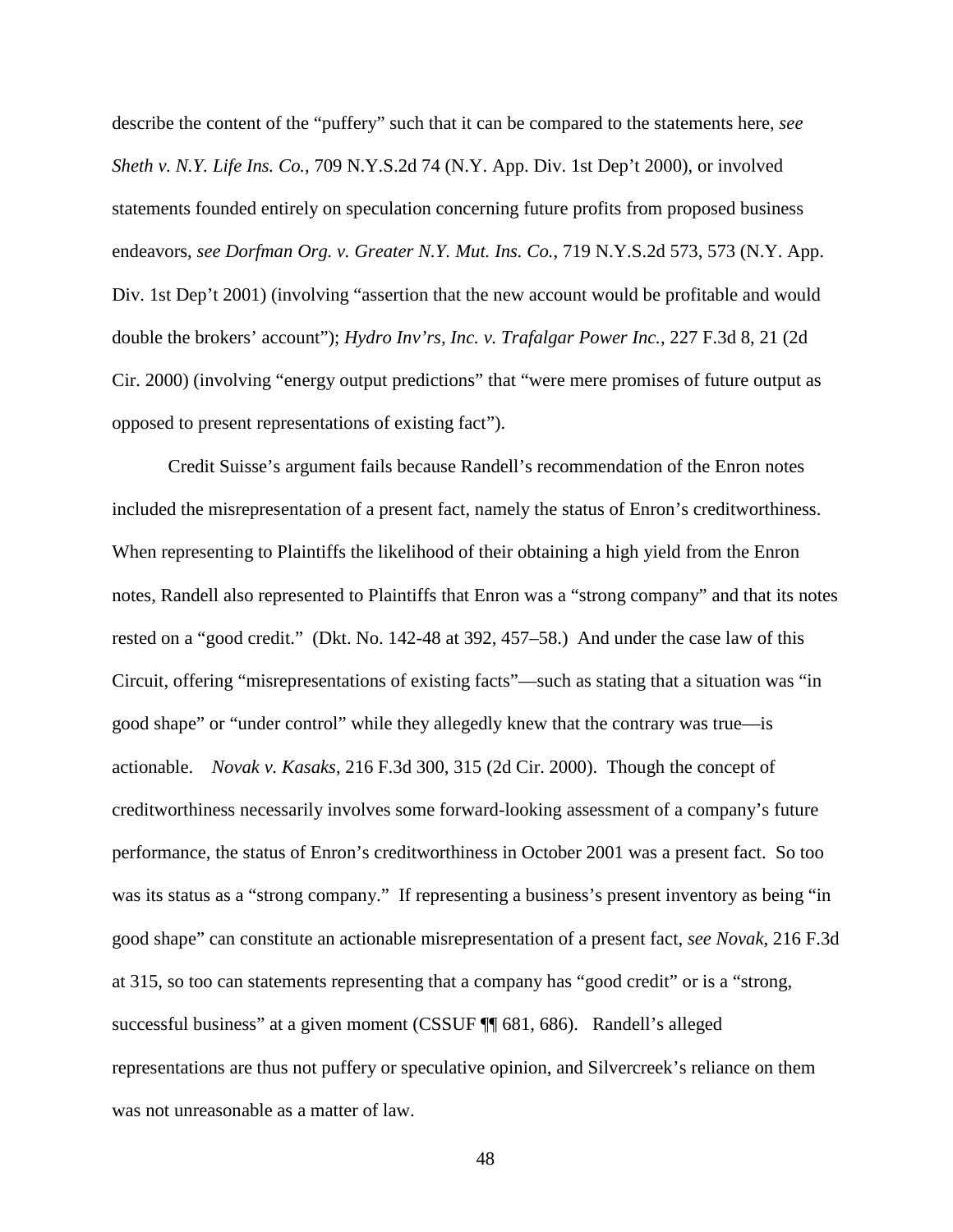describe the content of the "puffery" such that it can be compared to the statements here, *see Sheth v. N.Y. Life Ins. Co.*, 709 N.Y.S.2d 74 (N.Y. App. Div. 1st Dep't 2000), or involved statements founded entirely on speculation concerning future profits from proposed business endeavors, *see Dorfman Org. v. Greater N.Y. Mut. Ins. Co.*, 719 N.Y.S.2d 573, 573 (N.Y. App. Div. 1st Dep't 2001) (involving "assertion that the new account would be profitable and would double the brokers' account"); *Hydro Inv'rs, Inc. v. Trafalgar Power Inc.*, 227 F.3d 8, 21 (2d Cir. 2000) (involving "energy output predictions" that "were mere promises of future output as opposed to present representations of existing fact").

Credit Suisse's argument fails because Randell's recommendation of the Enron notes included the misrepresentation of a present fact, namely the status of Enron's creditworthiness. When representing to Plaintiffs the likelihood of their obtaining a high yield from the Enron notes, Randell also represented to Plaintiffs that Enron was a "strong company" and that its notes rested on a "good credit." (Dkt. No. 142-48 at 392, 457–58.) And under the case law of this Circuit, offering "misrepresentations of existing facts"—such as stating that a situation was "in good shape" or "under control" while they allegedly knew that the contrary was true—is actionable. *Novak v. Kasaks*, 216 F.3d 300, 315 (2d Cir. 2000). Though the concept of creditworthiness necessarily involves some forward-looking assessment of a company's future performance, the status of Enron's creditworthiness in October 2001 was a present fact. So too was its status as a "strong company." If representing a business's present inventory as being "in good shape" can constitute an actionable misrepresentation of a present fact, *see Novak*, 216 F.3d at 315, so too can statements representing that a company has "good credit" or is a "strong, successful business" at a given moment (CSSUF ¶¶ 681, 686). Randell's alleged representations are thus not puffery or speculative opinion, and Silvercreek's reliance on them was not unreasonable as a matter of law.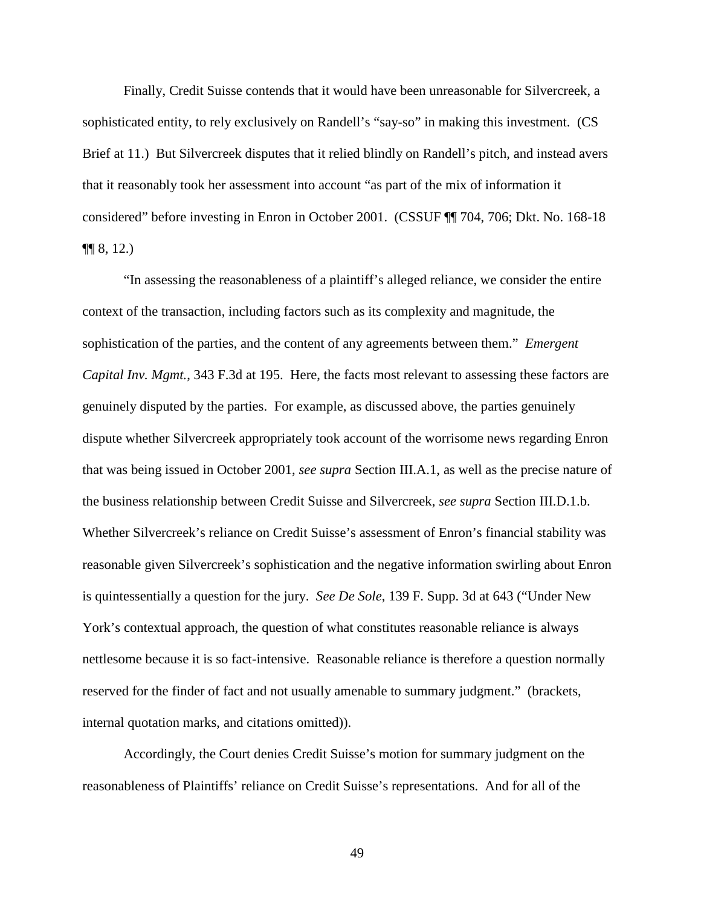Finally, Credit Suisse contends that it would have been unreasonable for Silvercreek, a sophisticated entity, to rely exclusively on Randell's "say-so" in making this investment. (CS Brief at 11.) But Silvercreek disputes that it relied blindly on Randell's pitch, and instead avers that it reasonably took her assessment into account "as part of the mix of information it considered" before investing in Enron in October 2001. (CSSUF ¶¶ 704, 706; Dkt. No. 168-18 ¶¶ 8, 12.)

"In assessing the reasonableness of a plaintiff's alleged reliance, we consider the entire context of the transaction, including factors such as its complexity and magnitude, the sophistication of the parties, and the content of any agreements between them." *Emergent Capital Inv. Mgmt.*, 343 F.3d at 195. Here, the facts most relevant to assessing these factors are genuinely disputed by the parties. For example, as discussed above, the parties genuinely dispute whether Silvercreek appropriately took account of the worrisome news regarding Enron that was being issued in October 2001, *see supra* Section III.A.1, as well as the precise nature of the business relationship between Credit Suisse and Silvercreek, *see supra* Section III.D.1.b. Whether Silvercreek's reliance on Credit Suisse's assessment of Enron's financial stability was reasonable given Silvercreek's sophistication and the negative information swirling about Enron is quintessentially a question for the jury. *See De Sole*, 139 F. Supp. 3d at 643 ("Under New York's contextual approach, the question of what constitutes reasonable reliance is always nettlesome because it is so fact-intensive. Reasonable reliance is therefore a question normally reserved for the finder of fact and not usually amenable to summary judgment." (brackets, internal quotation marks, and citations omitted)).

Accordingly, the Court denies Credit Suisse's motion for summary judgment on the reasonableness of Plaintiffs' reliance on Credit Suisse's representations. And for all of the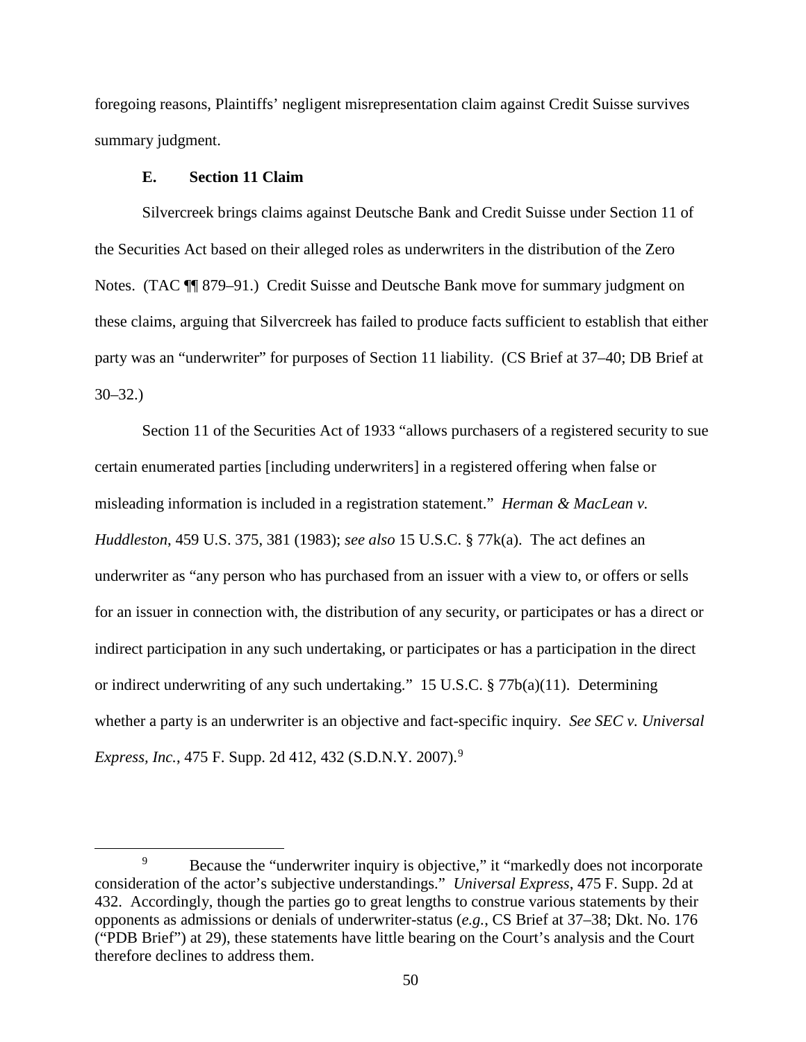foregoing reasons, Plaintiffs' negligent misrepresentation claim against Credit Suisse survives summary judgment.

### E. Section 11 Claim

Silvercreek brings claims against Deutsche Bank and Credit Suisse under Section 11 of the Securities Act based on their alleged roles as underwriters in the distribution of the Zero Notes. (TAC ¶¶ 879–91.) Credit Suisse and Deutsche Bank move for summary judgment on these claims, arguing that Silvercreek has failed to produce facts sufficient to establish that either party was an "underwriter" for purposes of Section 11 liability. (CS Brief at 37–40; DB Brief at 30–32.)

Section 11 of the Securities Act of 1933 "allows purchasers of a registered security to sue certain enumerated parties [including underwriters] in a registered offering when false or misleading information is included in a registration statement." *Herman & MacLean v. Huddleston*, 459 U.S. 375, 381 (1983); *see also* 15 U.S.C. § 77k(a). The act defines an underwriter as "any person who has purchased from an issuer with a view to, or offers or sells for an issuer in connection with, the distribution of any security, or participates or has a direct or indirect participation in any such undertaking, or participates or has a participation in the direct or indirect underwriting of any such undertaking." 15 U.S.C. § 77b(a)(11). Determining whether a party is an underwriter is an objective and fact-specific inquiry. *See SEC v. Universal Express, Inc.*, 475 F. Supp. 2d 412, 432 (S.D.N.Y. 2007).[9]

---

[9] Because the "underwriter inquiry is objective," it "markedly does not incorporate consideration of the actor's subjective understandings." *Universal Express*, 475 F. Supp. 2d at 432. Accordingly, though the parties go to great lengths to construe various statements by their opponents as admissions or denials of underwriter-status (*e.g.*, CS Brief at 37–38; Dkt. No. 176 ("PDB Brief") at 29), these statements have little bearing on the Court's analysis and the Court therefore declines to address them.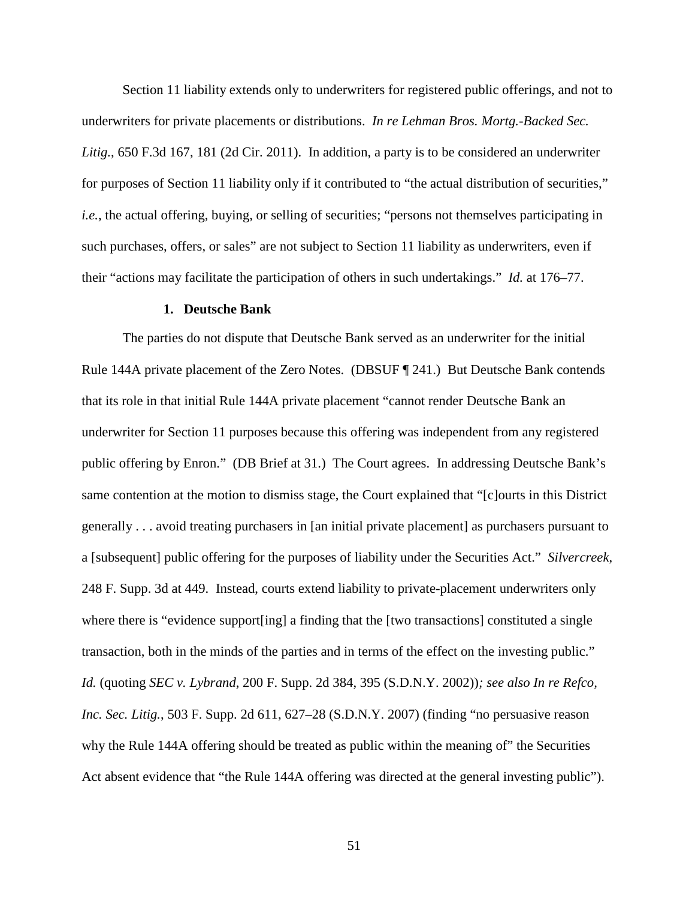Section 11 liability extends only to underwriters for registered public offerings, and not to underwriters for private placements or distributions. *In re Lehman Bros. Mortg.-Backed Sec. Litig.*, 650 F.3d 167, 181 (2d Cir. 2011). In addition, a party is to be considered an underwriter for purposes of Section 11 liability only if it contributed to "the actual distribution of securities," *i.e.*, the actual offering, buying, or selling of securities; "persons not themselves participating in such purchases, offers, or sales" are not subject to Section 11 liability as underwriters, even if their "actions may facilitate the participation of others in such undertakings." *Id.* at 176–77.

**1. Deutsche Bank**

The parties do not dispute that Deutsche Bank served as an underwriter for the initial Rule 144A private placement of the Zero Notes. (DBSUF ¶ 241.) But Deutsche Bank contends that its role in that initial Rule 144A private placement "cannot render Deutsche Bank an underwriter for Section 11 purposes because this offering was independent from any registered public offering by Enron." (DB Brief at 31.) The Court agrees. In addressing Deutsche Bank's same contention at the motion to dismiss stage, the Court explained that "[c]ourts in this District generally . . . avoid treating purchasers in [an initial private placement] as purchasers pursuant to a [subsequent] public offering for the purposes of liability under the Securities Act." *Silvercreek*, 248 F. Supp. 3d at 449. Instead, courts extend liability to private-placement underwriters only where there is "evidence support[ing] a finding that the [two transactions] constituted a single transaction, both in the minds of the parties and in terms of the effect on the investing public." *Id.* (quoting *SEC v. Lybrand*, 200 F. Supp. 2d 384, 395 (S.D.N.Y. 2002))*; see also In re Refco, Inc. Sec. Litig.*, 503 F. Supp. 2d 611, 627–28 (S.D.N.Y. 2007) (finding "no persuasive reason why the Rule 144A offering should be treated as public within the meaning of" the Securities Act absent evidence that "the Rule 144A offering was directed at the general investing public").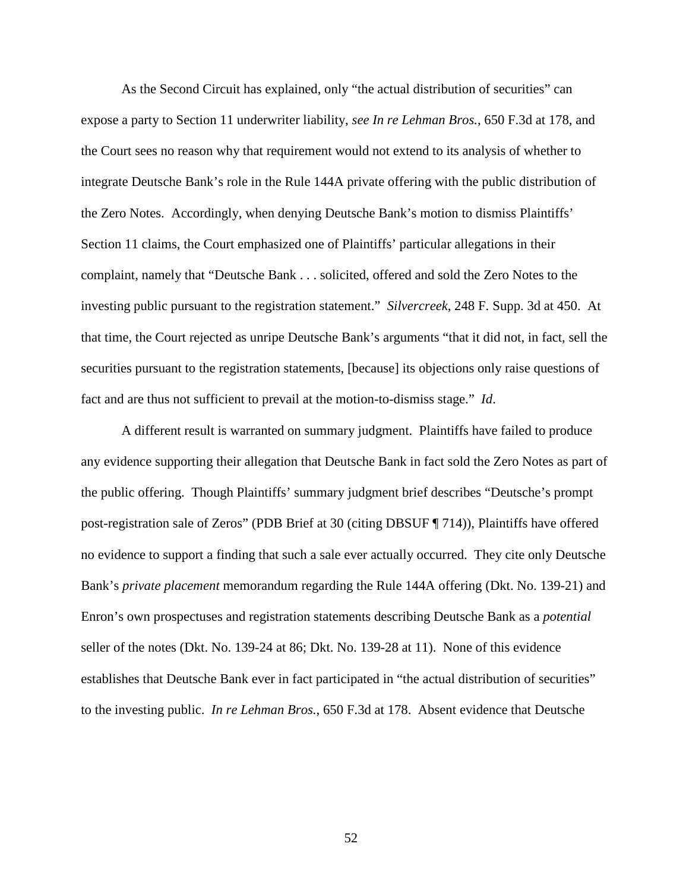As the Second Circuit has explained, only "the actual distribution of securities" can expose a party to Section 11 underwriter liability, *see In re Lehman Bros.*, 650 F.3d at 178, and the Court sees no reason why that requirement would not extend to its analysis of whether to integrate Deutsche Bank's role in the Rule 144A private offering with the public distribution of the Zero Notes. Accordingly, when denying Deutsche Bank's motion to dismiss Plaintiffs' Section 11 claims, the Court emphasized one of Plaintiffs' particular allegations in their complaint, namely that "Deutsche Bank . . . solicited, offered and sold the Zero Notes to the investing public pursuant to the registration statement." *Silvercreek*, 248 F. Supp. 3d at 450. At that time, the Court rejected as unripe Deutsche Bank's arguments "that it did not, in fact, sell the securities pursuant to the registration statements, [because] its objections only raise questions of fact and are thus not sufficient to prevail at the motion-to-dismiss stage." *Id*.

A different result is warranted on summary judgment. Plaintiffs have failed to produce any evidence supporting their allegation that Deutsche Bank in fact sold the Zero Notes as part of the public offering. Though Plaintiffs' summary judgment brief describes "Deutsche's prompt post-registration sale of Zeros" (PDB Brief at 30 (citing DBSUF ¶ 714)), Plaintiffs have offered no evidence to support a finding that such a sale ever actually occurred. They cite only Deutsche Bank's *private placement* memorandum regarding the Rule 144A offering (Dkt. No. 139-21) and Enron's own prospectuses and registration statements describing Deutsche Bank as a *potential* seller of the notes (Dkt. No. 139-24 at 86; Dkt. No. 139-28 at 11). None of this evidence establishes that Deutsche Bank ever in fact participated in "the actual distribution of securities" to the investing public. *In re Lehman Bros.*, 650 F.3d at 178. Absent evidence that Deutsche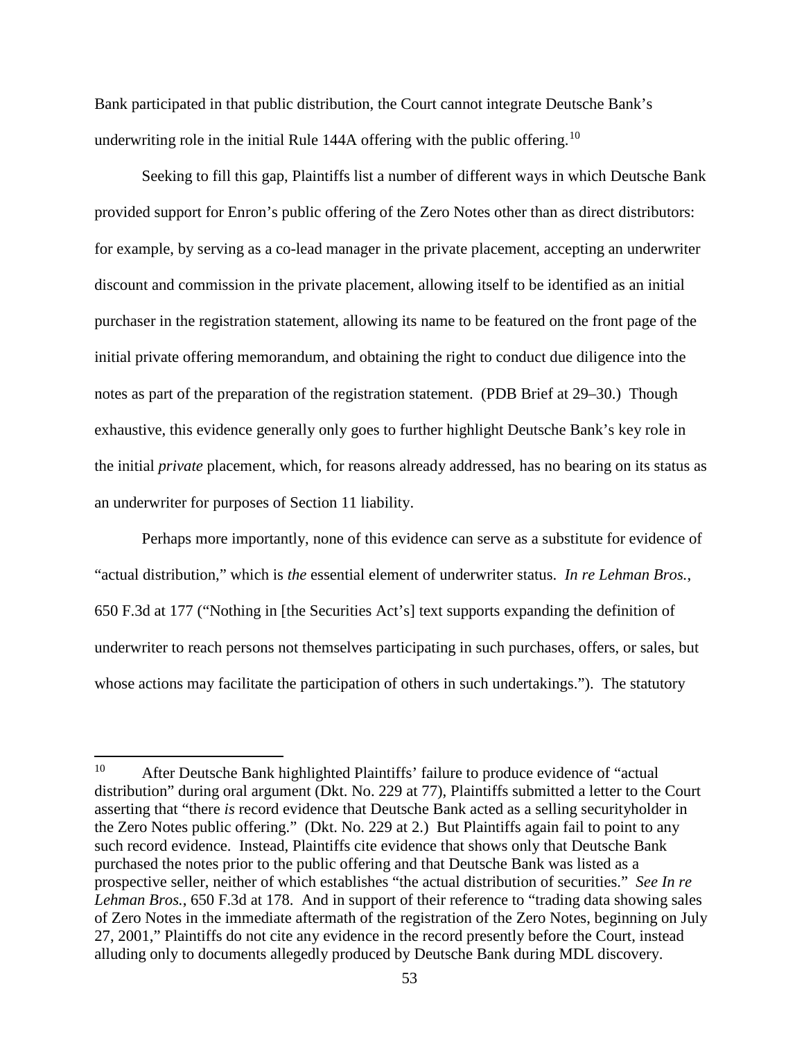Bank participated in that public distribution, the Court cannot integrate Deutsche Bank's underwriting role in the initial Rule 144A offering with the public offering.[10]

Seeking to fill this gap, Plaintiffs list a number of different ways in which Deutsche Bank provided support for Enron's public offering of the Zero Notes other than as direct distributors: for example, by serving as a co-lead manager in the private placement, accepting an underwriter discount and commission in the private placement, allowing itself to be identified as an initial purchaser in the registration statement, allowing its name to be featured on the front page of the initial private offering memorandum, and obtaining the right to conduct due diligence into the notes as part of the preparation of the registration statement. (PDB Brief at 29–30.) Though exhaustive, this evidence generally only goes to further highlight Deutsche Bank's key role in the initial *private* placement, which, for reasons already addressed, has no bearing on its status as an underwriter for purposes of Section 11 liability.

Perhaps more importantly, none of this evidence can serve as a substitute for evidence of "actual distribution," which is *the* essential element of underwriter status. *In re Lehman Bros.*, 650 F.3d at 177 ("Nothing in [the Securities Act's] text supports expanding the definition of underwriter to reach persons not themselves participating in such purchases, offers, or sales, but whose actions may facilitate the participation of others in such undertakings."). The statutory

---

[10] After Deutsche Bank highlighted Plaintiffs' failure to produce evidence of "actual distribution" during oral argument (Dkt. No. 229 at 77), Plaintiffs submitted a letter to the Court asserting that "there *is* record evidence that Deutsche Bank acted as a selling securityholder in the Zero Notes public offering." (Dkt. No. 229 at 2.) But Plaintiffs again fail to point to any such record evidence. Instead, Plaintiffs cite evidence that shows only that Deutsche Bank purchased the notes prior to the public offering and that Deutsche Bank was listed as a prospective seller, neither of which establishes "the actual distribution of securities." *See In re Lehman Bros.*, 650 F.3d at 178. And in support of their reference to "trading data showing sales of Zero Notes in the immediate aftermath of the registration of the Zero Notes, beginning on July 27, 2001," Plaintiffs do not cite any evidence in the record presently before the Court, instead alluding only to documents allegedly produced by Deutsche Bank during MDL discovery.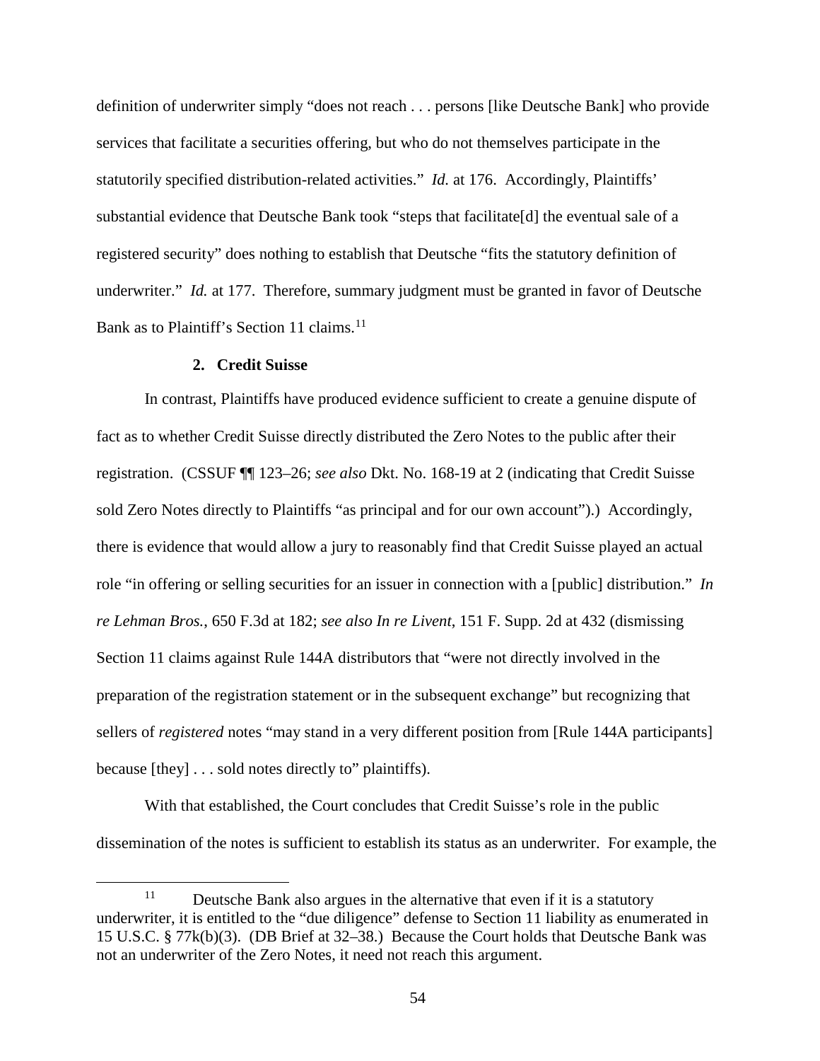definition of underwriter simply "does not reach . . . persons [like Deutsche Bank] who provide services that facilitate a securities offering, but who do not themselves participate in the statutorily specified distribution-related activities." *Id.* at 176. Accordingly, Plaintiffs' substantial evidence that Deutsche Bank took "steps that facilitate[d] the eventual sale of a registered security" does nothing to establish that Deutsche "fits the statutory definition of underwriter." *Id.* at 177. Therefore, summary judgment must be granted in favor of Deutsche Bank as to Plaintiff's Section 11 claims.[11]

### 2. Credit Suisse

In contrast, Plaintiffs have produced evidence sufficient to create a genuine dispute of fact as to whether Credit Suisse directly distributed the Zero Notes to the public after their registration. (CSSUF ¶¶ 123–26; *see also* Dkt. No. 168-19 at 2 (indicating that Credit Suisse sold Zero Notes directly to Plaintiffs "as principal and for our own account").) Accordingly, there is evidence that would allow a jury to reasonably find that Credit Suisse played an actual role "in offering or selling securities for an issuer in connection with a [public] distribution." *In re Lehman Bros.*, 650 F.3d at 182; *see also In re Livent*, 151 F. Supp. 2d at 432 (dismissing Section 11 claims against Rule 144A distributors that "were not directly involved in the preparation of the registration statement or in the subsequent exchange" but recognizing that sellers of *registered* notes "may stand in a very different position from [Rule 144A participants] because [they] . . . sold notes directly to" plaintiffs).

With that established, the Court concludes that Credit Suisse's role in the public dissemination of the notes is sufficient to establish its status as an underwriter. For example, the

[11] Deutsche Bank also argues in the alternative that even if it is a statutory underwriter, it is entitled to the "due diligence" defense to Section 11 liability as enumerated in 15 U.S.C. § 77k(b)(3). (DB Brief at 32–38.) Because the Court holds that Deutsche Bank was not an underwriter of the Zero Notes, it need not reach this argument.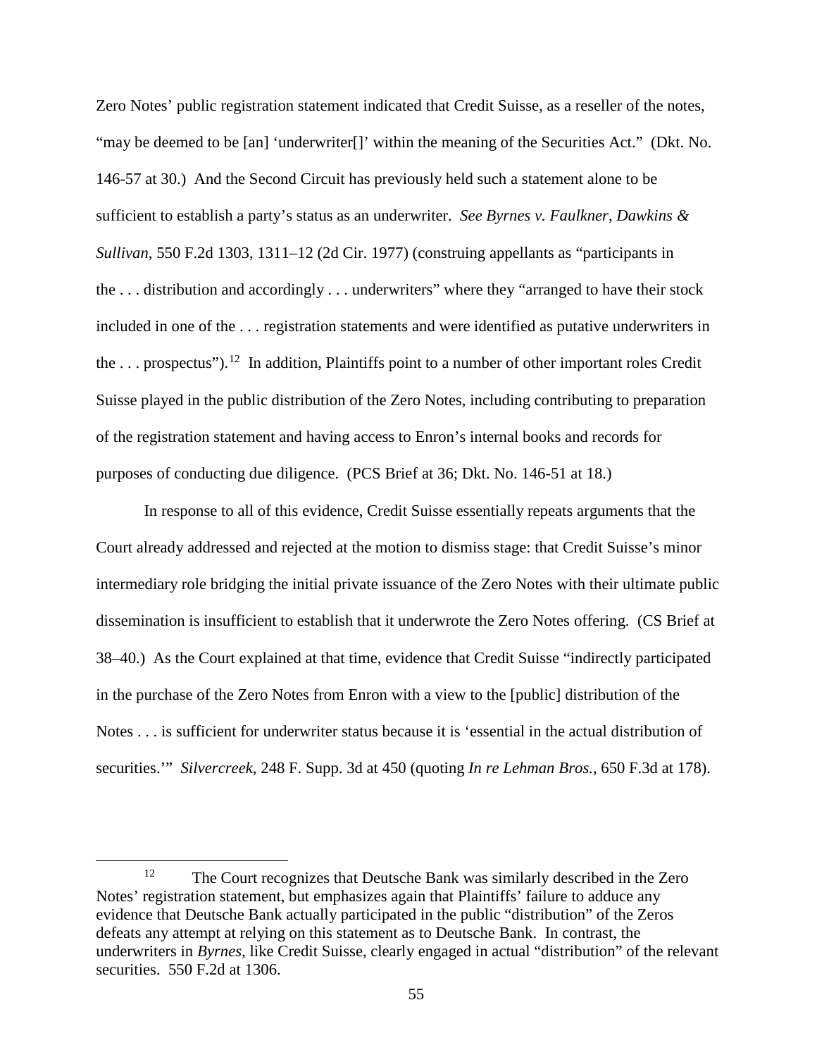Zero Notes' public registration statement indicated that Credit Suisse, as a reseller of the notes, "may be deemed to be [an] 'underwriter[]' within the meaning of the Securities Act." (Dkt. No. 146-57 at 30.) And the Second Circuit has previously held such a statement alone to be sufficient to establish a party's status as an underwriter. *See Byrnes v. Faulkner, Dawkins & Sullivan*, 550 F.2d 1303, 1311–12 (2d Cir. 1977) (construing appellants as "participants in the . . . distribution and accordingly . . . underwriters" where they "arranged to have their stock included in one of the . . . registration statements and were identified as putative underwriters in the . . . prospectus").[12] In addition, Plaintiffs point to a number of other important roles Credit Suisse played in the public distribution of the Zero Notes, including contributing to preparation of the registration statement and having access to Enron's internal books and records for purposes of conducting due diligence. (PCS Brief at 36; Dkt. No. 146-51 at 18.)

In response to all of this evidence, Credit Suisse essentially repeats arguments that the Court already addressed and rejected at the motion to dismiss stage: that Credit Suisse's minor intermediary role bridging the initial private issuance of the Zero Notes with their ultimate public dissemination is insufficient to establish that it underwrote the Zero Notes offering. (CS Brief at 38–40.) As the Court explained at that time, evidence that Credit Suisse "indirectly participated in the purchase of the Zero Notes from Enron with a view to the [public] distribution of the Notes . . . is sufficient for underwriter status because it is 'essential in the actual distribution of securities.'" *Silvercreek*, 248 F. Supp. 3d at 450 (quoting *In re Lehman Bros.*, 650 F.3d at 178).

[12] The Court recognizes that Deutsche Bank was similarly described in the Zero Notes' registration statement, but emphasizes again that Plaintiffs' failure to adduce any evidence that Deutsche Bank actually participated in the public "distribution" of the Zeros defeats any attempt at relying on this statement as to Deutsche Bank. In contrast, the underwriters in *Byrnes*, like Credit Suisse, clearly engaged in actual "distribution" of the relevant securities. 550 F.2d at 1306.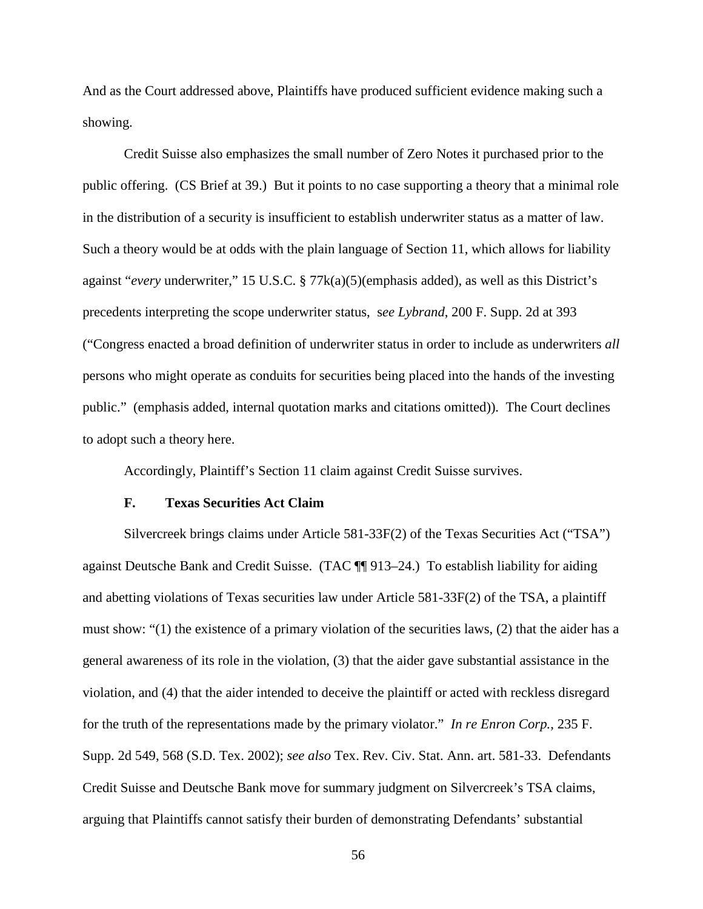And as the Court addressed above, Plaintiffs have produced sufficient evidence making such a showing.

Credit Suisse also emphasizes the small number of Zero Notes it purchased prior to the public offering. (CS Brief at 39.) But it points to no case supporting a theory that a minimal role in the distribution of a security is insufficient to establish underwriter status as a matter of law. Such a theory would be at odds with the plain language of Section 11, which allows for liability against "*every* underwriter," 15 U.S.C. § 77k(a)(5)(emphasis added), as well as this District's precedents interpreting the scope underwriter status, s*ee Lybrand*, 200 F. Supp. 2d at 393 ("Congress enacted a broad definition of underwriter status in order to include as underwriters *all* persons who might operate as conduits for securities being placed into the hands of the investing public." (emphasis added, internal quotation marks and citations omitted)). The Court declines to adopt such a theory here.

Accordingly, Plaintiff's Section 11 claim against Credit Suisse survives.

### F. Texas Securities Act Claim

Silvercreek brings claims under Article 581-33F(2) of the Texas Securities Act ("TSA") against Deutsche Bank and Credit Suisse. (TAC ¶¶ 913–24.) To establish liability for aiding and abetting violations of Texas securities law under Article 581-33F(2) of the TSA, a plaintiff must show: "(1) the existence of a primary violation of the securities laws, (2) that the aider has a general awareness of its role in the violation, (3) that the aider gave substantial assistance in the violation, and (4) that the aider intended to deceive the plaintiff or acted with reckless disregard for the truth of the representations made by the primary violator." *In re Enron Corp.*, 235 F. Supp. 2d 549, 568 (S.D. Tex. 2002); *see also* Tex. Rev. Civ. Stat. Ann. art. 581-33. Defendants Credit Suisse and Deutsche Bank move for summary judgment on Silvercreek's TSA claims, arguing that Plaintiffs cannot satisfy their burden of demonstrating Defendants' substantial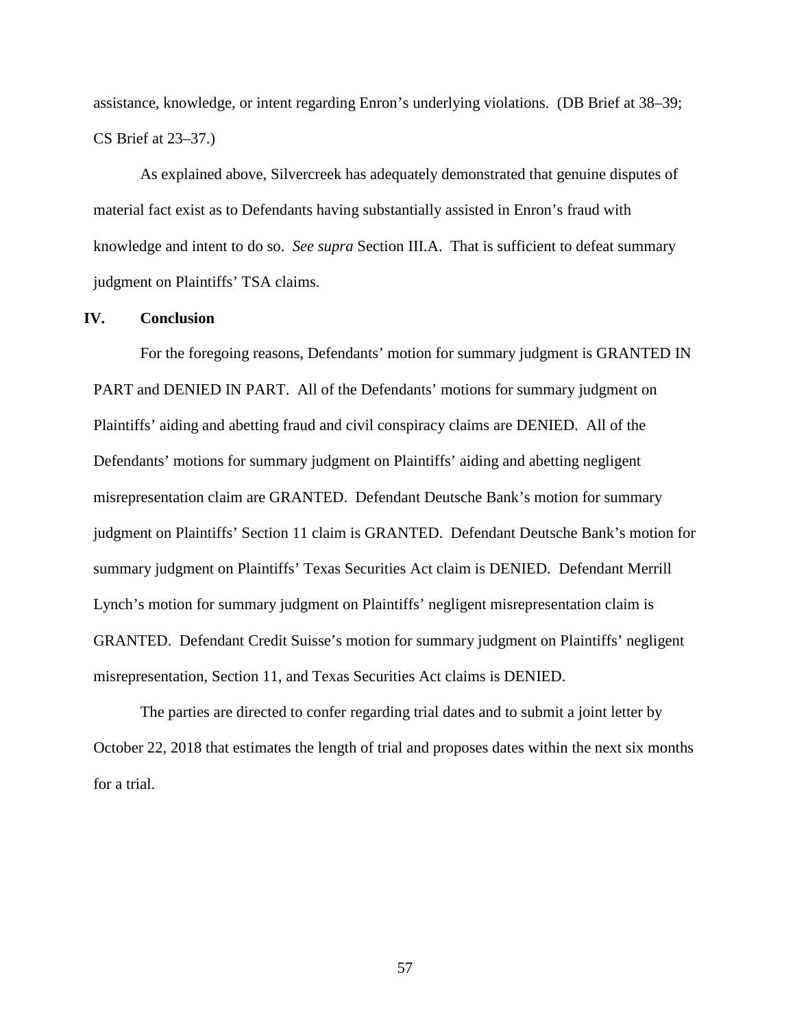assistance, knowledge, or intent regarding Enron's underlying violations. (DB Brief at 38–39; CS Brief at 23–37.)

As explained above, Silvercreek has adequately demonstrated that genuine disputes of material fact exist as to Defendants having substantially assisted in Enron's fraud with knowledge and intent to do so. *See supra* Section III.A. That is sufficient to defeat summary judgment on Plaintiffs' TSA claims.

## IV. Conclusion

For the foregoing reasons, Defendants' motion for summary judgment is GRANTED IN PART and DENIED IN PART. All of the Defendants' motions for summary judgment on Plaintiffs' aiding and abetting fraud and civil conspiracy claims are DENIED. All of the Defendants' motions for summary judgment on Plaintiffs' aiding and abetting negligent misrepresentation claim are GRANTED. Defendant Deutsche Bank's motion for summary judgment on Plaintiffs' Section 11 claim is GRANTED. Defendant Deutsche Bank's motion for summary judgment on Plaintiffs' Texas Securities Act claim is DENIED. Defendant Merrill Lynch's motion for summary judgment on Plaintiffs' negligent misrepresentation claim is GRANTED. Defendant Credit Suisse's motion for summary judgment on Plaintiffs' negligent misrepresentation, Section 11, and Texas Securities Act claims is DENIED.

The parties are directed to confer regarding trial dates and to submit a joint letter by October 22, 2018 that estimates the length of trial and proposes dates within the next six months for a trial.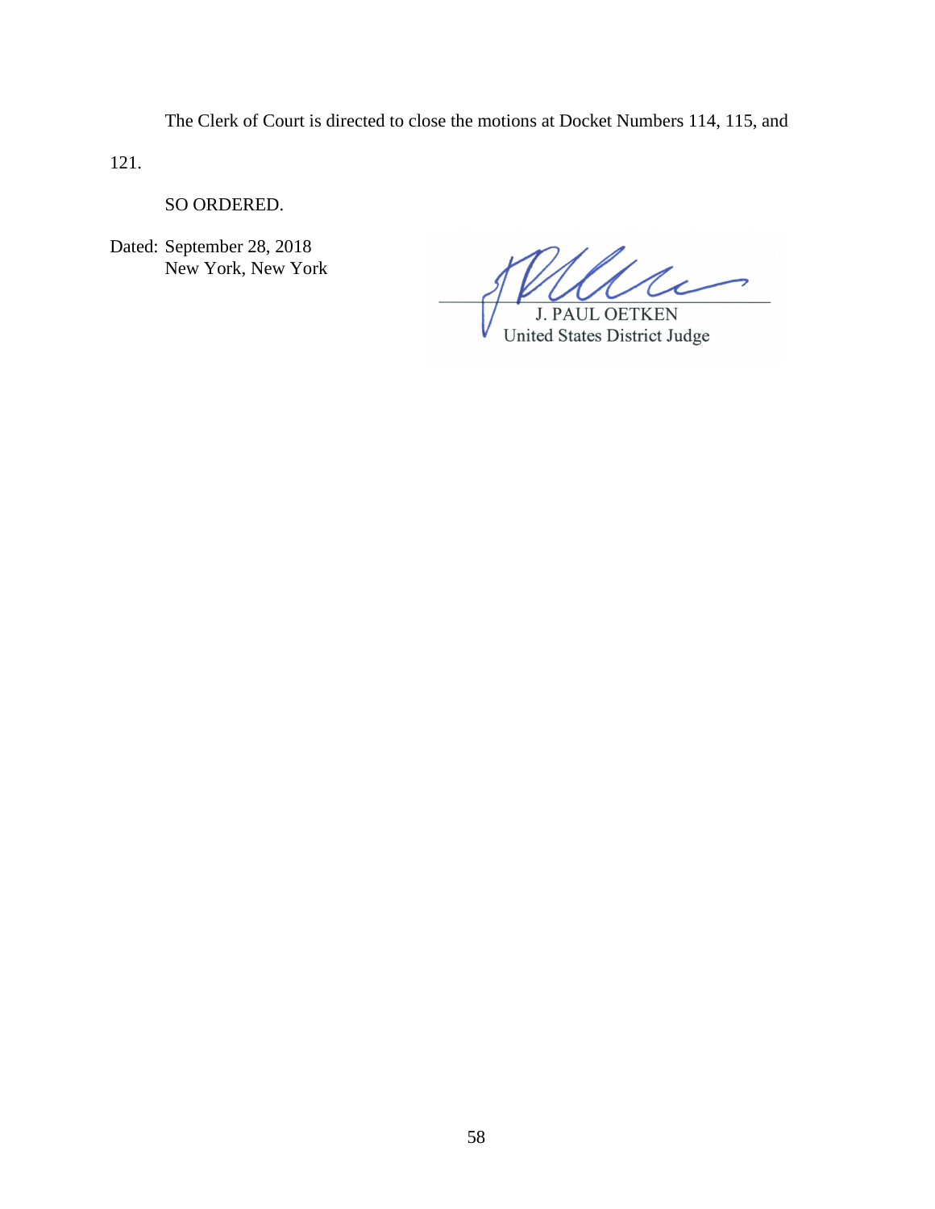The Clerk of Court is directed to close the motions at Docket Numbers 114, 115, and 121.

SO ORDERED.

Dated: September 28, 2018
New York, New York

J. PAUL OETKEN
United States District Judge